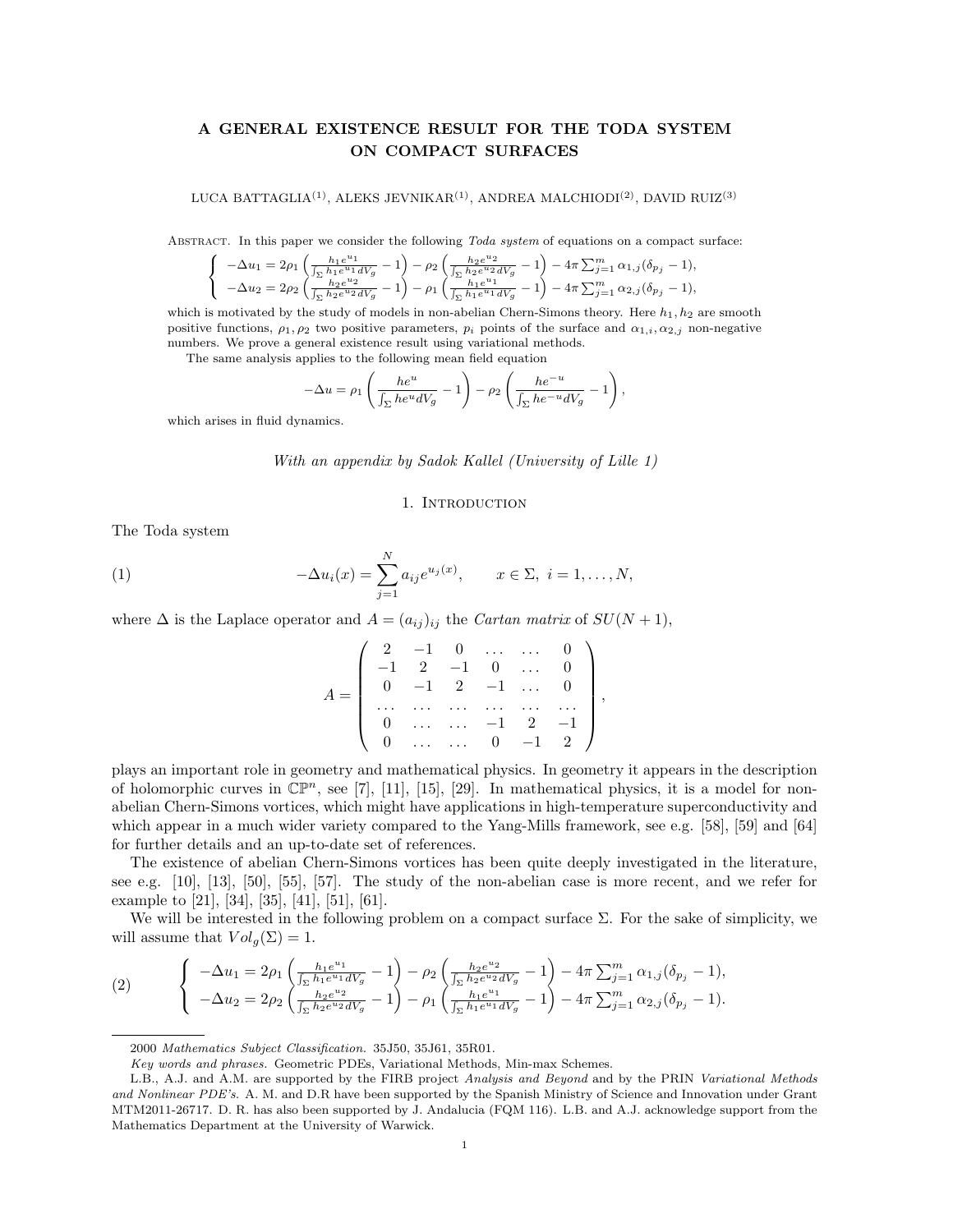# A GENERAL EXISTENCE RESULT FOR THE TODA SYSTEM ON COMPACT SURFACES

LUCA BATTAGLIA[(1)], ALEKS JEVNIKAR[(1)], ANDREA MALCHIODI[(2)], DAVID RUIZ[(3)]

Abstract. In this paper we consider the following *Toda system* of equations on a compact surface:

$$\begin{cases} -\Delta u_1 = 2\rho_1 \left( \frac{h_1 e^{u_1}}{\int_\Sigma h_1 e^{u_1} dV_g} - 1 \right) - \rho_2 \left( \frac{h_2 e^{u_2}}{\int_\Sigma h_2 e^{u_2} dV_g} - 1 \right) - 4\pi \sum_{j=1}^m \alpha_{1,j} (\delta_{p_j} - 1), \\ -\Delta u_2 = 2\rho_2 \left( \frac{h_2 e^{u_2}}{\int_\Sigma h_2 e^{u_2} dV_g} - 1 \right) - \rho_1 \left( \frac{h_1 e^{u_1}}{\int_\Sigma h_1 e^{u_1} dV_g} - 1 \right) - 4\pi \sum_{j=1}^m \alpha_{2,j} (\delta_{p_j} - 1), \end{cases}$$

which is motivated by the study of models in non-abelian Chern-Simons theory. Here $h_1, h_2$ are smooth positive functions, $\rho_1, \rho_2$ two positive parameters, $p_i$ points of the surface and $\alpha_{1,i}, \alpha_{2,j}$ non-negative numbers. We prove a general existence result using variational methods.

The same analysis applies to the following mean field equation

$$-\Delta u = \rho_1 \left( \frac{h e^u}{\int_\Sigma h e^u dV_g} - 1 \right) - \rho_2 \left( \frac{h e^{-u}}{\int_\Sigma h e^{-u} dV_g} - 1 \right),$$

which arises in fluid dynamics.

*With an appendix by Sadok Kallel (University of Lille 1)*

## 1. Introduction

The Toda system

$$(1) \qquad -\Delta u_i(x) = \sum_{j=1}^N a_{ij} e^{u_j(x)}, \qquad x \in \Sigma, \ i = 1, \dots, N,$$

where $\Delta$ is the Laplace operator and $A = (a_{ij})_{ij}$ the *Cartan matrix* of $SU(N+1)$,

$$A = \begin{pmatrix} 2 & -1 & 0 & \dots & \dots & 0 \\ -1 & 2 & -1 & 0 & \dots & 0 \\ 0 & -1 & 2 & -1 & \dots & 0 \\ \dots & \dots & \dots & \dots & \dots & \dots \\ 0 & \dots & \dots & -1 & 2 & -1 \\ 0 & \dots & \dots & 0 & -1 & 2 \end{pmatrix},$$

plays an important role in geometry and mathematical physics. In geometry it appears in the description of holomorphic curves in $\mathbb{CP}^n$, see [7], [11], [15], [29]. In mathematical physics, it is a model for non-abelian Chern-Simons vortices, which might have applications in high-temperature superconductivity and which appear in a much wider variety compared to the Yang-Mills framework, see e.g. [58], [59] and [64] for further details and an up-to-date set of references.

The existence of abelian Chern-Simons vortices has been quite deeply investigated in the literature, see e.g. [10], [13], [50], [55], [57]. The study of the non-abelian case is more recent, and we refer for example to [21], [34], [35], [41], [51], [61].

We will be interested in the following problem on a compact surface $\Sigma$. For the sake of simplicity, we will assume that $Vol_g(\Sigma) = 1$.

$$(2) \qquad \begin{cases} -\Delta u_1 = 2\rho_1 \left( \frac{h_1 e^{u_1}}{\int_\Sigma h_1 e^{u_1} dV_g} - 1 \right) - \rho_2 \left( \frac{h_2 e^{u_2}}{\int_\Sigma h_2 e^{u_2} dV_g} - 1 \right) - 4\pi \sum_{j=1}^m \alpha_{1,j} (\delta_{p_j} - 1), \\ -\Delta u_2 = 2\rho_2 \left( \frac{h_2 e^{u_2}}{\int_\Sigma h_2 e^{u_2} dV_g} - 1 \right) - \rho_1 \left( \frac{h_1 e^{u_1}}{\int_\Sigma h_1 e^{u_1} dV_g} - 1 \right) - 4\pi \sum_{j=1}^m \alpha_{2,j} (\delta_{p_j} - 1). \end{cases}$$

---

2000 *Mathematics Subject Classification.* 35J50, 35J61, 35R01.

*Key words and phrases.* Geometric PDEs, Variational Methods, Min-max Schemes.

L.B., A.J. and A.M. are supported by the FIRB project *Analysis and Beyond* and by the PRIN *Variational Methods and Nonlinear PDE's*. A. M. and D.R have been supported by the Spanish Ministry of Science and Innovation under Grant MTM2011-26717. D. R. has also been supported by J. Andalucia (FQM 116). L.B. and A.J. acknowledge support from the Mathematics Department at the University of Warwick.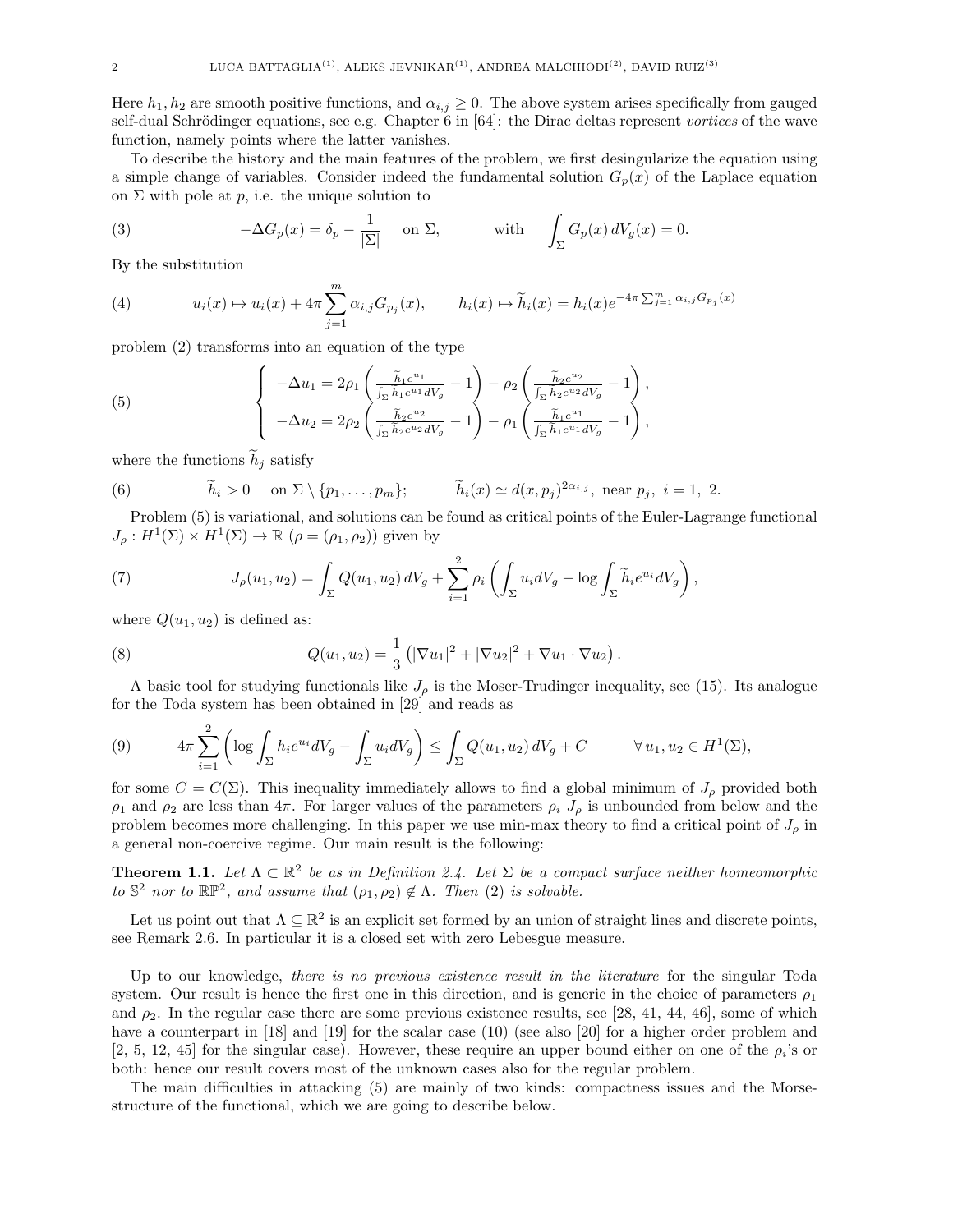Here $h_1, h_2$ are smooth positive functions, and $\alpha_{i,j} \geq 0$. The above system arises specifically from gauged self-dual Schrödinger equations, see e.g. Chapter 6 in [64]: the Dirac deltas represent *vortices* of the wave function, namely points where the latter vanishes.

To describe the history and the main features of the problem, we first desingularize the equation using a simple change of variables. Consider indeed the fundamental solution $G_p(x)$ of the Laplace equation on $\Sigma$ with pole at $p$, i.e. the unique solution to

$$
-\Delta G_p(x) = \delta_p - \frac{1}{|\Sigma|} \quad \text{on } \Sigma, \qquad \text{with} \quad \int_\Sigma G_p(x)\, dV_g(x) = 0. \tag{3}
$$

By the substitution

$$
u_i(x) \mapsto u_i(x) + 4\pi \sum_{j=1}^m \alpha_{i,j} G_{p_j}(x), \qquad h_i(x) \mapsto \widetilde{h}_i(x) = h_i(x) e^{-4\pi \sum_{j=1}^m \alpha_{i,j} G_{p_j}(x)} \tag{4}
$$

problem (2) transforms into an equation of the type

$$
\begin{cases}
-\Delta u_1 = 2\rho_1 \left( \dfrac{\widetilde{h}_1 e^{u_1}}{\int_\Sigma \widetilde{h}_1 e^{u_1} dV_g} - 1 \right) - \rho_2 \left( \dfrac{\widetilde{h}_2 e^{u_2}}{\int_\Sigma \widetilde{h}_2 e^{u_2} dV_g} - 1 \right), \\[2ex]
-\Delta u_2 = 2\rho_2 \left( \dfrac{\widetilde{h}_2 e^{u_2}}{\int_\Sigma \widetilde{h}_2 e^{u_2} dV_g} - 1 \right) - \rho_1 \left( \dfrac{\widetilde{h}_1 e^{u_1}}{\int_\Sigma \widetilde{h}_1 e^{u_1} dV_g} - 1 \right),
\end{cases} \tag{5}
$$

where the functions $\widetilde{h}_j$ satisfy

$$
\widetilde{h}_i > 0 \quad \text{on } \Sigma \setminus \{p_1, \dots, p_m\}; \qquad \widetilde{h}_i(x) \simeq d(x, p_j)^{2\alpha_{i,j}}, \text{ near } p_j, \ i = 1, \ 2. \tag{6}
$$

Problem (5) is variational, and solutions can be found as critical points of the Euler-Lagrange functional $J_\rho : H^1(\Sigma) \times H^1(\Sigma) \to \mathbb{R}$ ($\rho = (\rho_1, \rho_2)$) given by

$$
J_\rho(u_1, u_2) = \int_\Sigma Q(u_1, u_2)\, dV_g + \sum_{i=1}^2 \rho_i \left( \int_\Sigma u_i dV_g - \log \int_\Sigma \widetilde{h}_i e^{u_i} dV_g \right), \tag{7}
$$

where $Q(u_1, u_2)$ is defined as:

$$
Q(u_1, u_2) = \frac{1}{3} \left( |\nabla u_1|^2 + |\nabla u_2|^2 + \nabla u_1 \cdot \nabla u_2 \right). \tag{8}
$$

A basic tool for studying functionals like $J_\rho$ is the Moser-Trudinger inequality, see (15). Its analogue for the Toda system has been obtained in [29] and reads as

$$
4\pi \sum_{i=1}^2 \left( \log \int_\Sigma h_i e^{u_i} dV_g - \int_\Sigma u_i dV_g \right) \leq \int_\Sigma Q(u_1, u_2)\, dV_g + C \qquad \forall\, u_1, u_2 \in H^1(\Sigma), \tag{9}
$$

for some $C = C(\Sigma)$. This inequality immediately allows to find a global minimum of $J_\rho$ provided both $\rho_1$ and $\rho_2$ are less than $4\pi$. For larger values of the parameters $\rho_i$ $J_\rho$ is unbounded from below and the problem becomes more challenging. In this paper we use min-max theory to find a critical point of $J_\rho$ in a general non-coercive regime. Our main result is the following:

**Theorem 1.1.** *Let $\Lambda \subset \mathbb{R}^2$ be as in Definition 2.4. Let $\Sigma$ be a compact surface neither homeomorphic to $\mathbb{S}^2$ nor to $\mathbb{RP}^2$, and assume that $(\rho_1, \rho_2) \notin \Lambda$. Then (2) is solvable.*

Let us point out that $\Lambda \subseteq \mathbb{R}^2$ is an explicit set formed by an union of straight lines and discrete points, see Remark 2.6. In particular it is a closed set with zero Lebesgue measure.

Up to our knowledge, *there is no previous existence result in the literature* for the singular Toda system. Our result is hence the first one in this direction, and is generic in the choice of parameters $\rho_1$ and $\rho_2$. In the regular case there are some previous existence results, see [28, 41, 44, 46], some of which have a counterpart in [18] and [19] for the scalar case (10) (see also [20] for a higher order problem and [2, 5, 12, 45] for the singular case). However, these require an upper bound either on one of the $\rho_i$'s or both: hence our result covers most of the unknown cases also for the regular problem.

The main difficulties in attacking (5) are mainly of two kinds: compactness issues and the Morse-structure of the functional, which we are going to describe below.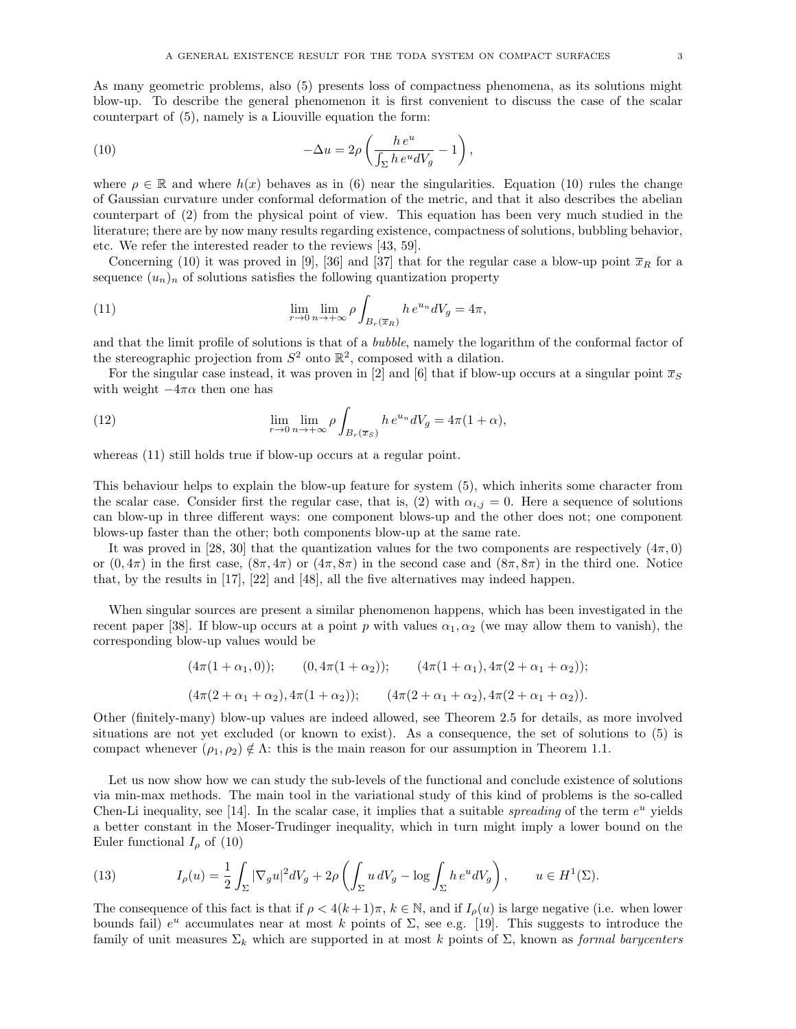As many geometric problems, also (5) presents loss of compactness phenomena, as its solutions might blow-up. To describe the general phenomenon it is first convenient to discuss the case of the scalar counterpart of (5), namely is a Liouville equation the form:

$$-\Delta u = 2\rho \left( \frac{h\, e^{u}}{\int_{\Sigma} h\, e^{u} dV_g} - 1 \right), \tag{10}$$

where $\rho \in \mathbb{R}$ and where $h(x)$ behaves as in (6) near the singularities. Equation (10) rules the change of Gaussian curvature under conformal deformation of the metric, and that it also describes the abelian counterpart of (2) from the physical point of view. This equation has been very much studied in the literature; there are by now many results regarding existence, compactness of solutions, bubbling behavior, etc. We refer the interested reader to the reviews [43, 59].

Concerning (10) it was proved in [9], [36] and [37] that for the regular case a blow-up point $\overline{x}_R$ for a sequence $(u_n)_n$ of solutions satisfies the following quantization property

$$\lim_{r\to 0} \lim_{n\to+\infty} \rho \int_{B_r(\overline{x}_R)} h\, e^{u_n} dV_g = 4\pi, \tag{11}$$

and that the limit profile of solutions is that of a *bubble*, namely the logarithm of the conformal factor of the stereographic projection from $S^2$ onto $\mathbb{R}^2$, composed with a dilation.

For the singular case instead, it was proven in [2] and [6] that if blow-up occurs at a singular point $\overline{x}_S$ with weight $-4\pi\alpha$ then one has

$$\lim_{r\to 0} \lim_{n\to+\infty} \rho \int_{B_r(\overline{x}_S)} h\, e^{u_n} dV_g = 4\pi(1+\alpha), \tag{12}$$

whereas (11) still holds true if blow-up occurs at a regular point.

This behaviour helps to explain the blow-up feature for system (5), which inherits some character from the scalar case. Consider first the regular case, that is, (2) with $\alpha_{i,j} = 0$. Here a sequence of solutions can blow-up in three different ways: one component blows-up and the other does not; one component blows-up faster than the other; both components blow-up at the same rate.

It was proved in [28, 30] that the quantization values for the two components are respectively $(4\pi, 0)$ or $(0, 4\pi)$ in the first case, $(8\pi, 4\pi)$ or $(4\pi, 8\pi)$ in the second case and $(8\pi, 8\pi)$ in the third one. Notice that, by the results in [17], [22] and [48], all the five alternatives may indeed happen.

When singular sources are present a similar phenomenon happens, which has been investigated in the recent paper [38]. If blow-up occurs at a point $p$ with values $\alpha_1, \alpha_2$ (we may allow them to vanish), the corresponding blow-up values would be

$$(4\pi(1+\alpha_1, 0)); \qquad (0, 4\pi(1+\alpha_2)); \qquad (4\pi(1+\alpha_1), 4\pi(2+\alpha_1+\alpha_2));$$

$$(4\pi(2+\alpha_1+\alpha_2), 4\pi(1+\alpha_2)); \qquad (4\pi(2+\alpha_1+\alpha_2), 4\pi(2+\alpha_1+\alpha_2)).$$

Other (finitely-many) blow-up values are indeed allowed, see Theorem 2.5 for details, as more involved situations are not yet excluded (or known to exist). As a consequence, the set of solutions to (5) is compact whenever $(\rho_1, \rho_2) \notin \Lambda$: this is the main reason for our assumption in Theorem 1.1.

Let us now show how we can study the sub-levels of the functional and conclude existence of solutions via min-max methods. The main tool in the variational study of this kind of problems is the so-called Chen-Li inequality, see [14]. In the scalar case, it implies that a suitable *spreading* of the term $e^u$ yields a better constant in the Moser-Trudinger inequality, which in turn might imply a lower bound on the Euler functional $I_\rho$ of (10)

$$I_\rho(u) = \frac{1}{2} \int_{\Sigma} |\nabla_g u|^2 dV_g + 2\rho \left( \int_{\Sigma} u\, dV_g - \log \int_{\Sigma} h\, e^{u} dV_g \right), \qquad u \in H^1(\Sigma). \tag{13}$$

The consequence of this fact is that if $\rho < 4(k+1)\pi$, $k \in \mathbb{N}$, and if $I_\rho(u)$ is large negative (i.e. when lower bounds fail) $e^u$ accumulates near at most $k$ points of $\Sigma$, see e.g. [19]. This suggests to introduce the family of unit measures $\Sigma_k$ which are supported in at most $k$ points of $\Sigma$, known as *formal barycenters*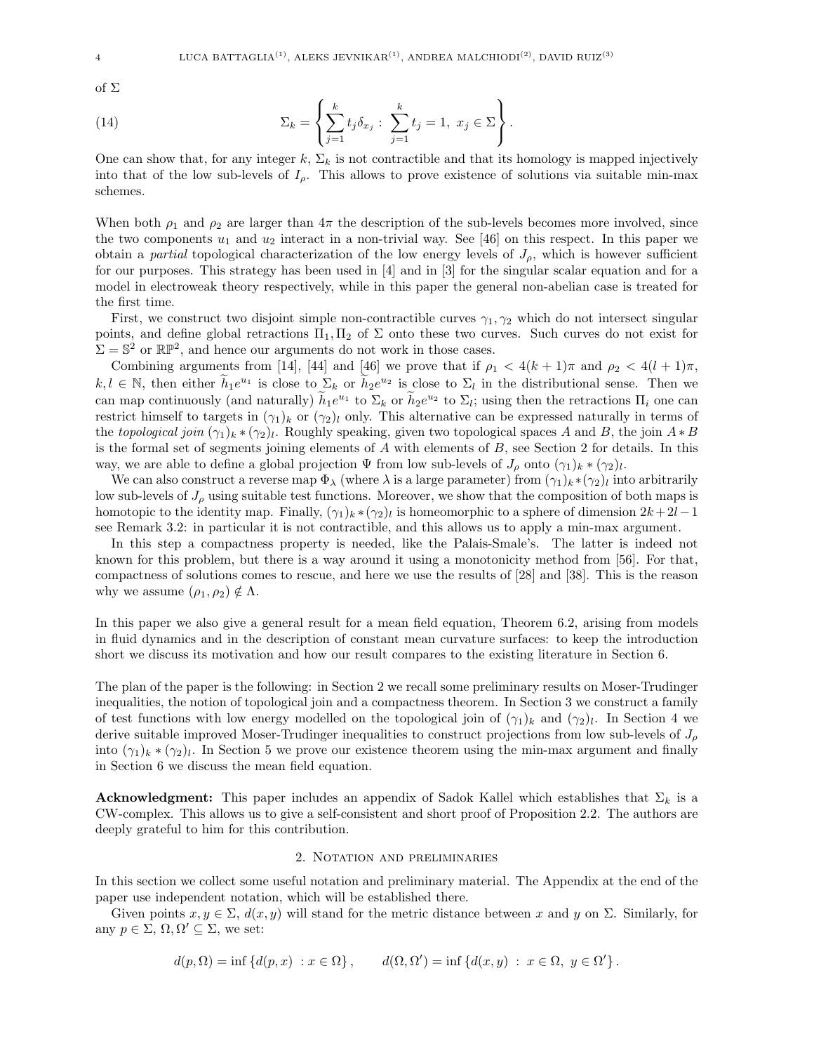of $\Sigma$

$$\Sigma_k = \left\{ \sum_{j=1}^{k} t_j \delta_{x_j} \, : \, \sum_{j=1}^{k} t_j = 1, \; x_j \in \Sigma \right\}. \tag{14}$$

One can show that, for any integer $k$, $\Sigma_k$ is not contractible and that its homology is mapped injectively into that of the low sub-levels of $I_\rho$. This allows to prove existence of solutions via suitable min-max schemes.

When both $\rho_1$ and $\rho_2$ are larger than $4\pi$ the description of the sub-levels becomes more involved, since the two components $u_1$ and $u_2$ interact in a non-trivial way. See [46] on this respect. In this paper we obtain a *partial* topological characterization of the low energy levels of $J_\rho$, which is however sufficient for our purposes. This strategy has been used in [4] and in [3] for the singular scalar equation and for a model in electroweak theory respectively, while in this paper the general non-abelian case is treated for the first time.

First, we construct two disjoint simple non-contractible curves $\gamma_1, \gamma_2$ which do not intersect singular points, and define global retractions $\Pi_1, \Pi_2$ of $\Sigma$ onto these two curves. Such curves do not exist for $\Sigma = \mathbb{S}^2$ or $\mathbb{RP}^2$, and hence our arguments do not work in those cases.

Combining arguments from [14], [44] and [46] we prove that if $\rho_1 < 4(k+1)\pi$ and $\rho_2 < 4(l+1)\pi$, $k, l \in \mathbb{N}$, then either $\widetilde{h}_1 e^{u_1}$ is close to $\Sigma_k$ or $\widetilde{h}_2 e^{u_2}$ is close to $\Sigma_l$ in the distributional sense. Then we can map continuously (and naturally) $\widetilde{h}_1 e^{u_1}$ to $\Sigma_k$ or $\widetilde{h}_2 e^{u_2}$ to $\Sigma_l$; using then the retractions $\Pi_i$ one can restrict himself to targets in $(\gamma_1)_k$ or $(\gamma_2)_l$ only. This alternative can be expressed naturally in terms of the *topological join* $(\gamma_1)_k * (\gamma_2)_l$. Roughly speaking, given two topological spaces $A$ and $B$, the join $A * B$ is the formal set of segments joining elements of $A$ with elements of $B$, see Section 2 for details. In this way, we are able to define a global projection $\Psi$ from low sub-levels of $J_\rho$ onto $(\gamma_1)_k * (\gamma_2)_l$.

We can also construct a reverse map $\Phi_\lambda$ (where $\lambda$ is a large parameter) from $(\gamma_1)_k * (\gamma_2)_l$ into arbitrarily low sub-levels of $J_\rho$ using suitable test functions. Moreover, we show that the composition of both maps is homotopic to the identity map. Finally, $(\gamma_1)_k * (\gamma_2)_l$ is homeomorphic to a sphere of dimension $2k+2l-1$ see Remark 3.2: in particular it is not contractible, and this allows us to apply a min-max argument.

In this step a compactness property is needed, like the Palais-Smale's. The latter is indeed not known for this problem, but there is a way around it using a monotonicity method from [56]. For that, compactness of solutions comes to rescue, and here we use the results of [28] and [38]. This is the reason why we assume $(\rho_1, \rho_2) \notin \Lambda$.

In this paper we also give a general result for a mean field equation, Theorem 6.2, arising from models in fluid dynamics and in the description of constant mean curvature surfaces: to keep the introduction short we discuss its motivation and how our result compares to the existing literature in Section 6.

The plan of the paper is the following: in Section 2 we recall some preliminary results on Moser-Trudinger inequalities, the notion of topological join and a compactness theorem. In Section 3 we construct a family of test functions with low energy modelled on the topological join of $(\gamma_1)_k$ and $(\gamma_2)_l$. In Section 4 we derive suitable improved Moser-Trudinger inequalities to construct projections from low sub-levels of $J_\rho$ into $(\gamma_1)_k * (\gamma_2)_l$. In Section 5 we prove our existence theorem using the min-max argument and finally in Section 6 we discuss the mean field equation.

**Acknowledgment:** This paper includes an appendix of Sadok Kallel which establishes that $\Sigma_k$ is a CW-complex. This allows us to give a self-consistent and short proof of Proposition 2.2. The authors are deeply grateful to him for this contribution.

## 2. Notation and preliminaries

In this section we collect some useful notation and preliminary material. The Appendix at the end of the paper use independent notation, which will be established there.

Given points $x, y \in \Sigma$, $d(x,y)$ will stand for the metric distance between $x$ and $y$ on $\Sigma$. Similarly, for any $p \in \Sigma$, $\Omega, \Omega' \subseteq \Sigma$, we set:

$$d(p, \Omega) = \inf \left\{ d(p,x) \; : x \in \Omega \right\}, \qquad d(\Omega, \Omega') = \inf \left\{ d(x,y) \; : \; x \in \Omega, \; y \in \Omega' \right\}.$$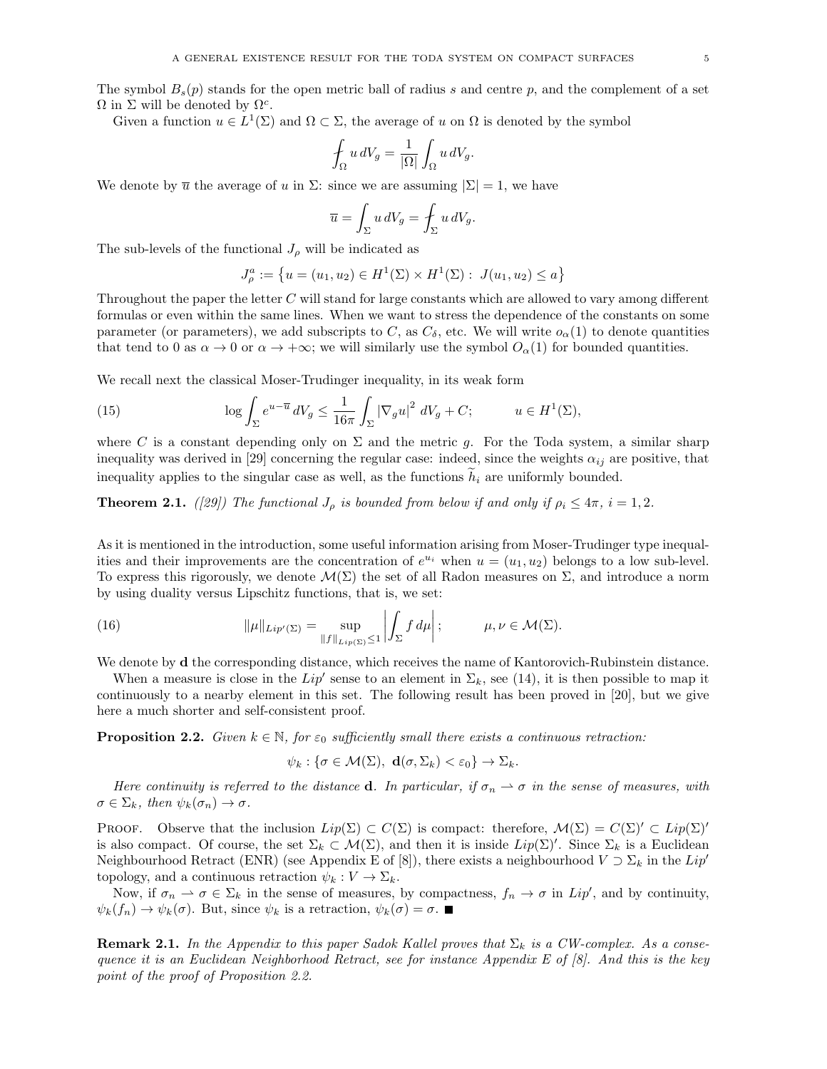The symbol $B_s(p)$ stands for the open metric ball of radius $s$ and centre $p$, and the complement of a set $\Omega$ in $\Sigma$ will be denoted by $\Omega^c$.

Given a function $u \in L^1(\Sigma)$ and $\Omega \subset \Sigma$, the average of $u$ on $\Omega$ is denoted by the symbol

$$\fint_\Omega u\, dV_g = \frac{1}{|\Omega|} \int_\Omega u\, dV_g.$$

We denote by $\overline{u}$ the average of $u$ in $\Sigma$: since we are assuming $|\Sigma| = 1$, we have

$$\overline{u} = \int_\Sigma u\, dV_g = \fint_\Sigma u\, dV_g.$$

The sub-levels of the functional $J_\rho$ will be indicated as

$$J_\rho^a := \left\{ u = (u_1, u_2) \in H^1(\Sigma) \times H^1(\Sigma) :\ J(u_1, u_2) \leq a \right\}$$

Throughout the paper the letter $C$ will stand for large constants which are allowed to vary among different formulas or even within the same lines. When we want to stress the dependence of the constants on some parameter (or parameters), we add subscripts to $C$, as $C_\delta$, etc. We will write $o_\alpha(1)$ to denote quantities that tend to 0 as $\alpha \to 0$ or $\alpha \to +\infty$; we will similarly use the symbol $O_\alpha(1)$ for bounded quantities.

We recall next the classical Moser-Trudinger inequality, in its weak form

$$\log \int_\Sigma e^{u - \overline{u}}\, dV_g \leq \frac{1}{16\pi} \int_\Sigma |\nabla_g u|^2\, dV_g + C; \qquad u \in H^1(\Sigma), \tag{15}$$

where $C$ is a constant depending only on $\Sigma$ and the metric $g$. For the Toda system, a similar sharp inequality was derived in [29] concerning the regular case: indeed, since the weights $\alpha_{ij}$ are positive, that inequality applies to the singular case as well, as the functions $\widetilde{h}_i$ are uniformly bounded.

**Theorem 2.1.** *([29]) The functional $J_\rho$ is bounded from below if and only if $\rho_i \leq 4\pi$, $i = 1, 2$.*

As it is mentioned in the introduction, some useful information arising from Moser-Trudinger type inequalities and their improvements are the concentration of $e^{u_i}$ when $u = (u_1, u_2)$ belongs to a low sub-level. To express this rigorously, we denote $\mathcal{M}(\Sigma)$ the set of all Radon measures on $\Sigma$, and introduce a norm by using duality versus Lipschitz functions, that is, we set:

$$\|\mu\|_{Lip'(\Sigma)} = \sup_{\|f\|_{Lip(\Sigma)} \leq 1} \left| \int_\Sigma f\, d\mu \right|; \qquad \mu, \nu \in \mathcal{M}(\Sigma). \tag{16}$$

We denote by $\mathbf{d}$ the corresponding distance, which receives the name of Kantorovich-Rubinstein distance.

When a measure is close in the $Lip'$ sense to an element in $\Sigma_k$, see (14), it is then possible to map it continuously to a nearby element in this set. The following result has been proved in [20], but we give here a much shorter and self-consistent proof.

**Proposition 2.2.** *Given $k \in \mathbb{N}$, for $\varepsilon_0$ sufficiently small there exists a continuous retraction:*

$$\psi_k : \{\sigma \in \mathcal{M}(\Sigma),\ \mathbf{d}(\sigma, \Sigma_k) < \varepsilon_0\} \to \Sigma_k.$$

*Here continuity is referred to the distance $\mathbf{d}$. In particular, if $\sigma_n \rightharpoonup \sigma$ in the sense of measures, with $\sigma \in \Sigma_k$, then $\psi_k(\sigma_n) \to \sigma$.*

Proof. Observe that the inclusion $Lip(\Sigma) \subset C(\Sigma)$ is compact: therefore, $\mathcal{M}(\Sigma) = C(\Sigma)' \subset Lip(\Sigma)'$ is also compact. Of course, the set $\Sigma_k \subset \mathcal{M}(\Sigma)$, and then it is inside $Lip(\Sigma)'$. Since $\Sigma_k$ is a Euclidean Neighbourhood Retract (ENR) (see Appendix E of [8]), there exists a neighbourhood $V \supset \Sigma_k$ in the $Lip'$ topology, and a continuous retraction $\psi_k : V \to \Sigma_k$.

Now, if $\sigma_n \rightharpoonup \sigma \in \Sigma_k$ in the sense of measures, by compactness, $f_n \to \sigma$ in $Lip'$, and by continuity, $\psi_k(f_n) \to \psi_k(\sigma)$. But, since $\psi_k$ is a retraction, $\psi_k(\sigma) = \sigma$. ■

**Remark 2.1.** *In the Appendix to this paper Sadok Kallel proves that $\Sigma_k$ is a CW-complex. As a consequence it is an Euclidean Neighborhood Retract, see for instance Appendix E of [8]. And this is the key point of the proof of Proposition 2.2.*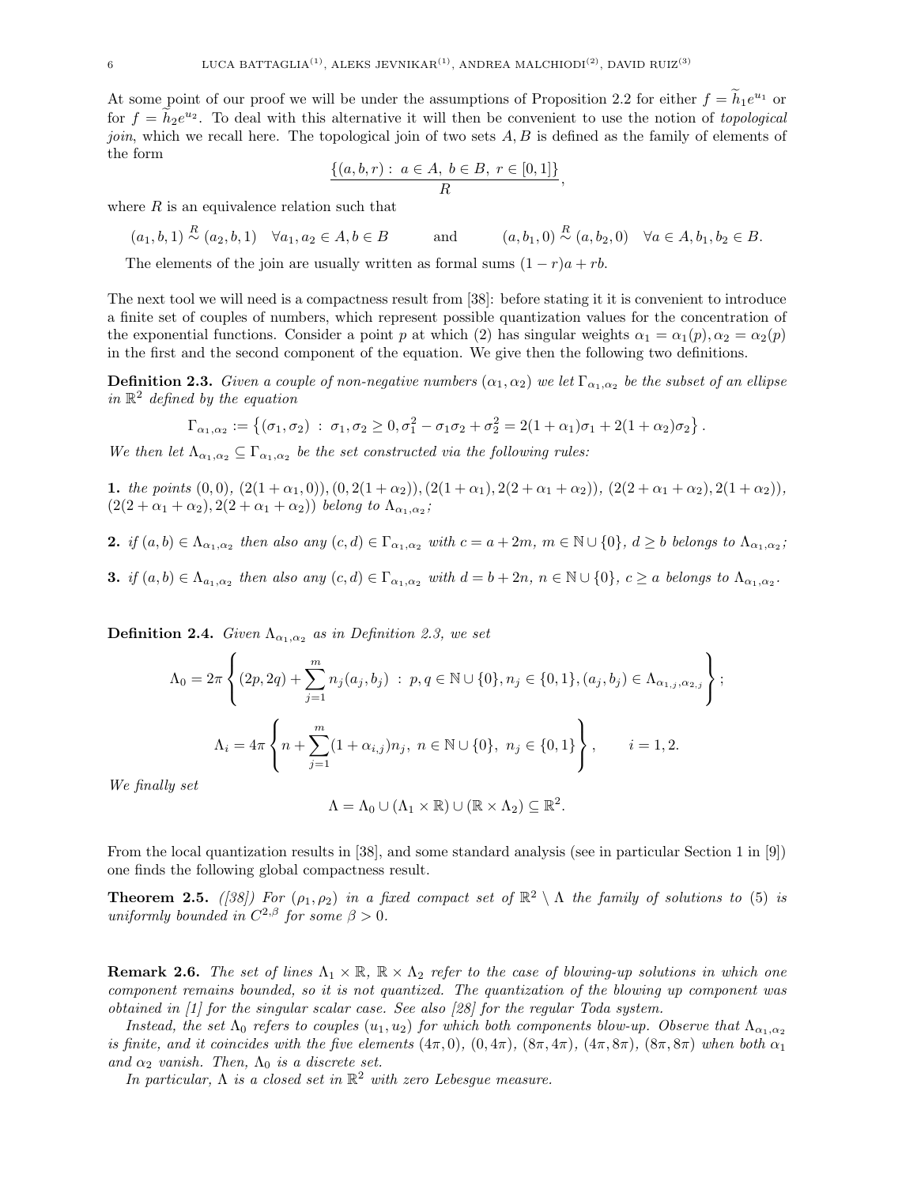At some point of our proof we will be under the assumptions of Proposition 2.2 for either $f = \widetilde{h}_1 e^{u_1}$ or for $f = \widetilde{h}_2 e^{u_2}$. To deal with this alternative it will then be convenient to use the notion of *topological join*, which we recall here. The topological join of two sets $A, B$ is defined as the family of elements of the form

$$\frac{\{(a, b, r) : \ a \in A, \ b \in B, \ r \in [0, 1]\}}{R},$$

where $R$ is an equivalence relation such that

$$(a_1, b, 1) \overset{R}{\sim} (a_2, b, 1) \quad \forall a_1, a_2 \in A, b \in B \qquad \text{and} \qquad (a, b_1, 0) \overset{R}{\sim} (a, b_2, 0) \quad \forall a \in A, b_1, b_2 \in B.$$

The elements of the join are usually written as formal sums $(1 - r)a + rb$.

The next tool we will need is a compactness result from [38]: before stating it it is convenient to introduce a finite set of couples of numbers, which represent possible quantization values for the concentration of the exponential functions. Consider a point $p$ at which (2) has singular weights $\alpha_1 = \alpha_1(p), \alpha_2 = \alpha_2(p)$ in the first and the second component of the equation. We give then the following two definitions.

**Definition 2.3.** *Given a couple of non-negative numbers $(\alpha_1, \alpha_2)$ we let $\Gamma_{\alpha_1,\alpha_2}$ be the subset of an ellipse in $\mathbb{R}^2$ defined by the equation*

$$\Gamma_{\alpha_1,\alpha_2} := \left\{(\sigma_1, \sigma_2) \ : \ \sigma_1, \sigma_2 \geq 0, \sigma_1^2 - \sigma_1\sigma_2 + \sigma_2^2 = 2(1 + \alpha_1)\sigma_1 + 2(1 + \alpha_2)\sigma_2\right\}.$$

*We then let $\Lambda_{\alpha_1,\alpha_2} \subseteq \Gamma_{\alpha_1,\alpha_2}$ be the set constructed via the following rules:*

**1.** *the points $(0, 0)$, $(2(1 + \alpha_1, 0))$, $(0, 2(1 + \alpha_2))$, $(2(1 + \alpha_1), 2(2 + \alpha_1 + \alpha_2))$, $(2(2 + \alpha_1 + \alpha_2), 2(1 + \alpha_2))$, $(2(2 + \alpha_1 + \alpha_2), 2(2 + \alpha_1 + \alpha_2))$ belong to $\Lambda_{\alpha_1,\alpha_2}$;*

**2.** *if $(a, b) \in \Lambda_{\alpha_1,\alpha_2}$ then also any $(c, d) \in \Gamma_{\alpha_1,\alpha_2}$ with $c = a + 2m$, $m \in \mathbb{N} \cup \{0\}$, $d \geq b$ belongs to $\Lambda_{\alpha_1,\alpha_2}$;*

**3.** *if $(a, b) \in \Lambda_{a_1,\alpha_2}$ then also any $(c, d) \in \Gamma_{\alpha_1,\alpha_2}$ with $d = b + 2n$, $n \in \mathbb{N} \cup \{0\}$, $c \geq a$ belongs to $\Lambda_{\alpha_1,\alpha_2}$.*

**Definition 2.4.** *Given $\Lambda_{\alpha_1,\alpha_2}$ as in Definition 2.3, we set*

$$\Lambda_0 = 2\pi \left\{ (2p, 2q) + \sum_{j=1}^{m} n_j (a_j, b_j) \ : \ p, q \in \mathbb{N} \cup \{0\}, n_j \in \{0, 1\}, (a_j, b_j) \in \Lambda_{\alpha_{1,j},\alpha_{2,j}} \right\};$$

$$\Lambda_i = 4\pi \left\{ n + \sum_{j=1}^{m} (1 + \alpha_{i,j}) n_j, \ n \in \mathbb{N} \cup \{0\}, \ n_j \in \{0, 1\} \right\}, \qquad i = 1, 2.$$

*We finally set*

$$\Lambda = \Lambda_0 \cup (\Lambda_1 \times \mathbb{R}) \cup (\mathbb{R} \times \Lambda_2) \subseteq \mathbb{R}^2.$$

From the local quantization results in [38], and some standard analysis (see in particular Section 1 in [9]) one finds the following global compactness result.

**Theorem 2.5.** *([38]) For $(\rho_1, \rho_2)$ in a fixed compact set of $\mathbb{R}^2 \setminus \Lambda$ the family of solutions to (5) is uniformly bounded in $C^{2,\beta}$ for some $\beta > 0$.*

**Remark 2.6.** *The set of lines $\Lambda_1 \times \mathbb{R}$, $\mathbb{R} \times \Lambda_2$ refer to the case of blowing-up solutions in which one component remains bounded, so it is not quantized. The quantization of the blowing up component was obtained in [1] for the singular scalar case. See also [28] for the regular Toda system.*

*Instead, the set $\Lambda_0$ refers to couples $(u_1, u_2)$ for which both components blow-up. Observe that $\Lambda_{\alpha_1,\alpha_2}$ is finite, and it coincides with the five elements $(4\pi, 0)$, $(0, 4\pi)$, $(8\pi, 4\pi)$, $(4\pi, 8\pi)$, $(8\pi, 8\pi)$ when both $\alpha_1$ and $\alpha_2$ vanish. Then, $\Lambda_0$ is a discrete set.*

*In particular, $\Lambda$ is a closed set in $\mathbb{R}^2$ with zero Lebesgue measure.*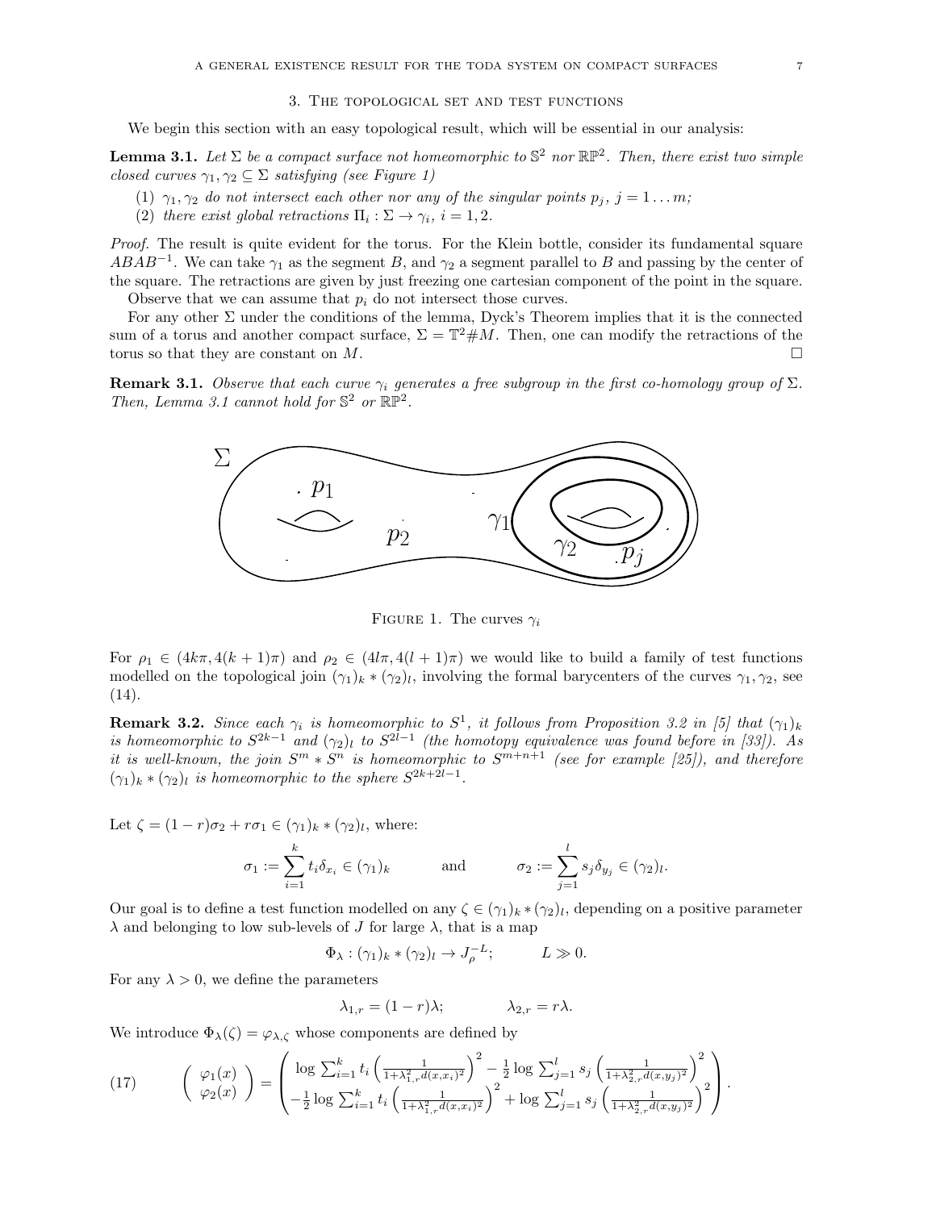## 3. The topological set and test functions

We begin this section with an easy topological result, which will be essential in our analysis:

**Lemma 3.1.** *Let $\Sigma$ be a compact surface not homeomorphic to $\mathbb{S}^2$ nor $\mathbb{RP}^2$. Then, there exist two simple closed curves $\gamma_1, \gamma_2 \subseteq \Sigma$ satisfying (see Figure 1)*

1. *$\gamma_1, \gamma_2$ do not intersect each other nor any of the singular points $p_j$, $j = 1 \dots m$;*
2. *there exist global retractions $\Pi_i : \Sigma \to \gamma_i$, $i = 1, 2$.*

*Proof.* The result is quite evident for the torus. For the Klein bottle, consider its fundamental square $ABAB^{-1}$. We can take $\gamma_1$ as the segment $B$, and $\gamma_2$ a segment parallel to $B$ and passing by the center of the square. The retractions are given by just freezing one cartesian component of the point in the square.

Observe that we can assume that $p_i$ do not intersect those curves.

For any other $\Sigma$ under the conditions of the lemma, Dyck's Theorem implies that it is the connected sum of a torus and another compact surface, $\Sigma = \mathbb{T}^2 \# M$. Then, one can modify the retractions of the torus so that they are constant on $M$. $\square$

**Remark 3.1.** *Observe that each curve $\gamma_i$ generates a free subgroup in the first co-homology group of $\Sigma$. Then, Lemma 3.1 cannot hold for $\mathbb{S}^2$ or $\mathbb{RP}^2$.*

Figure 1. The curves $\gamma_i$

For $\rho_1 \in (4k\pi, 4(k+1)\pi)$ and $\rho_2 \in (4l\pi, 4(l+1)\pi)$ we would like to build a family of test functions modelled on the topological join $(\gamma_1)_k * (\gamma_2)_l$, involving the formal barycenters of the curves $\gamma_1, \gamma_2$, see (14).

**Remark 3.2.** *Since each $\gamma_i$ is homeomorphic to $S^1$, it follows from Proposition 3.2 in [5] that $(\gamma_1)_k$ is homeomorphic to $S^{2k-1}$ and $(\gamma_2)_l$ to $S^{2l-1}$ (the homotopy equivalence was found before in [33]). As it is well-known, the join $S^m * S^n$ is homeomorphic to $S^{m+n+1}$ (see for example [25]), and therefore $(\gamma_1)_k * (\gamma_2)_l$ is homeomorphic to the sphere $S^{2k+2l-1}$.*

Let $\zeta = (1-r)\sigma_2 + r\sigma_1 \in (\gamma_1)_k * (\gamma_2)_l$, where:

$$\sigma_1 := \sum_{i=1}^{k} t_i \delta_{x_i} \in (\gamma_1)_k \qquad \text{and} \qquad \sigma_2 := \sum_{j=1}^{l} s_j \delta_{y_j} \in (\gamma_2)_l.$$

Our goal is to define a test function modelled on any $\zeta \in (\gamma_1)_k * (\gamma_2)_l$, depending on a positive parameter $\lambda$ and belonging to low sub-levels of $J$ for large $\lambda$, that is a map

$$\Phi_\lambda : (\gamma_1)_k * (\gamma_2)_l \to J_\rho^{-L}; \qquad L \gg 0.$$

For any $\lambda > 0$, we define the parameters

$$\lambda_{1,r} = (1-r)\lambda; \qquad \lambda_{2,r} = r\lambda.$$

We introduce $\Phi_\lambda(\zeta) = \varphi_{\lambda,\zeta}$ whose components are defined by

$$\begin{pmatrix} \varphi_1(x) \\ \varphi_2(x) \end{pmatrix} = \begin{pmatrix} \log \sum_{i=1}^{k} t_i \left( \frac{1}{1+\lambda_{1,r}^2 d(x,x_i)^2} \right)^2 - \frac{1}{2} \log \sum_{j=1}^{l} s_j \left( \frac{1}{1+\lambda_{2,r}^2 d(x,y_j)^2} \right)^2 \\ -\frac{1}{2} \log \sum_{i=1}^{k} t_i \left( \frac{1}{1+\lambda_{1,r}^2 d(x,x_i)^2} \right)^2 + \log \sum_{j=1}^{l} s_j \left( \frac{1}{1+\lambda_{2,r}^2 d(x,y_j)^2} \right)^2 \end{pmatrix}. \tag{17}$$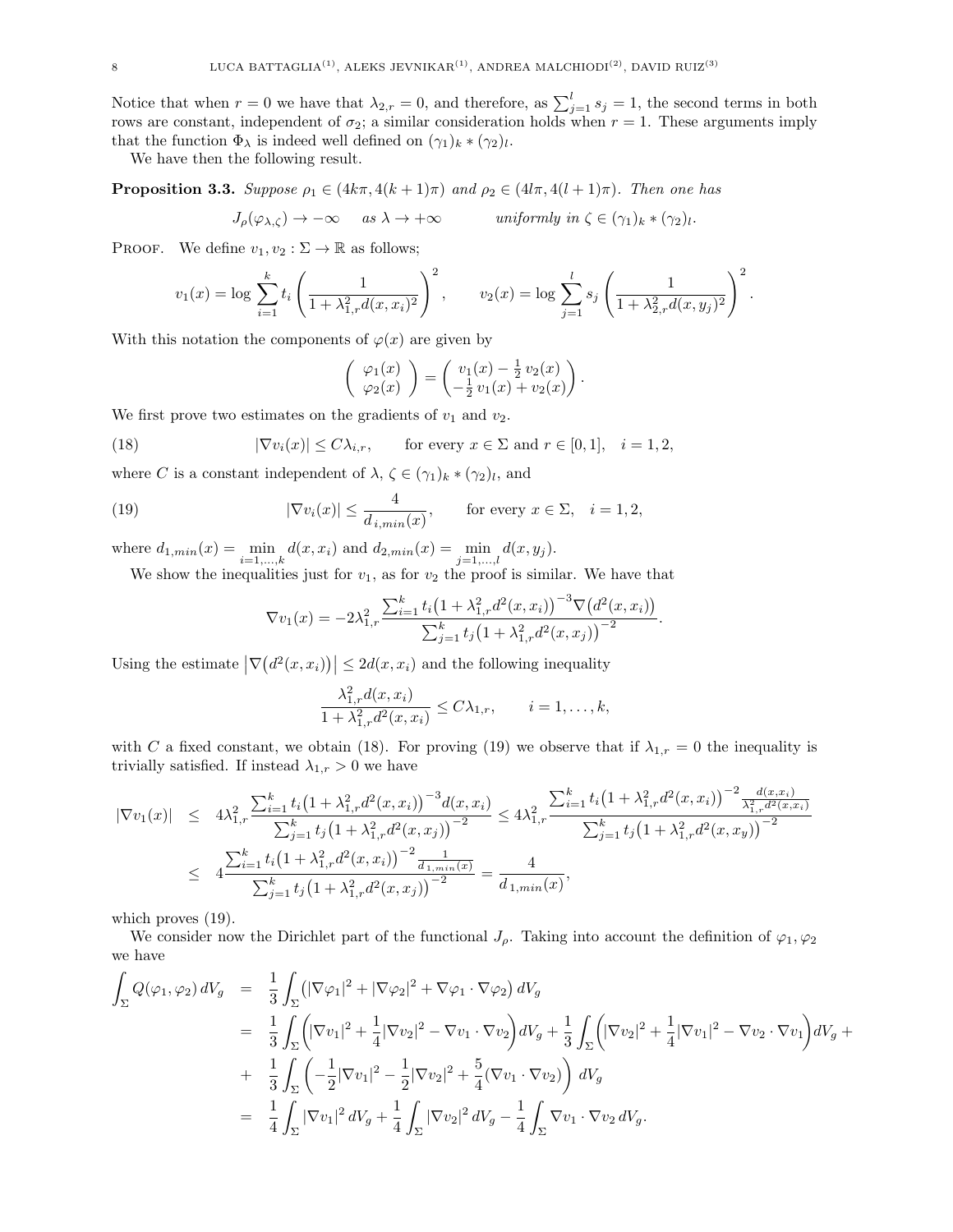Notice that when $r = 0$ we have that $\lambda_{2,r} = 0$, and therefore, as $\sum_{j=1}^{l} s_j = 1$, the second terms in both rows are constant, independent of $\sigma_2$; a similar consideration holds when $r = 1$. These arguments imply that the function $\Phi_\lambda$ is indeed well defined on $(\gamma_1)_k * (\gamma_2)_l$.

We have then the following result.

**Proposition 3.3.** *Suppose $\rho_1 \in (4k\pi, 4(k+1)\pi)$ and $\rho_2 \in (4l\pi, 4(l+1)\pi)$. Then one has*

$$J_\rho(\varphi_{\lambda,\zeta}) \to -\infty \quad \text{ as } \lambda \to +\infty \qquad \text{uniformly in } \zeta \in (\gamma_1)_k * (\gamma_2)_l.$$

Proof. We define $v_1, v_2 : \Sigma \to \mathbb{R}$ as follows;

$$v_1(x) = \log \sum_{i=1}^{k} t_i \left( \frac{1}{1 + \lambda_{1,r}^2 d(x, x_i)^2} \right)^2, \qquad v_2(x) = \log \sum_{j=1}^{l} s_j \left( \frac{1}{1 + \lambda_{2,r}^2 d(x, y_j)^2} \right)^2.$$

With this notation the components of $\varphi(x)$ are given by

$$\begin{pmatrix} \varphi_1(x) \\ \varphi_2(x) \end{pmatrix} = \begin{pmatrix} v_1(x) - \frac{1}{2} v_2(x) \\ -\frac{1}{2} v_1(x) + v_2(x) \end{pmatrix}.$$

We first prove two estimates on the gradients of $v_1$ and $v_2$.

$$|\nabla v_i(x)| \leq C \lambda_{i,r}, \qquad \text{for every } x \in \Sigma \text{ and } r \in [0,1], \quad i = 1, 2, \tag{18}$$

where $C$ is a constant independent of $\lambda$, $\zeta \in (\gamma_1)_k * (\gamma_2)_l$, and

$$|\nabla v_i(x)| \leq \frac{4}{d_{i,min}(x)}, \qquad \text{for every } x \in \Sigma, \quad i = 1, 2, \tag{19}$$

where $d_{1,min}(x) = \min_{i=1,\dots,k} d(x, x_i)$ and $d_{2,min}(x) = \min_{j=1,\dots,l} d(x, y_j)$.

We show the inequalities just for $v_1$, as for $v_2$ the proof is similar. We have that

$$\nabla v_1(x) = -2\lambda_{1,r}^2 \frac{\sum_{i=1}^{k} t_i \big(1 + \lambda_{1,r}^2 d^2(x, x_i)\big)^{-3} \nabla\big(d^2(x, x_i)\big)}{\sum_{j=1}^{k} t_j \big(1 + \lambda_{1,r}^2 d^2(x, x_j)\big)^{-2}}.$$

Using the estimate $\big|\nabla\big(d^2(x, x_i)\big)\big| \leq 2d(x, x_i)$ and the following inequality

$$\frac{\lambda_{1,r}^2 d(x, x_i)}{1 + \lambda_{1,r}^2 d^2(x, x_i)} \leq C \lambda_{1,r}, \qquad i = 1, \dots, k,$$

with $C$ a fixed constant, we obtain (18). For proving (19) we observe that if $\lambda_{1,r} = 0$ the inequality is trivially satisfied. If instead $\lambda_{1,r} > 0$ we have

$$\begin{aligned}
|\nabla v_1(x)| &\leq 4\lambda_{1,r}^2 \frac{\sum_{i=1}^{k} t_i \big(1 + \lambda_{1,r}^2 d^2(x, x_i)\big)^{-3} d(x, x_i)}{\sum_{j=1}^{k} t_j \big(1 + \lambda_{1,r}^2 d^2(x, x_j)\big)^{-2}} \leq 4\lambda_{1,r}^2 \frac{\sum_{i=1}^{k} t_i \big(1 + \lambda_{1,r}^2 d^2(x, x_i)\big)^{-2} \frac{d(x, x_i)}{\lambda_{1,r}^2 d^2(x, x_i)}}{\sum_{j=1}^{k} t_j \big(1 + \lambda_{1,r}^2 d^2(x, x_y)\big)^{-2}} \\
&\leq 4 \frac{\sum_{i=1}^{k} t_i \big(1 + \lambda_{1,r}^2 d^2(x, x_i)\big)^{-2} \frac{1}{d_{1,min}(x)}}{\sum_{j=1}^{k} t_j \big(1 + \lambda_{1,r}^2 d^2(x, x_j)\big)^{-2}} = \frac{4}{d_{1,min}(x)},
\end{aligned}$$

which proves (19).

We consider now the Dirichlet part of the functional $J_\rho$. Taking into account the definition of $\varphi_1, \varphi_2$ we have

$$\begin{aligned}
\int_\Sigma Q(\varphi_1, \varphi_2)\, dV_g &= \frac{1}{3} \int_\Sigma \big(|\nabla \varphi_1|^2 + |\nabla \varphi_2|^2 + \nabla \varphi_1 \cdot \nabla \varphi_2\big)\, dV_g \\
&= \frac{1}{3} \int_\Sigma \left(|\nabla v_1|^2 + \frac{1}{4}|\nabla v_2|^2 - \nabla v_1 \cdot \nabla v_2\right) dV_g + \frac{1}{3} \int_\Sigma \left(|\nabla v_2|^2 + \frac{1}{4}|\nabla v_1|^2 - \nabla v_2 \cdot \nabla v_1\right) dV_g + \\
&+ \frac{1}{3} \int_\Sigma \left(-\frac{1}{2}|\nabla v_1|^2 - \frac{1}{2}|\nabla v_2|^2 + \frac{5}{4}(\nabla v_1 \cdot \nabla v_2)\right) dV_g \\
&= \frac{1}{4} \int_\Sigma |\nabla v_1|^2\, dV_g + \frac{1}{4} \int_\Sigma |\nabla v_2|^2\, dV_g - \frac{1}{4} \int_\Sigma \nabla v_1 \cdot \nabla v_2\, dV_g.
\end{aligned}$$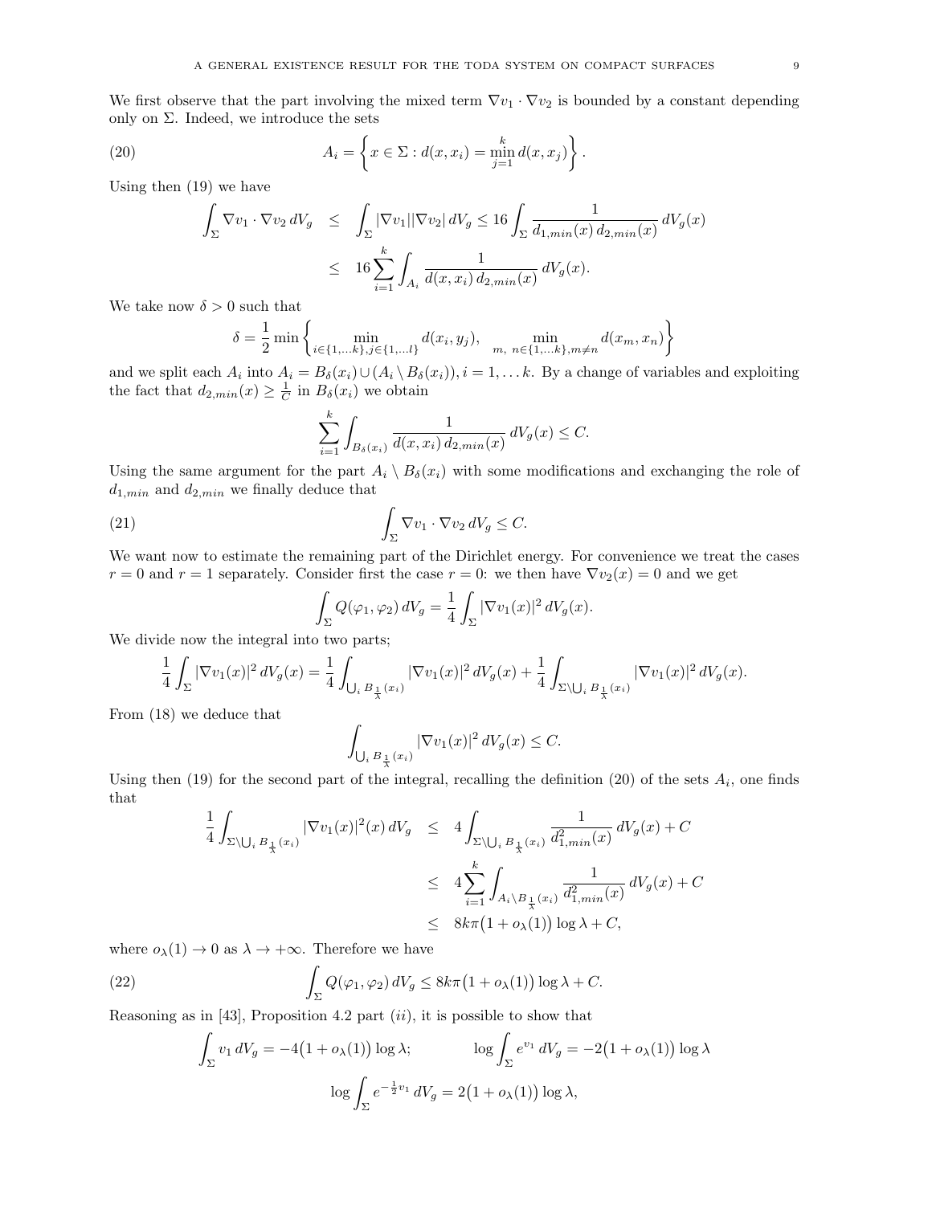We first observe that the part involving the mixed term $\nabla v_1 \cdot \nabla v_2$ is bounded by a constant depending only on $\Sigma$. Indeed, we introduce the sets

$$
A_i = \left\{ x \in \Sigma : d(x, x_i) = \min_{j=1}^{k} d(x, x_j) \right\}. \tag{20}
$$

Using then (19) we have

$$
\begin{aligned}
\int_\Sigma \nabla v_1 \cdot \nabla v_2 \, dV_g &\leq \int_\Sigma |\nabla v_1| |\nabla v_2| \, dV_g \leq 16 \int_\Sigma \frac{1}{d_{1,min}(x)\, d_{2,min}(x)} \, dV_g(x) \\
&\leq 16 \sum_{i=1}^{k} \int_{A_i} \frac{1}{d(x, x_i)\, d_{2,min}(x)} \, dV_g(x).
\end{aligned}
$$

We take now $\delta > 0$ such that

$$
\delta = \frac{1}{2} \min \left\{ \min_{i \in \{1, \dots k\}, j \in \{1, \dots l\}} d(x_i, y_j), \quad \min_{m,\ n \in \{1, \dots k\}, m \neq n} d(x_m, x_n) \right\}
$$

and we split each $A_i$ into $A_i = B_\delta(x_i) \cup (A_i \setminus B_\delta(x_i))$, $i = 1, \dots k$. By a change of variables and exploiting the fact that $d_{2,min}(x) \geq \frac{1}{C}$ in $B_\delta(x_i)$ we obtain

$$
\sum_{i=1}^{k} \int_{B_\delta(x_i)} \frac{1}{d(x, x_i)\, d_{2,min}(x)} \, dV_g(x) \leq C.
$$

Using the same argument for the part $A_i \setminus B_\delta(x_i)$ with some modifications and exchanging the role of $d_{1,min}$ and $d_{2,min}$ we finally deduce that

$$
\int_\Sigma \nabla v_1 \cdot \nabla v_2 \, dV_g \leq C. \tag{21}
$$

We want now to estimate the remaining part of the Dirichlet energy. For convenience we treat the cases $r = 0$ and $r = 1$ separately. Consider first the case $r = 0$: we then have $\nabla v_2(x) = 0$ and we get

$$
\int_\Sigma Q(\varphi_1, \varphi_2) \, dV_g = \frac{1}{4} \int_\Sigma |\nabla v_1(x)|^2 \, dV_g(x).
$$

We divide now the integral into two parts;

$$
\frac{1}{4} \int_\Sigma |\nabla v_1(x)|^2 \, dV_g(x) = \frac{1}{4} \int_{\bigcup_i B_{\frac{1}{\lambda}}(x_i)} |\nabla v_1(x)|^2 \, dV_g(x) + \frac{1}{4} \int_{\Sigma \setminus \bigcup_i B_{\frac{1}{\lambda}}(x_i)} |\nabla v_1(x)|^2 \, dV_g(x).
$$

From (18) we deduce that

$$
\int_{\bigcup_i B_{\frac{1}{\lambda}}(x_i)} |\nabla v_1(x)|^2 \, dV_g(x) \leq C.
$$

Using then (19) for the second part of the integral, recalling the definition (20) of the sets $A_i$, one finds that

$$
\begin{aligned}
\frac{1}{4} \int_{\Sigma \setminus \bigcup_i B_{\frac{1}{\lambda}}(x_i)} |\nabla v_1(x)|^2(x) \, dV_g &\leq 4 \int_{\Sigma \setminus \bigcup_i B_{\frac{1}{\lambda}}(x_i)} \frac{1}{d_{1,min}^2(x)} \, dV_g(x) + C \\
&\leq 4 \sum_{i=1}^{k} \int_{A_i \setminus B_{\frac{1}{\lambda}}(x_i)} \frac{1}{d_{1,min}^2(x)} \, dV_g(x) + C \\
&\leq 8k\pi \big(1 + o_\lambda(1)\big) \log \lambda + C,
\end{aligned}
$$

where $o_\lambda(1) \to 0$ as $\lambda \to +\infty$. Therefore we have

$$
\int_\Sigma Q(\varphi_1, \varphi_2) \, dV_g \leq 8k\pi \big(1 + o_\lambda(1)\big) \log \lambda + C. \tag{22}
$$

Reasoning as in [43], Proposition 4.2 part $(ii)$, it is possible to show that

$$
\int_\Sigma v_1 \, dV_g = -4 \big(1 + o_\lambda(1)\big) \log \lambda; \qquad \log \int_\Sigma e^{v_1} \, dV_g = -2 \big(1 + o_\lambda(1)\big) \log \lambda
$$

$$
\log \int_\Sigma e^{-\frac{1}{2} v_1} \, dV_g = 2 \big(1 + o_\lambda(1)\big) \log \lambda,
$$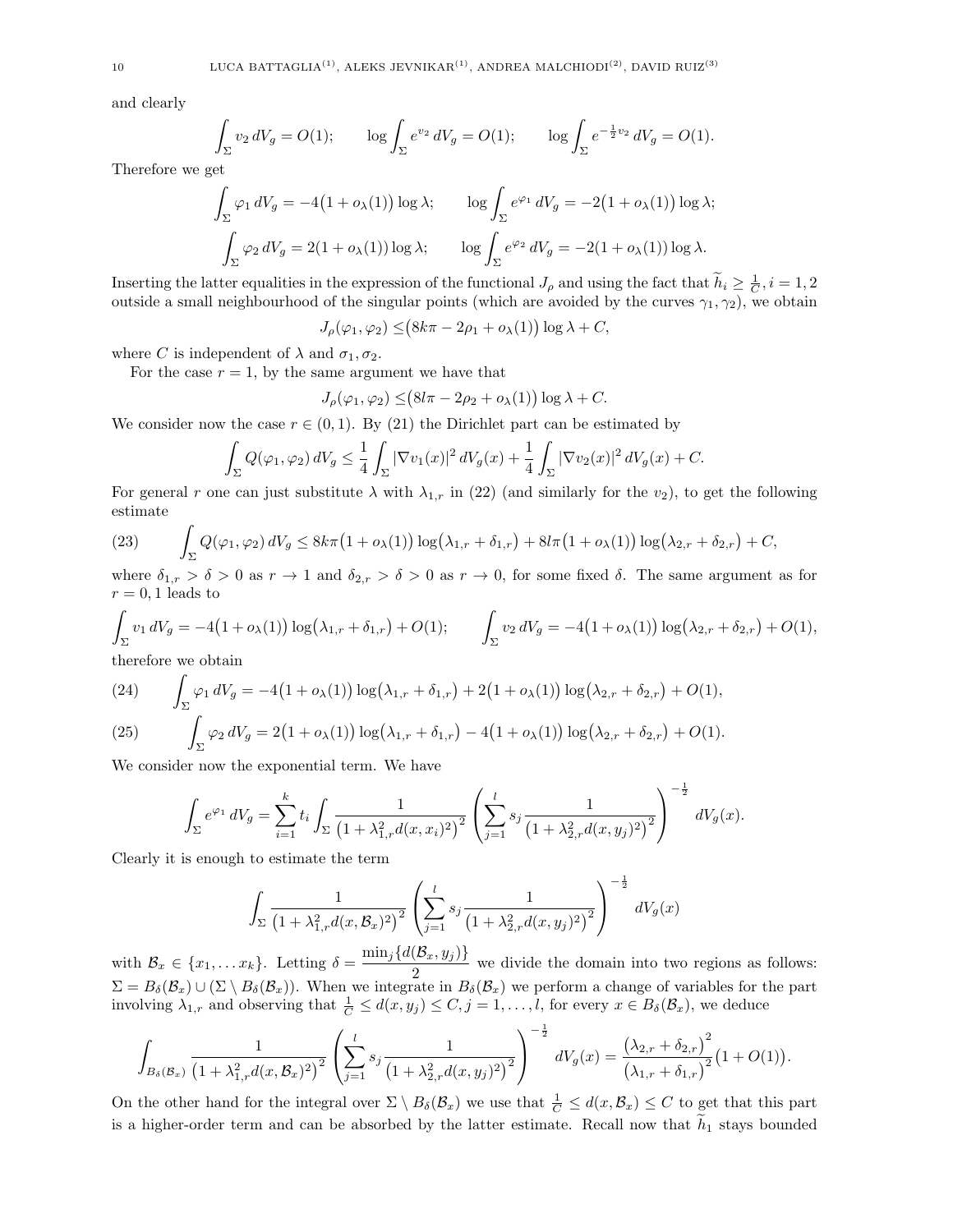and clearly

$$\int_\Sigma v_2 \, dV_g = O(1); \qquad \log \int_\Sigma e^{v_2} \, dV_g = O(1); \qquad \log \int_\Sigma e^{-\frac{1}{2} v_2} \, dV_g = O(1).$$

Therefore we get

$$\int_\Sigma \varphi_1 \, dV_g = -4\big(1 + o_\lambda(1)\big) \log \lambda; \qquad \log \int_\Sigma e^{\varphi_1} \, dV_g = -2\big(1 + o_\lambda(1)\big) \log \lambda;$$

$$\int_\Sigma \varphi_2 \, dV_g = 2(1 + o_\lambda(1)) \log \lambda; \qquad \log \int_\Sigma e^{\varphi_2} \, dV_g = -2(1 + o_\lambda(1)) \log \lambda.$$

Inserting the latter equalities in the expression of the functional $J_\rho$ and using the fact that $\widetilde{h}_i \geq \frac{1}{C}, i = 1, 2$ outside a small neighbourhood of the singular points (which are avoided by the curves $\gamma_1, \gamma_2$), we obtain

$$J_\rho(\varphi_1, \varphi_2) \leq \big(8k\pi - 2\rho_1 + o_\lambda(1)\big) \log \lambda + C,$$

where $C$ is independent of $\lambda$ and $\sigma_1, \sigma_2$.

For the case $r = 1$, by the same argument we have that

$$J_\rho(\varphi_1, \varphi_2) \leq \big(8l\pi - 2\rho_2 + o_\lambda(1)\big) \log \lambda + C.$$

We consider now the case $r \in (0, 1)$. By (21) the Dirichlet part can be estimated by

$$\int_\Sigma Q(\varphi_1, \varphi_2) \, dV_g \leq \frac{1}{4} \int_\Sigma |\nabla v_1(x)|^2 \, dV_g(x) + \frac{1}{4} \int_\Sigma |\nabla v_2(x)|^2 \, dV_g(x) + C.$$

For general $r$ one can just substitute $\lambda$ with $\lambda_{1,r}$ in (22) (and similarly for the $v_2$), to get the following estimate

$$\int_\Sigma Q(\varphi_1, \varphi_2) \, dV_g \leq 8k\pi\big(1 + o_\lambda(1)\big) \log\big(\lambda_{1,r} + \delta_{1,r}\big) + 8l\pi\big(1 + o_\lambda(1)\big) \log\big(\lambda_{2,r} + \delta_{2,r}\big) + C, \tag{23}$$

where $\delta_{1,r} > \delta > 0$ as $r \to 1$ and $\delta_{2,r} > \delta > 0$ as $r \to 0$, for some fixed $\delta$. The same argument as for $r = 0, 1$ leads to

$$\int_\Sigma v_1 \, dV_g = -4\big(1 + o_\lambda(1)\big) \log\big(\lambda_{1,r} + \delta_{1,r}\big) + O(1); \qquad \int_\Sigma v_2 \, dV_g = -4\big(1 + o_\lambda(1)\big) \log\big(\lambda_{2,r} + \delta_{2,r}\big) + O(1),$$

therefore we obtain

$$\int_\Sigma \varphi_1 \, dV_g = -4\big(1 + o_\lambda(1)\big) \log\big(\lambda_{1,r} + \delta_{1,r}\big) + 2\big(1 + o_\lambda(1)\big) \log\big(\lambda_{2,r} + \delta_{2,r}\big) + O(1), \tag{24}$$

$$\int_\Sigma \varphi_2 \, dV_g = 2\big(1 + o_\lambda(1)\big) \log\big(\lambda_{1,r} + \delta_{1,r}\big) - 4\big(1 + o_\lambda(1)\big) \log\big(\lambda_{2,r} + \delta_{2,r}\big) + O(1). \tag{25}$$

We consider now the exponential term. We have

$$\int_\Sigma e^{\varphi_1} \, dV_g = \sum_{i=1}^k t_i \int_\Sigma \frac{1}{\big(1 + \lambda_{1,r}^2 d(x, x_i)^2\big)^2} \left( \sum_{j=1}^l s_j \frac{1}{\big(1 + \lambda_{2,r}^2 d(x, y_j)^2\big)^2} \right)^{-\frac{1}{2}} dV_g(x).$$

Clearly it is enough to estimate the term

$$\int_\Sigma \frac{1}{\big(1 + \lambda_{1,r}^2 d(x, \mathcal{B}_x)^2\big)^2} \left( \sum_{j=1}^l s_j \frac{1}{\big(1 + \lambda_{2,r}^2 d(x, y_j)^2\big)^2} \right)^{-\frac{1}{2}} dV_g(x)$$

with $\mathcal{B}_x \in \{x_1, \ldots x_k\}$. Letting $\delta = \dfrac{\min_j\{d(\mathcal{B}_x, y_j)\}}{2}$ we divide the domain into two regions as follows: $\Sigma = B_\delta(\mathcal{B}_x) \cup (\Sigma \setminus B_\delta(\mathcal{B}_x))$. When we integrate in $B_\delta(\mathcal{B}_x)$ we perform a change of variables for the part involving $\lambda_{1,r}$ and observing that $\frac{1}{C} \leq d(x, y_j) \leq C, j = 1, \ldots, l$, for every $x \in B_\delta(\mathcal{B}_x)$, we deduce

$$\int_{B_\delta(\mathcal{B}_x)} \frac{1}{\big(1 + \lambda_{1,r}^2 d(x, \mathcal{B}_x)^2\big)^2} \left( \sum_{j=1}^l s_j \frac{1}{\big(1 + \lambda_{2,r}^2 d(x, y_j)^2\big)^2} \right)^{-\frac{1}{2}} dV_g(x) = \frac{\big(\lambda_{2,r} + \delta_{2,r}\big)^2}{\big(\lambda_{1,r} + \delta_{1,r}\big)^2} \big(1 + O(1)\big).$$

On the other hand for the integral over $\Sigma \setminus B_\delta(\mathcal{B}_x)$ we use that $\frac{1}{C} \leq d(x, \mathcal{B}_x) \leq C$ to get that this part is a higher-order term and can be absorbed by the latter estimate. Recall now that $\widetilde{h}_1$ stays bounded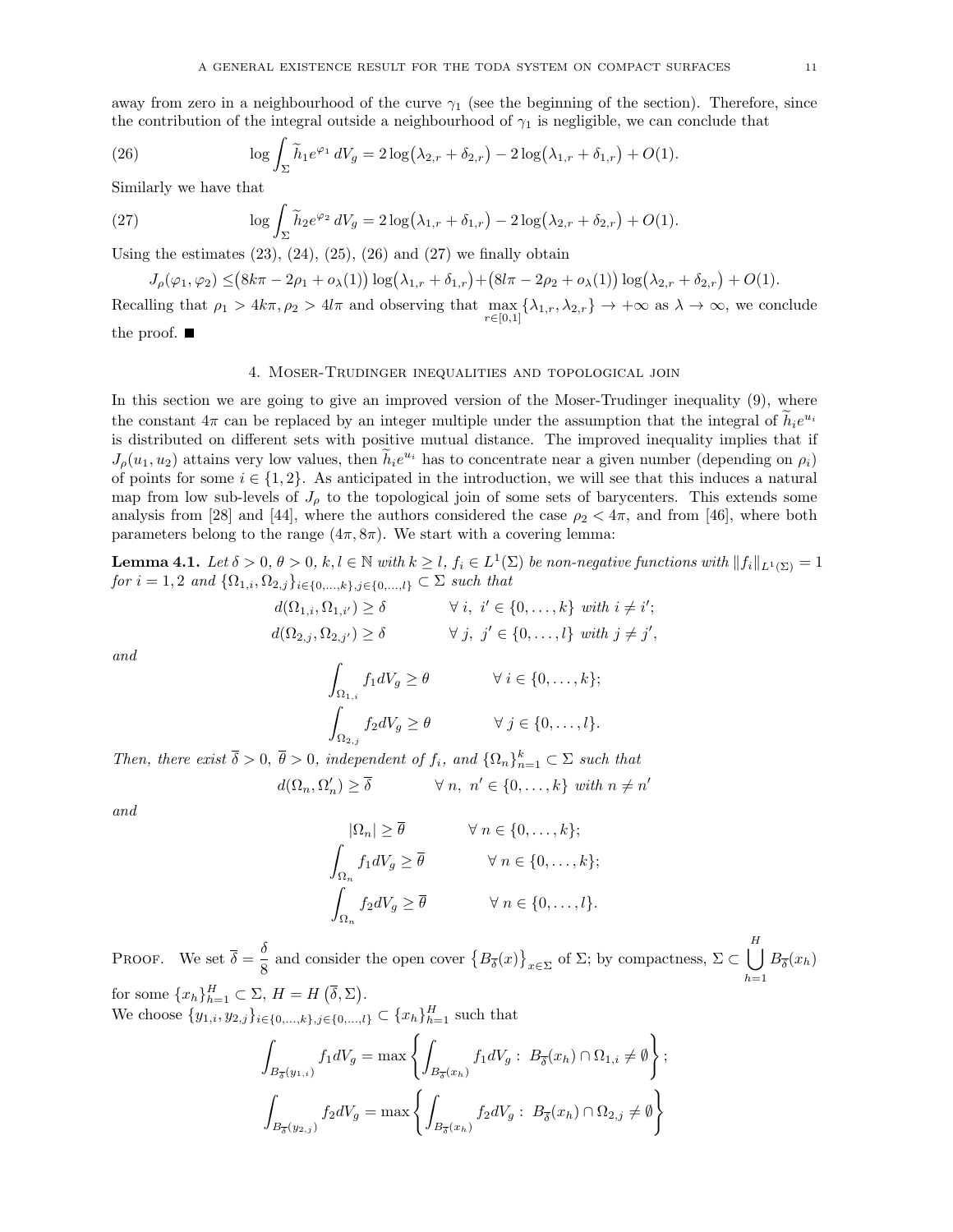away from zero in a neighbourhood of the curve $\gamma_1$ (see the beginning of the section). Therefore, since the contribution of the integral outside a neighbourhood of $\gamma_1$ is negligible, we can conclude that

$$\log \int_\Sigma \widetilde{h}_1 e^{\varphi_1} \, dV_g = 2\log\big(\lambda_{2,r} + \delta_{2,r}\big) - 2\log\big(\lambda_{1,r} + \delta_{1,r}\big) + O(1). \tag{26}$$

Similarly we have that

$$\log \int_\Sigma \widetilde{h}_2 e^{\varphi_2} \, dV_g = 2\log\big(\lambda_{1,r} + \delta_{1,r}\big) - 2\log\big(\lambda_{2,r} + \delta_{2,r}\big) + O(1). \tag{27}$$

Using the estimates (23), (24), (25), (26) and (27) we finally obtain

$$J_\rho(\varphi_1, \varphi_2) \leq \big(8k\pi - 2\rho_1 + o_\lambda(1)\big)\log\big(\lambda_{1,r} + \delta_{1,r}\big) + \big(8l\pi - 2\rho_2 + o_\lambda(1)\big)\log\big(\lambda_{2,r} + \delta_{2,r}\big) + O(1).$$

Recalling that $\rho_1 > 4k\pi, \rho_2 > 4l\pi$ and observing that $\max_{r\in[0,1]} \{\lambda_{1,r}, \lambda_{2,r}\} \to +\infty$ as $\lambda \to \infty$, we conclude the proof. ■

## 4. Moser-Trudinger inequalities and topological join

In this section we are going to give an improved version of the Moser-Trudinger inequality (9), where the constant $4\pi$ can be replaced by an integer multiple under the assumption that the integral of $\widetilde{h}_i e^{u_i}$ is distributed on different sets with positive mutual distance. The improved inequality implies that if $J_\rho(u_1, u_2)$ attains very low values, then $\widetilde{h}_i e^{u_i}$ has to concentrate near a given number (depending on $\rho_i$) of points for some $i \in \{1, 2\}$. As anticipated in the introduction, we will see that this induces a natural map from low sub-levels of $J_\rho$ to the topological join of some sets of barycenters. This extends some analysis from [28] and [44], where the authors considered the case $\rho_2 < 4\pi$, and from [46], where both parameters belong to the range $(4\pi, 8\pi)$. We start with a covering lemma:

**Lemma 4.1.** *Let $\delta > 0$, $\theta > 0$, $k, l \in \mathbb{N}$ with $k \geq l$, $f_i \in L^1(\Sigma)$ be non-negative functions with $\|f_i\|_{L^1(\Sigma)} = 1$ for $i = 1, 2$ and $\{\Omega_{1,i}, \Omega_{2,j}\}_{i\in\{0,\dots,k\}, j\in\{0,\dots,l\}} \subset \Sigma$ such that*

$$d(\Omega_{1,i}, \Omega_{1,i'}) \geq \delta \qquad \forall\, i,\ i' \in \{0, \dots, k\} \text{ with } i \neq i';$$
$$d(\Omega_{2,j}, \Omega_{2,j'}) \geq \delta \qquad \forall\, j,\ j' \in \{0, \dots, l\} \text{ with } j \neq j',$$

*and*

$$\int_{\Omega_{1,i}} f_1 dV_g \geq \theta \qquad \forall\, i \in \{0, \dots, k\};$$
$$\int_{\Omega_{2,j}} f_2 dV_g \geq \theta \qquad \forall\, j \in \{0, \dots, l\}.$$

*Then, there exist $\overline{\delta} > 0$, $\overline{\theta} > 0$, independent of $f_i$, and $\{\Omega_n\}_{n=1}^k \subset \Sigma$ such that*

$$d(\Omega_n, \Omega_n') \geq \overline{\delta} \qquad \forall\, n,\ n' \in \{0, \dots, k\} \text{ with } n \neq n'$$

*and*

$$|\Omega_n| \geq \overline{\theta} \qquad \forall\, n \in \{0, \dots, k\};$$
$$\int_{\Omega_n} f_1 dV_g \geq \overline{\theta} \qquad \forall\, n \in \{0, \dots, k\};$$
$$\int_{\Omega_n} f_2 dV_g \geq \overline{\theta} \qquad \forall\, n \in \{0, \dots, l\}.$$

Proof. We set $\overline{\delta} = \dfrac{\delta}{8}$ and consider the open cover $\big\{B_{\overline{\delta}}(x)\big\}_{x\in\Sigma}$ of $\Sigma$; by compactness, $\Sigma \subset \bigcup_{h=1}^{H} B_{\overline{\delta}}(x_h)$ for some $\{x_h\}_{h=1}^H \subset \Sigma$, $H = H\left(\overline{\delta}, \Sigma\right)$.
We choose $\{y_{1,i}, y_{2,j}\}_{i\in\{0,\dots,k\}, j\in\{0,\dots,l\}} \subset \{x_h\}_{h=1}^H$ such that

$$\int_{B_{\overline{\delta}}(y_{1,i})} f_1 dV_g = \max\left\{\int_{B_{\overline{\delta}}(x_h)} f_1 dV_g : \ B_{\overline{\delta}}(x_h) \cap \Omega_{1,i} \neq \emptyset\right\};$$
$$\int_{B_{\overline{\delta}}(y_{2,j})} f_2 dV_g = \max\left\{\int_{B_{\overline{\delta}}(x_h)} f_2 dV_g : \ B_{\overline{\delta}}(x_h) \cap \Omega_{2,j} \neq \emptyset\right\}$$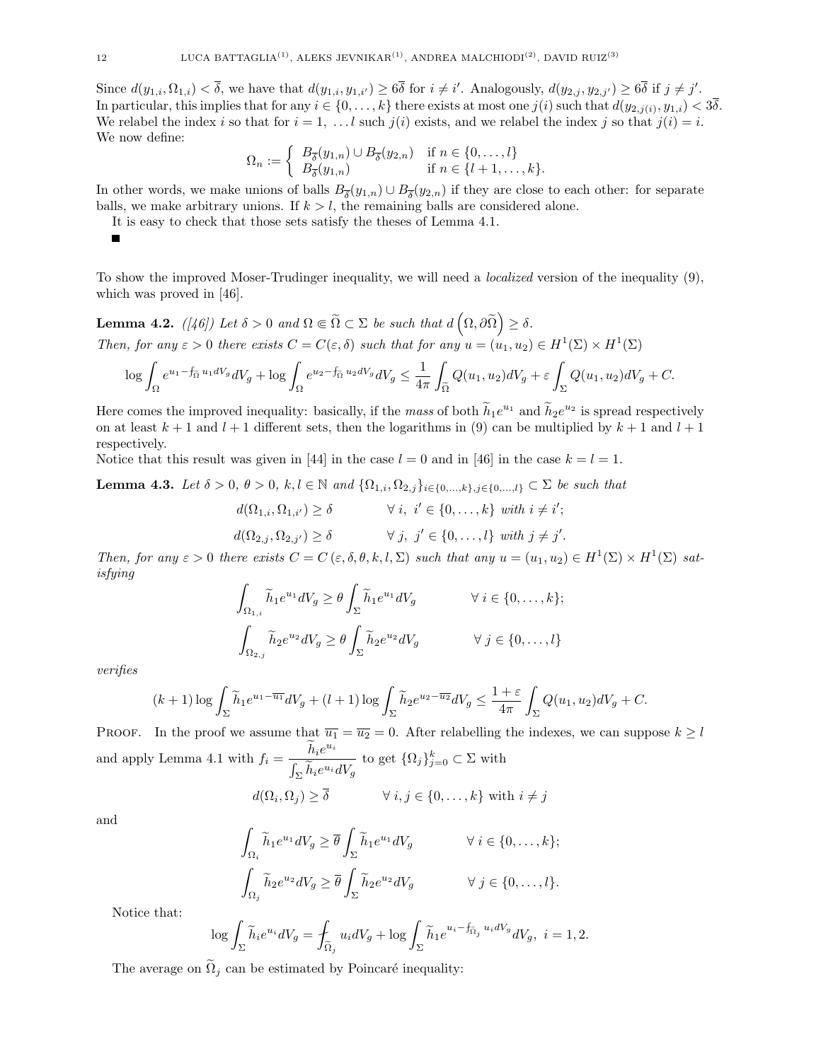Since $d(y_{1,i}, \Omega_{1,i}) < \overline{\delta}$, we have that $d(y_{1,i}, y_{1,i'}) \geq 6\overline{\delta}$ for $i \neq i'$. Analogously, $d(y_{2,j}, y_{2,j'}) \geq 6\overline{\delta}$ if $j \neq j'$. In particular, this implies that for any $i \in \{0, \ldots, k\}$ there exists at most one $j(i)$ such that $d(y_{2,j(i)}, y_{1,i}) < 3\overline{\delta}$. We relabel the index $i$ so that for $i = 1, \ldots l$ such $j(i)$ exists, and we relabel the index $j$ so that $j(i) = i$. We now define:

$$\Omega_n := \begin{cases} B_{\overline{\delta}}(y_{1,n}) \cup B_{\overline{\delta}}(y_{2,n}) & \text{if } n \in \{0, \ldots, l\} \\ B_{\overline{\delta}}(y_{1,n}) & \text{if } n \in \{l+1, \ldots, k\}. \end{cases}$$

In other words, we make unions of balls $B_{\overline{\delta}}(y_{1,n}) \cup B_{\overline{\delta}}(y_{2,n})$ if they are close to each other: for separate balls, we make arbitrary unions. If $k > l$, the remaining balls are considered alone.

It is easy to check that those sets satisfy the theses of Lemma 4.1.

■

To show the improved Moser-Trudinger inequality, we will need a *localized* version of the inequality (9), which was proved in [46].

**Lemma 4.2.** *([46]) Let $\delta > 0$ and $\Omega \Subset \widetilde{\Omega} \subset \Sigma$ be such that $d\left(\Omega, \partial\widetilde{\Omega}\right) \geq \delta$.*
*Then, for any $\varepsilon > 0$ there exists $C = C(\varepsilon, \delta)$ such that for any $u = (u_1, u_2) \in H^1(\Sigma) \times H^1(\Sigma)$*

$$\log \int_{\Omega} e^{u_1 - \fint_{\widetilde{\Omega}} u_1 dV_g} dV_g + \log \int_{\Omega} e^{u_2 - \fint_{\widetilde{\Omega}} u_2 dV_g} dV_g \leq \frac{1}{4\pi} \int_{\widetilde{\Omega}} Q(u_1, u_2) dV_g + \varepsilon \int_{\Sigma} Q(u_1, u_2) dV_g + C.$$

Here comes the improved inequality: basically, if the *mass* of both $\widetilde{h}_1 e^{u_1}$ and $\widetilde{h}_2 e^{u_2}$ is spread respectively on at least $k+1$ and $l+1$ different sets, then the logarithms in (9) can be multiplied by $k+1$ and $l+1$ respectively.

Notice that this result was given in [44] in the case $l = 0$ and in [46] in the case $k = l = 1$.

**Lemma 4.3.** *Let $\delta > 0$, $\theta > 0$, $k, l \in \mathbb{N}$ and $\{\Omega_{1,i}, \Omega_{2,j}\}_{i \in \{0,\ldots,k\}, j \in \{0,\ldots,l\}} \subset \Sigma$ be such that*

$$d(\Omega_{1,i}, \Omega_{1,i'}) \geq \delta \qquad \forall\, i,\ i' \in \{0, \ldots, k\} \text{ with } i \neq i';$$

$$d(\Omega_{2,j}, \Omega_{2,j'}) \geq \delta \qquad \forall\, j,\ j' \in \{0, \ldots, l\} \text{ with } j \neq j'.$$

*Then, for any $\varepsilon > 0$ there exists $C = C(\varepsilon, \delta, \theta, k, l, \Sigma)$ such that any $u = (u_1, u_2) \in H^1(\Sigma) \times H^1(\Sigma)$ satisfying*

$$\int_{\Omega_{1,i}} \widetilde{h}_1 e^{u_1} dV_g \geq \theta \int_{\Sigma} \widetilde{h}_1 e^{u_1} dV_g \qquad \forall\, i \in \{0, \ldots, k\};$$

$$\int_{\Omega_{2,j}} \widetilde{h}_2 e^{u_2} dV_g \geq \theta \int_{\Sigma} \widetilde{h}_2 e^{u_2} dV_g \qquad \forall\, j \in \{0, \ldots, l\}$$

*verifies*

$$(k+1) \log \int_{\Sigma} \widetilde{h}_1 e^{u_1 - \overline{u_1}} dV_g + (l+1) \log \int_{\Sigma} \widetilde{h}_2 e^{u_2 - \overline{u_2}} dV_g \leq \frac{1+\varepsilon}{4\pi} \int_{\Sigma} Q(u_1, u_2) dV_g + C.$$

Proof. In the proof we assume that $\overline{u_1} = \overline{u_2} = 0$. After relabelling the indexes, we can suppose $k \geq l$ and apply Lemma 4.1 with $f_i = \dfrac{\widetilde{h}_i e^{u_i}}{\int_{\Sigma} \widetilde{h}_i e^{u_i} dV_g}$ to get $\{\Omega_j\}_{j=0}^{k} \subset \Sigma$ with

$$d(\Omega_i, \Omega_j) \geq \overline{\delta} \qquad \forall\, i, j \in \{0, \ldots, k\} \text{ with } i \neq j$$

and

$$\int_{\Omega_i} \widetilde{h}_1 e^{u_1} dV_g \geq \overline{\theta} \int_{\Sigma} \widetilde{h}_1 e^{u_1} dV_g \qquad \forall\, i \in \{0, \ldots, k\};$$

$$\int_{\Omega_j} \widetilde{h}_2 e^{u_2} dV_g \geq \overline{\theta} \int_{\Sigma} \widetilde{h}_2 e^{u_2} dV_g \qquad \forall\, j \in \{0, \ldots, l\}.$$

Notice that:

$$\log \int_{\Sigma} \widetilde{h}_i e^{u_i} dV_g = \fint_{\widetilde{\Omega}_j} u_i dV_g + \log \int_{\Sigma} \widetilde{h}_1 e^{u_i - \fint_{\widetilde{\Omega}_j} u_i dV_g} dV_g, \ i = 1, 2.$$

The average on $\widetilde{\Omega}_j$ can be estimated by Poincaré inequality: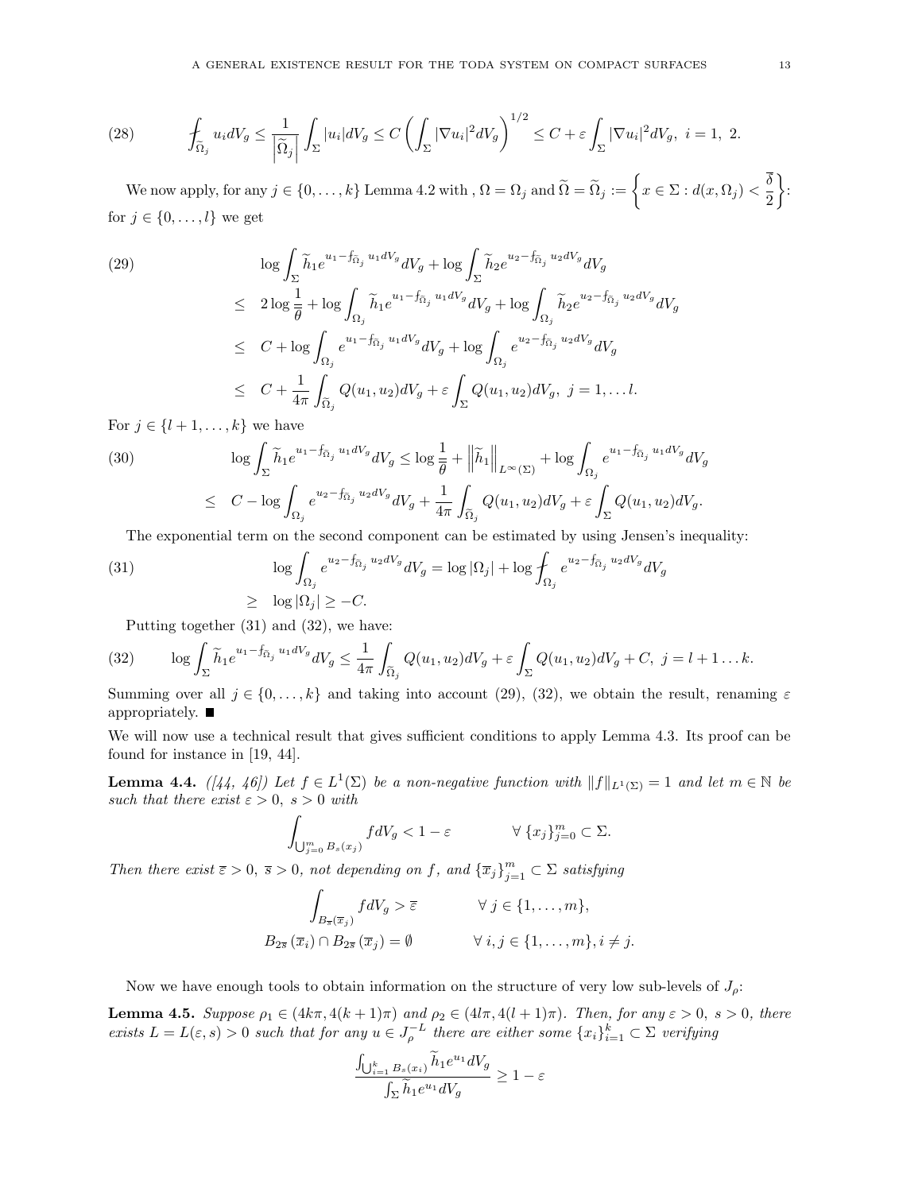$$
\fint_{\widetilde{\Omega}_j} u_i dV_g \leq \frac{1}{\left|\widetilde{\Omega}_j\right|}\int_\Sigma |u_i| dV_g \leq C\left(\int_\Sigma |\nabla u_i|^2 dV_g\right)^{1/2} \leq C + \varepsilon \int_\Sigma |\nabla u_i|^2 dV_g, \; i = 1, \; 2. \tag{28}
$$

We now apply, for any $j \in \{0, \dots, k\}$ Lemma 4.2 with , $\Omega = \Omega_j$ and $\widetilde{\Omega} = \widetilde{\Omega}_j := \left\{ x \in \Sigma : d(x, \Omega_j) < \frac{\overline{\delta}}{2} \right\}$: for $j \in \{0, \dots, l\}$ we get

$$
\begin{aligned}
& \log \int_\Sigma \widetilde{h}_1 e^{u_1 - \fint_{\widetilde{\Omega}_j} u_1 dV_g} dV_g + \log \int_\Sigma \widetilde{h}_2 e^{u_2 - \fint_{\widetilde{\Omega}_j} u_2 dV_g} dV_g \\
\leq \;& 2 \log \frac{1}{\theta} + \log \int_{\Omega_j} \widetilde{h}_1 e^{u_1 - \fint_{\widetilde{\Omega}_j} u_1 dV_g} dV_g + \log \int_{\Omega_j} \widetilde{h}_2 e^{u_2 - \fint_{\widetilde{\Omega}_j} u_2 dV_g} dV_g \\
\leq \;& C + \log \int_{\Omega_j} e^{u_1 - \fint_{\widetilde{\Omega}_j} u_1 dV_g} dV_g + \log \int_{\Omega_j} e^{u_2 - \fint_{\widetilde{\Omega}_j} u_2 dV_g} dV_g \\
\leq \;& C + \frac{1}{4\pi} \int_{\widetilde{\Omega}_j} Q(u_1, u_2) dV_g + \varepsilon \int_\Sigma Q(u_1, u_2) dV_g, \; j = 1, \dots l.
\end{aligned} \tag{29}
$$

For $j \in \{l+1, \dots, k\}$ we have

$$
\begin{aligned}
& \log \int_\Sigma \widetilde{h}_1 e^{u_1 - \fint_{\widetilde{\Omega}_j} u_1 dV_g} dV_g \leq \log \frac{1}{\theta} + \left\|\widetilde{h}_1\right\|_{L^\infty(\Sigma)} + \log \int_{\Omega_j} e^{u_1 - \fint_{\widetilde{\Omega}_j} u_1 dV_g} dV_g \\
\leq \;& C - \log \int_{\Omega_j} e^{u_2 - \fint_{\widetilde{\Omega}_j} u_2 dV_g} dV_g + \frac{1}{4\pi} \int_{\widetilde{\Omega}_j} Q(u_1, u_2) dV_g + \varepsilon \int_\Sigma Q(u_1, u_2) dV_g.
\end{aligned} \tag{30}
$$

The exponential term on the second component can be estimated by using Jensen's inequality:

$$
\begin{aligned}
& \log \int_{\Omega_j} e^{u_2 - \fint_{\widetilde{\Omega}_j} u_2 dV_g} dV_g = \log |\Omega_j| + \log \fint_{\Omega_j} e^{u_2 - \fint_{\widetilde{\Omega}_j} u_2 dV_g} dV_g \\
\geq \;& \log |\Omega_j| \geq -C.
\end{aligned} \tag{31}
$$

Putting together (31) and (32), we have:

$$
\log \int_\Sigma \widetilde{h}_1 e^{u_1 - \fint_{\widetilde{\Omega}_j} u_1 dV_g} dV_g \leq \frac{1}{4\pi} \int_{\widetilde{\Omega}_j} Q(u_1, u_2) dV_g + \varepsilon \int_\Sigma Q(u_1, u_2) dV_g + C, \; j = l+1 \dots k. \tag{32}
$$

Summing over all $j \in \{0, \dots, k\}$ and taking into account (29), (32), we obtain the result, renaming $\varepsilon$ appropriately. ■

We will now use a technical result that gives sufficient conditions to apply Lemma 4.3. Its proof can be found for instance in [19, 44].

**Lemma 4.4.** *([44, 46]) Let $f \in L^1(\Sigma)$ be a non-negative function with $\|f\|_{L^1(\Sigma)} = 1$ and let $m \in \mathbb{N}$ be such that there exist $\varepsilon > 0$, $s > 0$ with*

$$
\int_{\bigcup_{j=0}^m B_s(x_j)} f dV_g < 1 - \varepsilon \qquad \forall \, \{x_j\}_{j=0}^m \subset \Sigma.
$$

*Then there exist $\overline{\varepsilon} > 0$, $\overline{s} > 0$, not depending on $f$, and $\{\overline{x}_j\}_{j=1}^m \subset \Sigma$ satisfying*

$$
\begin{aligned}
& \int_{B_{\overline{s}}(\overline{x}_j)} f dV_g > \overline{\varepsilon} && \forall \, j \in \{1, \dots, m\}, \\
& B_{2\overline{s}}(\overline{x}_i) \cap B_{2\overline{s}}(\overline{x}_j) = \emptyset && \forall \, i, j \in \{1, \dots, m\}, i \neq j.
\end{aligned}
$$

Now we have enough tools to obtain information on the structure of very low sub-levels of $J_\rho$:

**Lemma 4.5.** *Suppose $\rho_1 \in (4k\pi, 4(k+1)\pi)$ and $\rho_2 \in (4l\pi, 4(l+1)\pi)$. Then, for any $\varepsilon > 0$, $s > 0$, there exists $L = L(\varepsilon, s) > 0$ such that for any $u \in J_\rho^{-L}$ there are either some $\{x_i\}_{i=1}^k \subset \Sigma$ verifying*

$$
\frac{\int_{\bigcup_{i=1}^k B_s(x_i)} \widetilde{h}_1 e^{u_1} dV_g}{\int_\Sigma \widetilde{h}_1 e^{u_1} dV_g} \geq 1 - \varepsilon
$$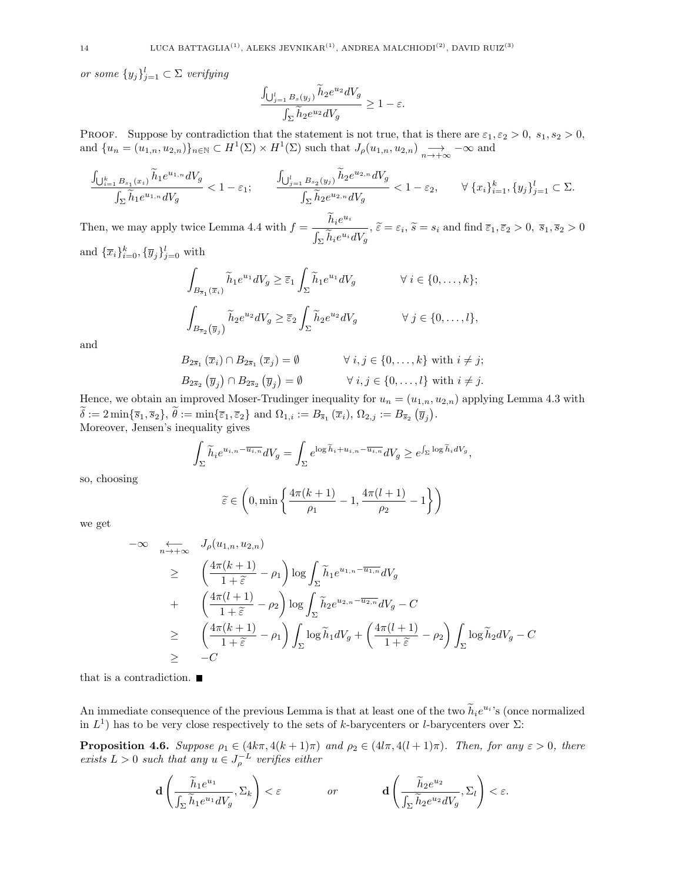*or some* $\{y_j\}_{j=1}^l \subset \Sigma$ *verifying*

$$\frac{\int_{\bigcup_{j=1}^l B_s(y_j)} \widetilde{h}_2 e^{u_2} dV_g}{\int_\Sigma \widetilde{h}_2 e^{u_2} dV_g} \geq 1 - \varepsilon.$$

Proof. Suppose by contradiction that the statement is not true, that is there are $\varepsilon_1, \varepsilon_2 > 0,\ s_1, s_2 > 0$, and $\{u_n = (u_{1,n}, u_{2,n})\}_{n\in\mathbb{N}} \subset H^1(\Sigma) \times H^1(\Sigma)$ such that $J_\rho(u_{1,n}, u_{2,n}) \underset{n\to+\infty}{\longrightarrow} -\infty$ and

$$\frac{\int_{\bigcup_{i=1}^k B_{s_1}(x_i)} \widetilde{h}_1 e^{u_{1,n}} dV_g}{\int_\Sigma \widetilde{h}_1 e^{u_{1,n}} dV_g} < 1 - \varepsilon_1; \qquad \frac{\int_{\bigcup_{j=1}^l B_{s_2}(y_j)} \widetilde{h}_2 e^{u_{2,n}} dV_g}{\int_\Sigma \widetilde{h}_2 e^{u_{2,n}} dV_g} < 1 - \varepsilon_2, \qquad \forall\, \{x_i\}_{i=1}^k, \{y_j\}_{j=1}^l \subset \Sigma.$$

Then, we may apply twice Lemma 4.4 with $f = \dfrac{\widetilde{h}_i e^{u_i}}{\int_\Sigma \widetilde{h}_i e^{u_i} dV_g}$, $\widetilde{\varepsilon} = \varepsilon_i$, $\widetilde{s} = s_i$ and find $\overline{\varepsilon}_1, \overline{\varepsilon}_2 > 0,\ \overline{s}_1, \overline{s}_2 > 0$ and $\{\overline{x}_i\}_{i=0}^k, \{\overline{y}_j\}_{j=0}^l$ with

$$\int_{B_{\overline{s}_1}(\overline{x}_i)} \widetilde{h}_1 e^{u_1} dV_g \geq \overline{\varepsilon}_1 \int_\Sigma \widetilde{h}_1 e^{u_1} dV_g \qquad \forall\, i \in \{0, \ldots, k\};$$

$$\int_{B_{\overline{s}_2}(\overline{y}_j)} \widetilde{h}_2 e^{u_2} dV_g \geq \overline{\varepsilon}_2 \int_\Sigma \widetilde{h}_2 e^{u_2} dV_g \qquad \forall\, j \in \{0, \ldots, l\},$$

and

$$B_{2\overline{s}_1}(\overline{x}_i) \cap B_{2\overline{s}_1}(\overline{x}_j) = \emptyset \qquad \forall\, i, j \in \{0, \ldots, k\} \text{ with } i \neq j;$$

$$B_{2\overline{s}_2}(\overline{y}_j) \cap B_{2\overline{s}_2}(\overline{y}_j) = \emptyset \qquad \forall\, i, j \in \{0, \ldots, l\} \text{ with } i \neq j.$$

Hence, we obtain an improved Moser-Trudinger inequality for $u_n = (u_{1,n}, u_{2,n})$ applying Lemma 4.3 with $\widetilde{\delta} := 2\min\{\overline{s}_1, \overline{s}_2\}$, $\widetilde{\theta} := \min\{\overline{\varepsilon}_1, \overline{\varepsilon}_2\}$ and $\Omega_{1,i} := B_{\overline{s}_1}(\overline{x}_i)$, $\Omega_{2,j} := B_{\overline{s}_2}(\overline{y}_j)$.
Moreover, Jensen's inequality gives

$$\int_\Sigma \widetilde{h}_i e^{u_{i,n} - \overline{u_{i,n}}} dV_g = \int_\Sigma e^{\log \widetilde{h}_i + u_{i,n} - \overline{u_{i,n}}} dV_g \geq e^{\int_\Sigma \log \widetilde{h}_i dV_g},$$

so, choosing

$$\widetilde{\varepsilon} \in \left(0, \min\left\{\frac{4\pi(k+1)}{\rho_1} - 1, \frac{4\pi(l+1)}{\rho_2} - 1\right\}\right)$$

we get

$$\begin{aligned}
-\infty \underset{n\to+\infty}{\longleftarrow} \quad & J_\rho(u_{1,n}, u_{2,n}) \\
\geq \quad & \left(\frac{4\pi(k+1)}{1+\widetilde{\varepsilon}} - \rho_1\right) \log \int_\Sigma \widetilde{h}_1 e^{u_{1,n} - \overline{u_{1,n}}} dV_g \\
+ \quad & \left(\frac{4\pi(l+1)}{1+\widetilde{\varepsilon}} - \rho_2\right) \log \int_\Sigma \widetilde{h}_2 e^{u_{2,n} - \overline{u_{2,n}}} dV_g - C \\
\geq \quad & \left(\frac{4\pi(k+1)}{1+\widetilde{\varepsilon}} - \rho_1\right) \int_\Sigma \log \widetilde{h}_1 dV_g + \left(\frac{4\pi(l+1)}{1+\widetilde{\varepsilon}} - \rho_2\right) \int_\Sigma \log \widetilde{h}_2 dV_g - C \\
\geq \quad & -C
\end{aligned}$$

that is a contradiction. ■

An immediate consequence of the previous Lemma is that at least one of the two $\widetilde{h}_i e^{u_i}$'s (once normalized in $L^1$) has to be very close respectively to the sets of $k$-barycenters or $l$-barycenters over $\Sigma$:

**Proposition 4.6.** *Suppose* $\rho_1 \in (4k\pi, 4(k+1)\pi)$ *and* $\rho_2 \in (4l\pi, 4(l+1)\pi)$. *Then, for any* $\varepsilon > 0$, *there exists* $L > 0$ *such that any* $u \in J_\rho^{-L}$ *verifies either*

$$\mathbf{d}\left(\frac{\widetilde{h}_1 e^{u_1}}{\int_\Sigma \widetilde{h}_1 e^{u_1} dV_g}, \Sigma_k\right) < \varepsilon \qquad \text{or} \qquad \mathbf{d}\left(\frac{\widetilde{h}_2 e^{u_2}}{\int_\Sigma \widetilde{h}_2 e^{u_2} dV_g}, \Sigma_l\right) < \varepsilon.$$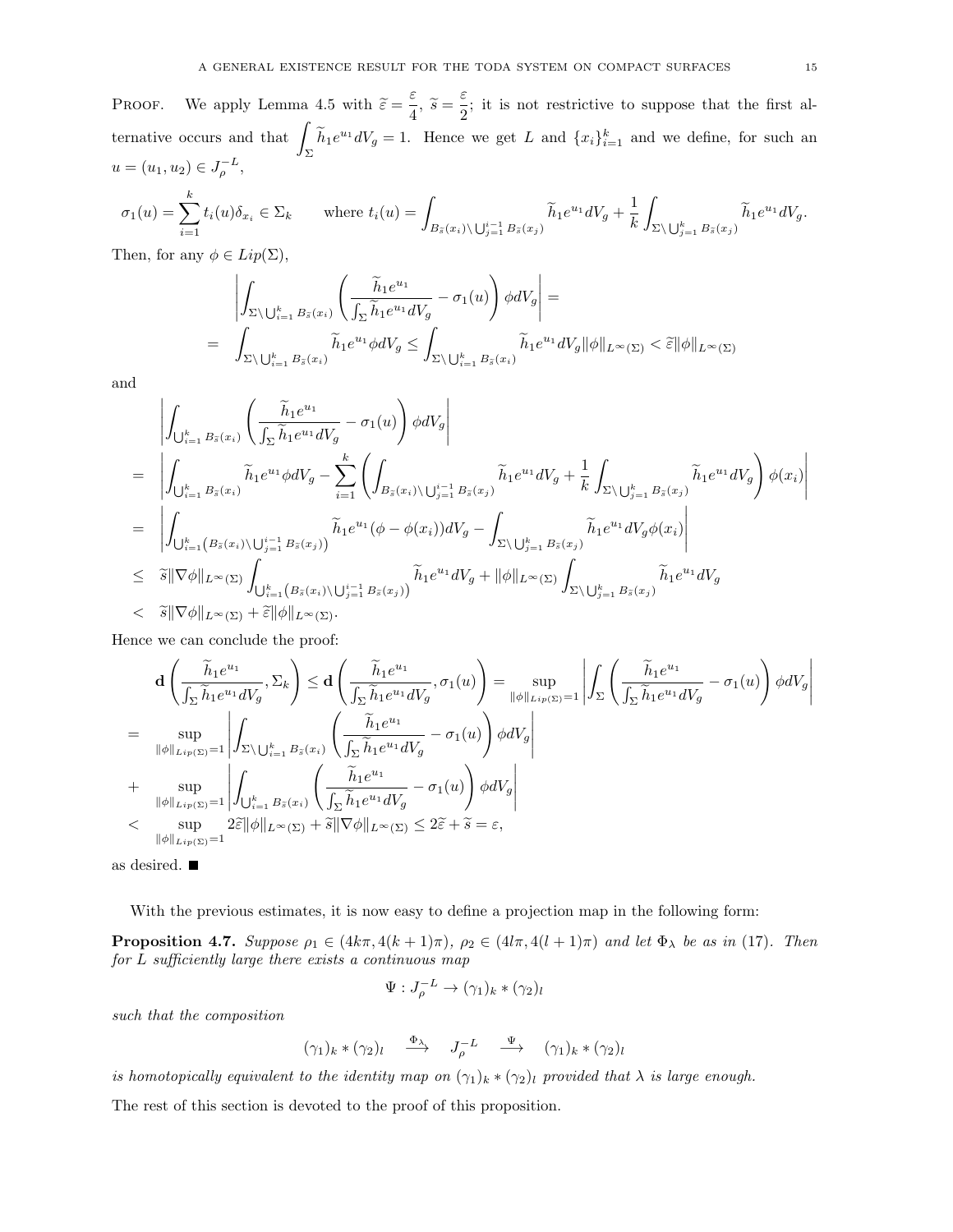PROOF. We apply Lemma 4.5 with $\widetilde{\varepsilon} = \frac{\varepsilon}{4}$, $\widetilde{s} = \frac{\varepsilon}{2}$; it is not restrictive to suppose that the first alternative occurs and that $\int_\Sigma \widetilde{h}_1 e^{u_1} dV_g = 1$. Hence we get $L$ and $\{x_i\}_{i=1}^k$ and we define, for such an $u = (u_1, u_2) \in J_\rho^{-L}$,

$$\sigma_1(u) = \sum_{i=1}^k t_i(u)\delta_{x_i} \in \Sigma_k \qquad \text{where } t_i(u) = \int_{B_{\widetilde{s}}(x_i)\setminus\bigcup_{j=1}^{i-1} B_{\widetilde{s}}(x_j)} \widetilde{h}_1 e^{u_1} dV_g + \frac{1}{k}\int_{\Sigma\setminus\bigcup_{j=1}^{k} B_{\widetilde{s}}(x_j)} \widetilde{h}_1 e^{u_1} dV_g.$$

Then, for any $\phi \in Lip(\Sigma)$,

$$\begin{aligned}
&\left| \int_{\Sigma\setminus\bigcup_{i=1}^k B_{\widetilde{s}}(x_i)} \left( \frac{\widetilde{h}_1 e^{u_1}}{\int_\Sigma \widetilde{h}_1 e^{u_1} dV_g} - \sigma_1(u) \right) \phi dV_g \right| = \\
= \; & \int_{\Sigma\setminus\bigcup_{i=1}^k B_{\widetilde{s}}(x_i)} \widetilde{h}_1 e^{u_1} \phi dV_g \leq \int_{\Sigma\setminus\bigcup_{i=1}^k B_{\widetilde{s}}(x_i)} \widetilde{h}_1 e^{u_1} dV_g \|\phi\|_{L^\infty(\Sigma)} < \widetilde{\varepsilon}\|\phi\|_{L^\infty(\Sigma)}
\end{aligned}$$

and

$$\begin{aligned}
& \left| \int_{\bigcup_{i=1}^k B_{\widetilde{s}}(x_i)} \left( \frac{\widetilde{h}_1 e^{u_1}}{\int_\Sigma \widetilde{h}_1 e^{u_1} dV_g} - \sigma_1(u) \right) \phi dV_g \right| \\
= \; & \left| \int_{\bigcup_{i=1}^k B_{\widetilde{s}}(x_i)} \widetilde{h}_1 e^{u_1} \phi dV_g - \sum_{i=1}^k \left( \int_{B_{\widetilde{s}}(x_i)\setminus\bigcup_{j=1}^{i-1} B_{\widetilde{s}}(x_j)} \widetilde{h}_1 e^{u_1} dV_g + \frac{1}{k}\int_{\Sigma\setminus\bigcup_{j=1}^{k} B_{\widetilde{s}}(x_j)} \widetilde{h}_1 e^{u_1} dV_g \right)\phi(x_i) \right| \\
= \; & \left| \int_{\bigcup_{i=1}^k \left(B_{\widetilde{s}}(x_i)\setminus\bigcup_{j=1}^{i-1} B_{\widetilde{s}}(x_j)\right)} \widetilde{h}_1 e^{u_1}(\phi - \phi(x_i)) dV_g - \int_{\Sigma\setminus\bigcup_{j=1}^{k} B_{\widetilde{s}}(x_j)} \widetilde{h}_1 e^{u_1} dV_g \phi(x_i) \right| \\
\leq \; & \widetilde{s}\|\nabla\phi\|_{L^\infty(\Sigma)} \int_{\bigcup_{i=1}^k \left(B_{\widetilde{s}}(x_i)\setminus\bigcup_{j=1}^{i-1} B_{\widetilde{s}}(x_j)\right)} \widetilde{h}_1 e^{u_1} dV_g + \|\phi\|_{L^\infty(\Sigma)} \int_{\Sigma\setminus\bigcup_{j=1}^{k} B_{\widetilde{s}}(x_j)} \widetilde{h}_1 e^{u_1} dV_g \\
< \; & \widetilde{s}\|\nabla\phi\|_{L^\infty(\Sigma)} + \widetilde{\varepsilon}\|\phi\|_{L^\infty(\Sigma)}.
\end{aligned}$$

Hence we can conclude the proof:

$$\begin{aligned}
& \mathbf{d}\left( \frac{\widetilde{h}_1 e^{u_1}}{\int_\Sigma \widetilde{h}_1 e^{u_1} dV_g}, \Sigma_k \right) \leq \mathbf{d}\left( \frac{\widetilde{h}_1 e^{u_1}}{\int_\Sigma \widetilde{h}_1 e^{u_1} dV_g}, \sigma_1(u) \right) = \sup_{\|\phi\|_{Lip(\Sigma)}=1} \left| \int_\Sigma \left( \frac{\widetilde{h}_1 e^{u_1}}{\int_\Sigma \widetilde{h}_1 e^{u_1} dV_g} - \sigma_1(u) \right) \phi dV_g \right| \\
= \; & \sup_{\|\phi\|_{Lip(\Sigma)}=1} \left| \int_{\Sigma\setminus\bigcup_{i=1}^k B_{\widetilde{s}}(x_i)} \left( \frac{\widetilde{h}_1 e^{u_1}}{\int_\Sigma \widetilde{h}_1 e^{u_1} dV_g} - \sigma_1(u) \right) \phi dV_g \right| \\
+ \; & \sup_{\|\phi\|_{Lip(\Sigma)}=1} \left| \int_{\bigcup_{i=1}^k B_{\widetilde{s}}(x_i)} \left( \frac{\widetilde{h}_1 e^{u_1}}{\int_\Sigma \widetilde{h}_1 e^{u_1} dV_g} - \sigma_1(u) \right) \phi dV_g \right| \\
< \; & \sup_{\|\phi\|_{Lip(\Sigma)}=1} 2\widetilde{\varepsilon}\|\phi\|_{L^\infty(\Sigma)} + \widetilde{s}\|\nabla\phi\|_{L^\infty(\Sigma)} \leq 2\widetilde{\varepsilon} + \widetilde{s} = \varepsilon,
\end{aligned}$$

as desired. ∎

With the previous estimates, it is now easy to define a projection map in the following form:

**Proposition 4.7.** *Suppose $\rho_1 \in (4k\pi, 4(k+1)\pi)$, $\rho_2 \in (4l\pi, 4(l+1)\pi)$ and let $\Phi_\lambda$ be as in (17). Then for $L$ sufficiently large there exists a continuous map*

$$\Psi : J_\rho^{-L} \to (\gamma_1)_k * (\gamma_2)_l$$

*such that the composition*

$$(\gamma_1)_k * (\gamma_2)_l \quad \xrightarrow{\Phi_\lambda} \quad J_\rho^{-L} \quad \xrightarrow{\Psi} \quad (\gamma_1)_k * (\gamma_2)_l$$

*is homotopically equivalent to the identity map on $(\gamma_1)_k * (\gamma_2)_l$ provided that $\lambda$ is large enough.*

The rest of this section is devoted to the proof of this proposition.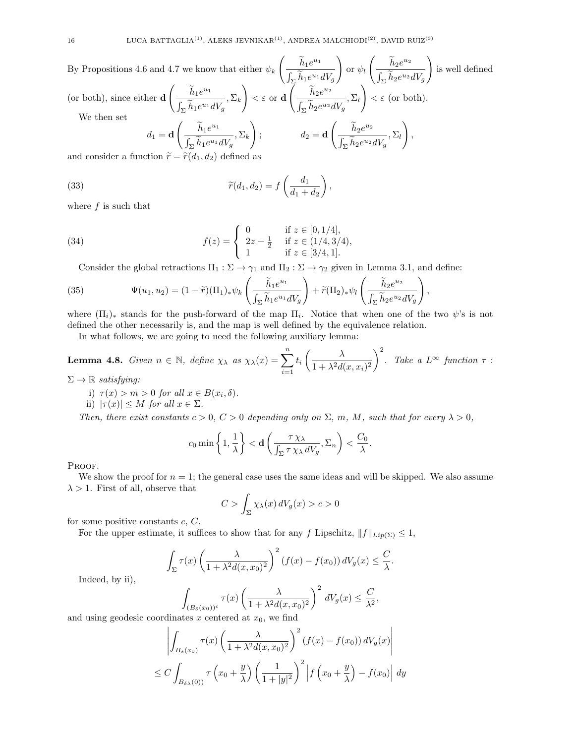By Propositions 4.6 and 4.7 we know that either $\psi_k\left(\frac{\widetilde{h}_1 e^{u_1}}{\int_\Sigma \widetilde{h}_1 e^{u_1} dV_g}\right)$ or $\psi_l\left(\frac{\widetilde{h}_2 e^{u_2}}{\int_\Sigma \widetilde{h}_2 e^{u_2} dV_g}\right)$ is well defined (or both), since either $\mathbf{d}\left(\frac{\widetilde{h}_1 e^{u_1}}{\int_\Sigma \widetilde{h}_1 e^{u_1} dV_g}, \Sigma_k\right) < \varepsilon$ or $\mathbf{d}\left(\frac{\widetilde{h}_2 e^{u_2}}{\int_\Sigma \widetilde{h}_2 e^{u_2} dV_g}, \Sigma_l\right) < \varepsilon$ (or both).

We then set

$$d_1 = \mathbf{d}\left(\frac{\widetilde{h}_1 e^{u_1}}{\int_\Sigma \widetilde{h}_1 e^{u_1} dV_g}, \Sigma_k\right); \qquad d_2 = \mathbf{d}\left(\frac{\widetilde{h}_2 e^{u_2}}{\int_\Sigma \widetilde{h}_2 e^{u_2} dV_g}, \Sigma_l\right),$$

and consider a function $\widetilde{r} = \widetilde{r}(d_1, d_2)$ defined as

$$\widetilde{r}(d_1, d_2) = f\left(\frac{d_1}{d_1 + d_2}\right), \tag{33}$$

where $f$ is such that

$$f(z) = \begin{cases} 0 & \text{if } z \in [0, 1/4], \\ 2z - \frac{1}{2} & \text{if } z \in (1/4, 3/4), \\ 1 & \text{if } z \in [3/4, 1]. \end{cases} \tag{34}$$

Consider the global retractions $\Pi_1 : \Sigma \to \gamma_1$ and $\Pi_2 : \Sigma \to \gamma_2$ given in Lemma 3.1, and define:

$$\Psi(u_1, u_2) = (1 - \widetilde{r})(\Pi_1)_* \psi_k\left(\frac{\widetilde{h}_1 e^{u_1}}{\int_\Sigma \widetilde{h}_1 e^{u_1} dV_g}\right) + \widetilde{r}(\Pi_2)_* \psi_l\left(\frac{\widetilde{h}_2 e^{u_2}}{\int_\Sigma \widetilde{h}_2 e^{u_2} dV_g}\right), \tag{35}$$

where $(\Pi_i)_*$ stands for the push-forward of the map $\Pi_i$. Notice that when one of the two $\psi$'s is not defined the other necessarily is, and the map is well defined by the equivalence relation.

In what follows, we are going to need the following auxiliary lemma:

**Lemma 4.8.** *Given $n \in \mathbb{N}$, define $\chi_\lambda$ as $\chi_\lambda(x) = \sum_{i=1}^n t_i \left(\frac{\lambda}{1 + \lambda^2 d(x, x_i)^2}\right)^2$. Take a $L^\infty$ function $\tau : \Sigma \to \mathbb{R}$ satisfying:*

i) $\tau(x) > m > 0$ *for all* $x \in B(x_i, \delta)$.
ii) $|\tau(x)| \leq M$ *for all* $x \in \Sigma$.

*Then, there exist constants $c > 0$, $C > 0$ depending only on $\Sigma$, $m$, $M$, such that for every $\lambda > 0$,*

$$c_0 \min\left\{1, \frac{1}{\lambda}\right\} < \mathbf{d}\left(\frac{\tau\,\chi_\lambda}{\int_\Sigma \tau\,\chi_\lambda\, dV_g}, \Sigma_n\right) < \frac{C_0}{\lambda}.$$

Proof.

We show the proof for $n = 1$; the general case uses the same ideas and will be skipped. We also assume $\lambda > 1$. First of all, observe that

$$C > \int_\Sigma \chi_\lambda(x)\, dV_g(x) > c > 0$$

for some positive constants $c$, $C$.

For the upper estimate, it suffices to show that for any $f$ Lipschitz, $\|f\|_{Lip(\Sigma)} \leq 1$,

$$\int_\Sigma \tau(x) \left(\frac{\lambda}{1 + \lambda^2 d(x, x_0)^2}\right)^2 (f(x) - f(x_0))\, dV_g(x) \leq \frac{C}{\lambda}.$$

Indeed, by ii),

$$\int_{(B_\delta(x_0))^c} \tau(x) \left(\frac{\lambda}{1 + \lambda^2 d(x, x_0)^2}\right)^2 dV_g(x) \leq \frac{C}{\lambda^2},$$

and using geodesic coordinates $x$ centered at $x_0$, we find

$$\left|\int_{B_\delta(x_0)} \tau(x) \left(\frac{\lambda}{1 + \lambda^2 d(x, x_0)^2}\right)^2 (f(x) - f(x_0))\, dV_g(x)\right|$$

$$\leq C \int_{B_{\delta\lambda}(0))} \tau\left(x_0 + \frac{y}{\lambda}\right) \left(\frac{1}{1 + |y|^2}\right)^2 \left|f\left(x_0 + \frac{y}{\lambda}\right) - f(x_0)\right| dy$$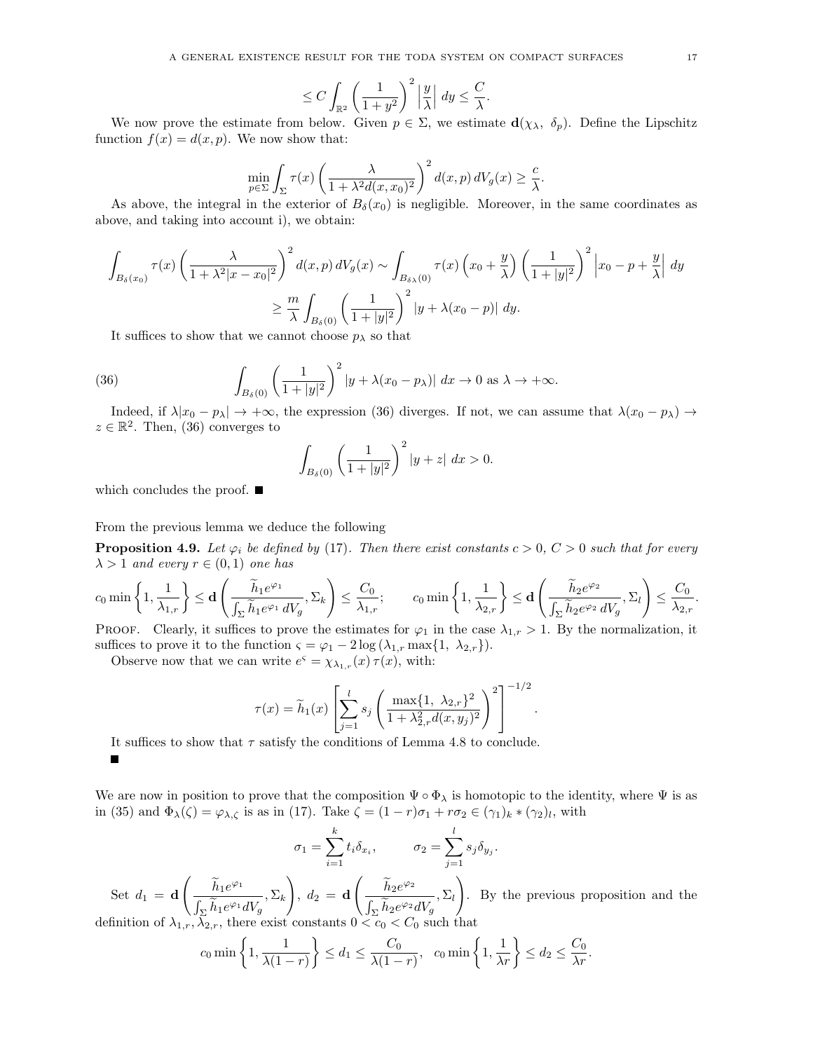$$\leq C \int_{\mathbb{R}^2} \left( \frac{1}{1+y^2} \right)^2 \left| \frac{y}{\lambda} \right| dy \leq \frac{C}{\lambda}.$$

We now prove the estimate from below. Given $p \in \Sigma$, we estimate $\mathbf{d}(\chi_\lambda, \ \delta_p)$. Define the Lipschitz function $f(x) = d(x,p)$. We now show that:

$$\min_{p\in\Sigma} \int_\Sigma \tau(x) \left( \frac{\lambda}{1+\lambda^2 d(x,x_0)^2} \right)^2 d(x,p)\, dV_g(x) \geq \frac{c}{\lambda}.$$

As above, the integral in the exterior of $B_\delta(x_0)$ is negligible. Moreover, in the same coordinates as above, and taking into account i), we obtain:

$$\int_{B_\delta(x_0)} \tau(x) \left( \frac{\lambda}{1+\lambda^2|x-x_0|^2} \right)^2 d(x,p)\, dV_g(x) \sim \int_{B_{\delta\lambda}(0)} \tau(x) \left( x_0 + \frac{y}{\lambda} \right) \left( \frac{1}{1+|y|^2} \right)^2 \left| x_0 - p + \frac{y}{\lambda} \right| dy$$

$$\geq \frac{m}{\lambda} \int_{B_\delta(0)} \left( \frac{1}{1+|y|^2} \right)^2 |y + \lambda(x_0-p)| \ dy.$$

It suffices to show that we cannot choose $p_\lambda$ so that

$$\int_{B_\delta(0)} \left( \frac{1}{1+|y|^2} \right)^2 |y+\lambda(x_0-p_\lambda)| \ dx \to 0 \text{ as } \lambda \to +\infty. \tag{36}$$

Indeed, if $\lambda|x_0 - p_\lambda| \to +\infty$, the expression (36) diverges. If not, we can assume that $\lambda(x_0 - p_\lambda) \to z \in \mathbb{R}^2$. Then, (36) converges to

$$\int_{B_\delta(0)} \left( \frac{1}{1+|y|^2} \right)^2 |y+z| \ dx > 0.$$

which concludes the proof. ■

From the previous lemma we deduce the following

**Proposition 4.9.** *Let $\varphi_i$ be defined by (17). Then there exist constants $c > 0$, $C > 0$ such that for every $\lambda > 1$ and every $r \in (0,1)$ one has*

$$c_0 \min\left\{1, \frac{1}{\lambda_{1,r}}\right\} \leq \mathbf{d}\left( \frac{\widetilde{h}_1 e^{\varphi_1}}{\int_\Sigma \widetilde{h}_1 e^{\varphi_1}\, dV_g}, \Sigma_k \right) \leq \frac{C_0}{\lambda_{1,r}}; \qquad c_0 \min\left\{1, \frac{1}{\lambda_{2,r}}\right\} \leq \mathbf{d}\left( \frac{\widetilde{h}_2 e^{\varphi_2}}{\int_\Sigma \widetilde{h}_2 e^{\varphi_2}\, dV_g}, \Sigma_l \right) \leq \frac{C_0}{\lambda_{2,r}}.$$

Proof. Clearly, it suffices to prove the estimates for $\varphi_1$ in the case $\lambda_{1,r} > 1$. By the normalization, it suffices to prove it to the function $\varsigma = \varphi_1 - 2\log(\lambda_{1,r} \max\{1, \ \lambda_{2,r}\})$.

Observe now that we can write $e^\varsigma = \chi_{\lambda_{1,r}}(x)\, \tau(x)$, with:

$$\tau(x) = \widetilde{h}_1(x) \left[ \sum_{j=1}^l s_j \left( \frac{\max\{1, \ \lambda_{2,r}\}^2}{1+\lambda_{2,r}^2 d(x,y_j)^2} \right)^2 \right]^{-1/2}.$$

It suffices to show that $\tau$ satisfy the conditions of Lemma 4.8 to conclude.

■

We are now in position to prove that the composition $\Psi \circ \Phi_\lambda$ is homotopic to the identity, where $\Psi$ is as in (35) and $\Phi_\lambda(\zeta) = \varphi_{\lambda,\zeta}$ is as in (17). Take $\zeta = (1-r)\sigma_1 + r\sigma_2 \in (\gamma_1)_k * (\gamma_2)_l$, with

$$\sigma_1 = \sum_{i=1}^k t_i \delta_{x_i}, \qquad \sigma_2 = \sum_{j=1}^l s_j \delta_{y_j}.$$

Set $d_1 = \mathbf{d}\left( \frac{\widetilde{h}_1 e^{\varphi_1}}{\int_\Sigma \widetilde{h}_1 e^{\varphi_1} dV_g}, \Sigma_k \right)$, $d_2 = \mathbf{d}\left( \frac{\widetilde{h}_2 e^{\varphi_2}}{\int_\Sigma \widetilde{h}_2 e^{\varphi_2} dV_g}, \Sigma_l \right)$. By the previous proposition and the definition of $\lambda_{1,r}, \lambda_{2,r}$, there exist constants $0 < c_0 < C_0$ such that

$$c_0 \min\left\{1, \frac{1}{\lambda(1-r)}\right\} \leq d_1 \leq \frac{C_0}{\lambda(1-r)}, \quad c_0 \min\left\{1, \frac{1}{\lambda r}\right\} \leq d_2 \leq \frac{C_0}{\lambda r}.$$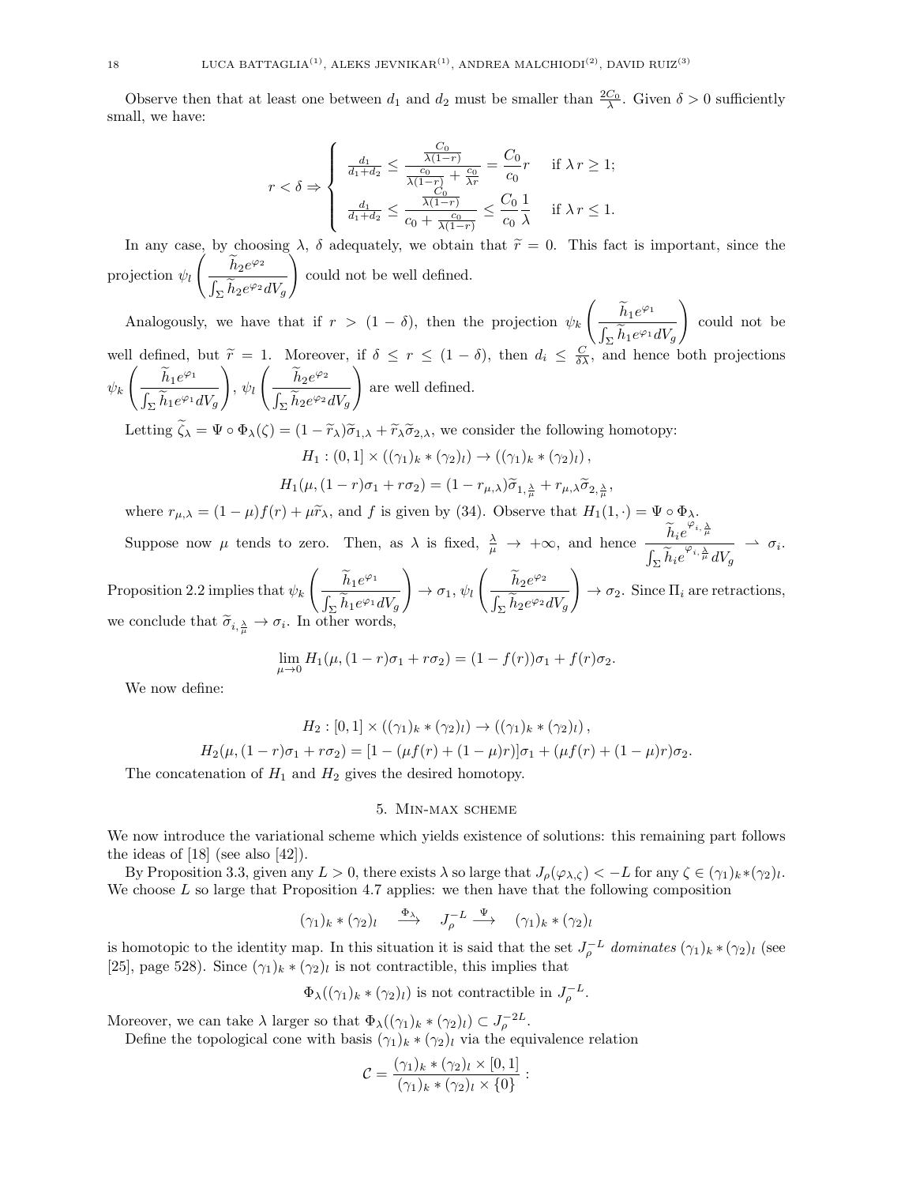Observe then that at least one between $d_1$ and $d_2$ must be smaller than $\frac{2C_0}{\lambda}$. Given $\delta > 0$ sufficiently small, we have:

$$
r < \delta \Rightarrow \begin{cases} \frac{d_1}{d_1+d_2} \le \dfrac{\frac{C_0}{\lambda(1-r)}}{\frac{c_0}{\lambda(1-r)} + \frac{c_0}{\lambda r}} = \dfrac{C_0}{c_0} r & \text{if } \lambda\, r \ge 1; \\ \frac{d_1}{d_1+d_2} \le \dfrac{\frac{C_0}{\lambda(1-r)}}{c_0 + \frac{c_0}{\lambda(1-r)}} \le \dfrac{C_0}{c_0}\dfrac{1}{\lambda} & \text{if } \lambda\, r \le 1. \end{cases}
$$

In any case, by choosing $\lambda$, $\delta$ adequately, we obtain that $\widetilde{r} = 0$. This fact is important, since the projection $\psi_l\left(\dfrac{\widetilde{h}_2 e^{\varphi_2}}{\int_\Sigma \widetilde{h}_2 e^{\varphi_2} dV_g}\right)$ could not be well defined.

Analogously, we have that if $r > (1-\delta)$, then the projection $\psi_k\left(\dfrac{\widetilde{h}_1 e^{\varphi_1}}{\int_\Sigma \widetilde{h}_1 e^{\varphi_1} dV_g}\right)$ could not be well defined, but $\widetilde{r} = 1$. Moreover, if $\delta \le r \le (1-\delta)$, then $d_i \le \frac{C}{\delta\lambda}$, and hence both projections $\psi_k\left(\dfrac{\widetilde{h}_1 e^{\varphi_1}}{\int_\Sigma \widetilde{h}_1 e^{\varphi_1} dV_g}\right)$, $\psi_l\left(\dfrac{\widetilde{h}_2 e^{\varphi_2}}{\int_\Sigma \widetilde{h}_2 e^{\varphi_2} dV_g}\right)$ are well defined.

Letting $\widetilde{\zeta}_\lambda = \Psi \circ \Phi_\lambda(\zeta) = (1-\widetilde{r}_\lambda)\widetilde{\sigma}_{1,\lambda} + \widetilde{r}_\lambda \widetilde{\sigma}_{2,\lambda}$, we consider the following homotopy:

$$
H_1 : (0,1] \times ((\gamma_1)_k * (\gamma_2)_l) \to ((\gamma_1)_k * (\gamma_2)_l),
$$

$$
H_1(\mu, (1-r)\sigma_1 + r\sigma_2) = (1-r_{\mu,\lambda})\widetilde{\sigma}_{1,\frac{\lambda}{\mu}} + r_{\mu,\lambda}\widetilde{\sigma}_{2,\frac{\lambda}{\mu}},
$$

where $r_{\mu,\lambda} = (1-\mu)f(r) + \mu\widetilde{r}_\lambda$, and $f$ is given by (34). Observe that $H_1(1,\cdot) = \Psi \circ \Phi_\lambda$.

Suppose now $\mu$ tends to zero. Then, as $\lambda$ is fixed, $\frac{\lambda}{\mu} \to +\infty$, and hence $\dfrac{\widetilde{h}_i e^{\varphi_{i,\frac{\lambda}{\mu}}}}{\int_\Sigma \widetilde{h}_i e^{\varphi_{i,\frac{\lambda}{\mu}}} dV_g} \rightharpoonup \sigma_i$.

Proposition 2.2 implies that $\psi_k\left(\dfrac{\widetilde{h}_1 e^{\varphi_1}}{\int_\Sigma \widetilde{h}_1 e^{\varphi_1} dV_g}\right) \to \sigma_1$, $\psi_l\left(\dfrac{\widetilde{h}_2 e^{\varphi_2}}{\int_\Sigma \widetilde{h}_2 e^{\varphi_2} dV_g}\right) \to \sigma_2$. Since $\Pi_i$ are retractions, we conclude that $\widetilde{\sigma}_{i,\frac{\lambda}{\mu}} \to \sigma_i$. In other words,

$$
\lim_{\mu \to 0} H_1(\mu, (1-r)\sigma_1 + r\sigma_2) = (1-f(r))\sigma_1 + f(r)\sigma_2.
$$

We now define:

$$
H_2 : [0,1] \times ((\gamma_1)_k * (\gamma_2)_l) \to ((\gamma_1)_k * (\gamma_2)_l),
$$

$$
H_2(\mu, (1-r)\sigma_1 + r\sigma_2) = [1 - (\mu f(r) + (1-\mu)r)]\sigma_1 + (\mu f(r) + (1-\mu)r)\sigma_2.
$$

The concatenation of $H_1$ and $H_2$ gives the desired homotopy.

## 5. Min-max scheme

We now introduce the variational scheme which yields existence of solutions: this remaining part follows the ideas of [18] (see also [42]).

By Proposition 3.3, given any $L > 0$, there exists $\lambda$ so large that $J_\rho(\varphi_{\lambda,\zeta}) < -L$ for any $\zeta \in (\gamma_1)_k * (\gamma_2)_l$. We choose $L$ so large that Proposition 4.7 applies: we then have that the following composition

$$
(\gamma_1)_k * (\gamma_2)_l \xrightarrow{\Phi_\lambda} J_\rho^{-L} \xrightarrow{\Psi} (\gamma_1)_k * (\gamma_2)_l
$$

is homotopic to the identity map. In this situation it is said that the set $J_\rho^{-L}$ *dominates* $(\gamma_1)_k * (\gamma_2)_l$ (see [25], page 528). Since $(\gamma_1)_k * (\gamma_2)_l$ is not contractible, this implies that

$$
\Phi_\lambda((\gamma_1)_k * (\gamma_2)_l) \text{ is not contractible in } J_\rho^{-L}.
$$

Moreover, we can take $\lambda$ larger so that $\Phi_\lambda((\gamma_1)_k * (\gamma_2)_l) \subset J_\rho^{-2L}$.

Define the topological cone with basis $(\gamma_1)_k * (\gamma_2)_l$ via the equivalence relation

$$
\mathcal{C} = \frac{(\gamma_1)_k * (\gamma_2)_l \times [0,1]}{(\gamma_1)_k * (\gamma_2)_l \times \{0\}} :
$$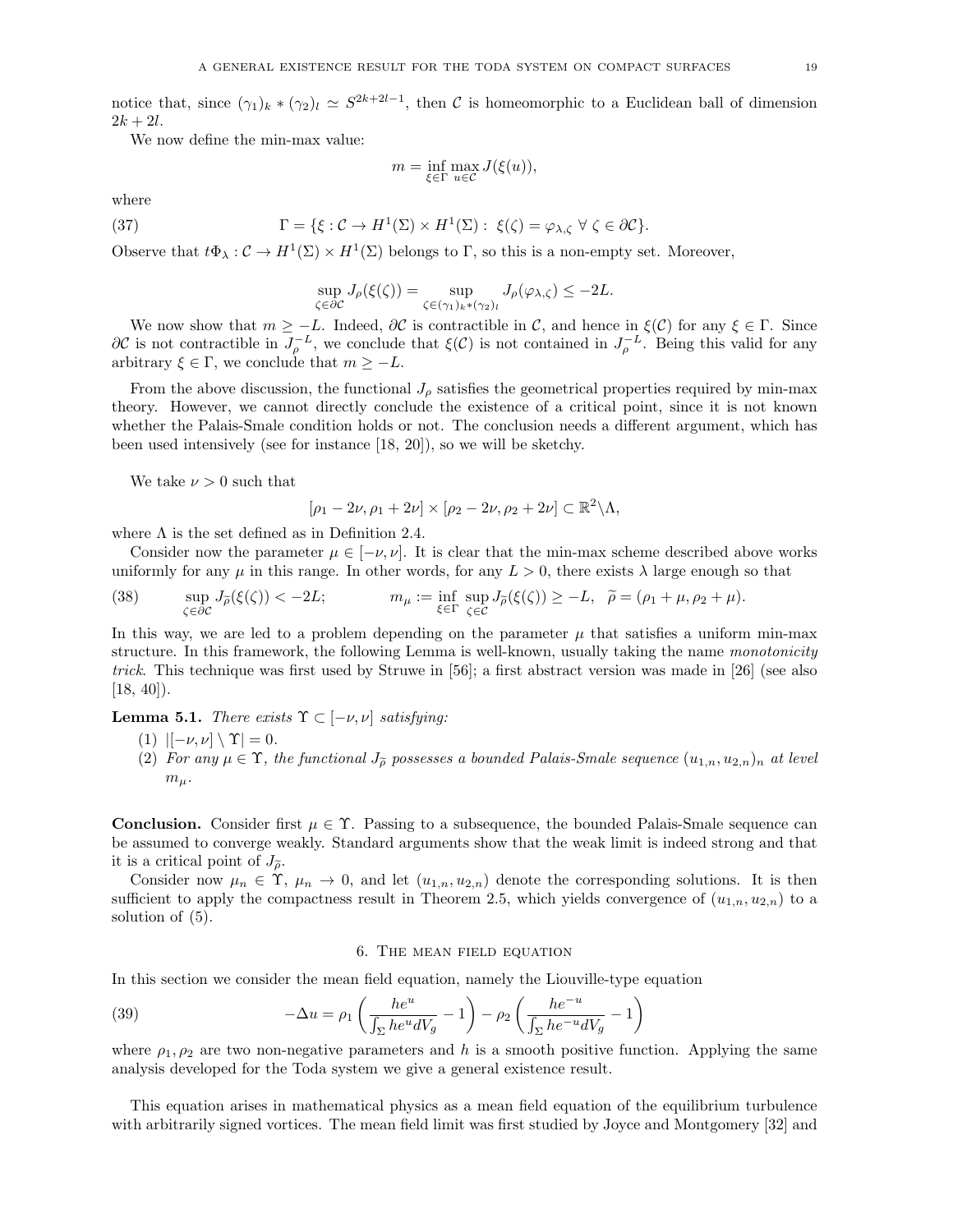notice that, since $(\gamma_1)_k * (\gamma_2)_l \simeq S^{2k+2l-1}$, then $\mathcal{C}$ is homeomorphic to a Euclidean ball of dimension $2k + 2l$.

We now define the min-max value:

$$m = \inf_{\xi \in \Gamma} \max_{u \in \mathcal{C}} J(\xi(u)),$$

where

$$\Gamma = \{\xi : \mathcal{C} \to H^1(\Sigma) \times H^1(\Sigma) : \ \xi(\zeta) = \varphi_{\lambda,\zeta} \ \forall \ \zeta \in \partial\mathcal{C}\}. \tag{37}$$

Observe that $t\Phi_\lambda : \mathcal{C} \to H^1(\Sigma) \times H^1(\Sigma)$ belongs to $\Gamma$, so this is a non-empty set. Moreover,

$$\sup_{\zeta \in \partial\mathcal{C}} J_\rho(\xi(\zeta)) = \sup_{\zeta \in (\gamma_1)_k * (\gamma_2)_l} J_\rho(\varphi_{\lambda,\zeta}) \leq -2L.$$

We now show that $m \geq -L$. Indeed, $\partial\mathcal{C}$ is contractible in $\mathcal{C}$, and hence in $\xi(\mathcal{C})$ for any $\xi \in \Gamma$. Since $\partial\mathcal{C}$ is not contractible in $J_\rho^{-L}$, we conclude that $\xi(\mathcal{C})$ is not contained in $J_\rho^{-L}$. Being this valid for any arbitrary $\xi \in \Gamma$, we conclude that $m \geq -L$.

From the above discussion, the functional $J_\rho$ satisfies the geometrical properties required by min-max theory. However, we cannot directly conclude the existence of a critical point, since it is not known whether the Palais-Smale condition holds or not. The conclusion needs a different argument, which has been used intensively (see for instance [18, 20]), so we will be sketchy.

We take $\nu > 0$ such that

$$[\rho_1 - 2\nu, \rho_1 + 2\nu] \times [\rho_2 - 2\nu, \rho_2 + 2\nu] \subset \mathbb{R}^2 \setminus \Lambda,$$

where $\Lambda$ is the set defined as in Definition 2.4.

Consider now the parameter $\mu \in [-\nu, \nu]$. It is clear that the min-max scheme described above works uniformly for any $\mu$ in this range. In other words, for any $L > 0$, there exists $\lambda$ large enough so that

$$\sup_{\zeta \in \partial\mathcal{C}} J_{\widetilde{\rho}}(\xi(\zeta)) < -2L; \qquad m_\mu := \inf_{\xi \in \Gamma} \sup_{\zeta \in \mathcal{C}} J_{\widetilde{\rho}}(\xi(\zeta)) \geq -L, \ \ \widetilde{\rho} = (\rho_1 + \mu, \rho_2 + \mu). \tag{38}$$

In this way, we are led to a problem depending on the parameter $\mu$ that satisfies a uniform min-max structure. In this framework, the following Lemma is well-known, usually taking the name *monotonicity trick*. This technique was first used by Struwe in [56]; a first abstract version was made in [26] (see also [18, 40]).

**Lemma 5.1.** *There exists $\Upsilon \subset [-\nu, \nu]$ satisfying:*

1. $|[-\nu, \nu] \setminus \Upsilon| = 0$.
2. *For any $\mu \in \Upsilon$, the functional $J_{\widetilde{\rho}}$ possesses a bounded Palais-Smale sequence $(u_{1,n}, u_{2,n})_n$ at level $m_\mu$.*

**Conclusion.** Consider first $\mu \in \Upsilon$. Passing to a subsequence, the bounded Palais-Smale sequence can be assumed to converge weakly. Standard arguments show that the weak limit is indeed strong and that it is a critical point of $J_{\widetilde{\rho}}$.

Consider now $\mu_n \in \Upsilon$, $\mu_n \to 0$, and let $(u_{1,n}, u_{2,n})$ denote the corresponding solutions. It is then sufficient to apply the compactness result in Theorem 2.5, which yields convergence of $(u_{1,n}, u_{2,n})$ to a solution of (5).

## 6. The mean field equation

In this section we consider the mean field equation, namely the Liouville-type equation

$$-\Delta u = \rho_1 \left( \frac{he^u}{\int_\Sigma he^u dV_g} - 1 \right) - \rho_2 \left( \frac{he^{-u}}{\int_\Sigma he^{-u} dV_g} - 1 \right) \tag{39}$$

where $\rho_1, \rho_2$ are two non-negative parameters and $h$ is a smooth positive function. Applying the same analysis developed for the Toda system we give a general existence result.

This equation arises in mathematical physics as a mean field equation of the equilibrium turbulence with arbitrarily signed vortices. The mean field limit was first studied by Joyce and Montgomery [32] and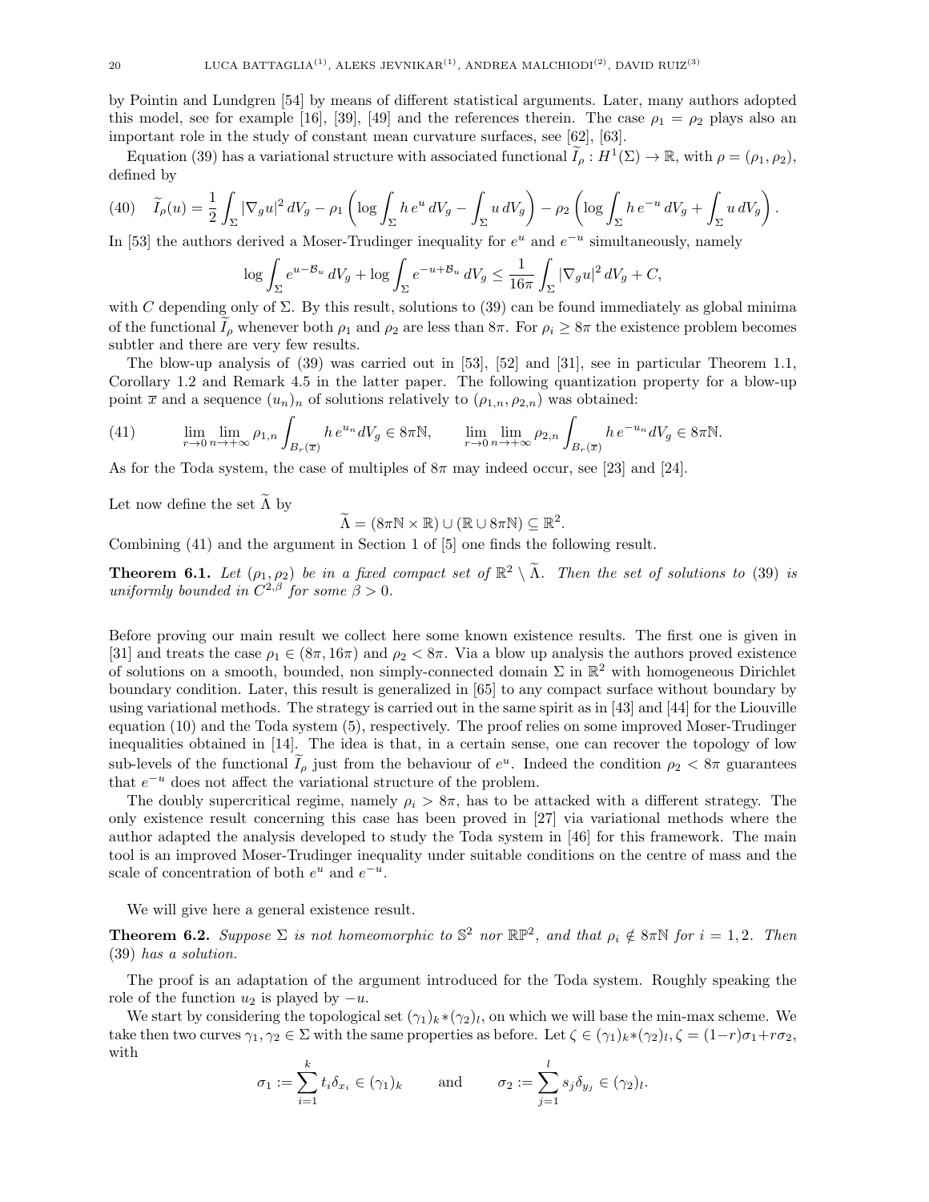by Pointin and Lundgren [54] by means of different statistical arguments. Later, many authors adopted this model, see for example [16], [39], [49] and the references therein. The case $\rho_1 = \rho_2$ plays also an important role in the study of constant mean curvature surfaces, see [62], [63].

Equation (39) has a variational structure with associated functional $\widetilde{I}_\rho : H^1(\Sigma) \to \mathbb{R}$, with $\rho = (\rho_1, \rho_2)$, defined by

$$
\widetilde{I}_\rho(u) = \frac{1}{2}\int_\Sigma |\nabla_g u|^2 \, dV_g - \rho_1 \left( \log \int_\Sigma h\, e^u \, dV_g - \int_\Sigma u \, dV_g \right) - \rho_2 \left( \log \int_\Sigma h\, e^{-u} \, dV_g + \int_\Sigma u \, dV_g \right). \tag{40}
$$

In [53] the authors derived a Moser-Trudinger inequality for $e^u$ and $e^{-u}$ simultaneously, namely

$$
\log \int_\Sigma e^{u - \mathcal{B}_u} \, dV_g + \log \int_\Sigma e^{-u + \mathcal{B}_u} \, dV_g \leq \frac{1}{16\pi} \int_\Sigma |\nabla_g u|^2 \, dV_g + C,
$$

with $C$ depending only of $\Sigma$. By this result, solutions to (39) can be found immediately as global minima of the functional $\widetilde{I}_\rho$ whenever both $\rho_1$ and $\rho_2$ are less than $8\pi$. For $\rho_i \geq 8\pi$ the existence problem becomes subtler and there are very few results.

The blow-up analysis of (39) was carried out in [53], [52] and [31], see in particular Theorem 1.1, Corollary 1.2 and Remark 4.5 in the latter paper. The following quantization property for a blow-up point $\overline{x}$ and a sequence $(u_n)_n$ of solutions relatively to $(\rho_{1,n}, \rho_{2,n})$ was obtained:

$$
\lim_{r\to 0} \lim_{n\to+\infty} \rho_{1,n} \int_{B_r(\overline{x})} h\, e^{u_n} dV_g \in 8\pi\mathbb{N}, \qquad \lim_{r\to 0} \lim_{n\to+\infty} \rho_{2,n} \int_{B_r(\overline{x})} h\, e^{-u_n} dV_g \in 8\pi\mathbb{N}. \tag{41}
$$

As for the Toda system, the case of multiples of $8\pi$ may indeed occur, see [23] and [24].

Let now define the set $\widetilde{\Lambda}$ by

$$
\widetilde{\Lambda} = (8\pi\mathbb{N} \times \mathbb{R}) \cup (\mathbb{R} \cup 8\pi\mathbb{N}) \subseteq \mathbb{R}^2.
$$

Combining (41) and the argument in Section 1 of [5] one finds the following result.

**Theorem 6.1.** *Let $(\rho_1, \rho_2)$ be in a fixed compact set of $\mathbb{R}^2 \setminus \widetilde{\Lambda}$. Then the set of solutions to* (39) *is uniformly bounded in $C^{2,\beta}$ for some $\beta > 0$.*

Before proving our main result we collect here some known existence results. The first one is given in [31] and treats the case $\rho_1 \in (8\pi, 16\pi)$ and $\rho_2 < 8\pi$. Via a blow up analysis the authors proved existence of solutions on a smooth, bounded, non simply-connected domain $\Sigma$ in $\mathbb{R}^2$ with homogeneous Dirichlet boundary condition. Later, this result is generalized in [65] to any compact surface without boundary by using variational methods. The strategy is carried out in the same spirit as in [43] and [44] for the Liouville equation (10) and the Toda system (5), respectively. The proof relies on some improved Moser-Trudinger inequalities obtained in [14]. The idea is that, in a certain sense, one can recover the topology of low sub-levels of the functional $\widetilde{I}_\rho$ just from the behaviour of $e^u$. Indeed the condition $\rho_2 < 8\pi$ guarantees that $e^{-u}$ does not affect the variational structure of the problem.

The doubly supercritical regime, namely $\rho_i > 8\pi$, has to be attacked with a different strategy. The only existence result concerning this case has been proved in [27] via variational methods where the author adapted the analysis developed to study the Toda system in [46] for this framework. The main tool is an improved Moser-Trudinger inequality under suitable conditions on the centre of mass and the scale of concentration of both $e^u$ and $e^{-u}$.

We will give here a general existence result.

**Theorem 6.2.** *Suppose $\Sigma$ is not homeomorphic to $\mathbb{S}^2$ nor $\mathbb{RP}^2$, and that $\rho_i \notin 8\pi\mathbb{N}$ for $i = 1, 2$. Then* (39) *has a solution.*

The proof is an adaptation of the argument introduced for the Toda system. Roughly speaking the role of the function $u_2$ is played by $-u$.

We start by considering the topological set $(\gamma_1)_k * (\gamma_2)_l$, on which we will base the min-max scheme. We take then two curves $\gamma_1, \gamma_2 \in \Sigma$ with the same properties as before. Let $\zeta \in (\gamma_1)_k * (\gamma_2)_l$, $\zeta = (1-r)\sigma_1 + r\sigma_2$, with

$$
\sigma_1 := \sum_{i=1}^{k} t_i \delta_{x_i} \in (\gamma_1)_k \qquad \text{and} \qquad \sigma_2 := \sum_{j=1}^{l} s_j \delta_{y_j} \in (\gamma_2)_l.
$$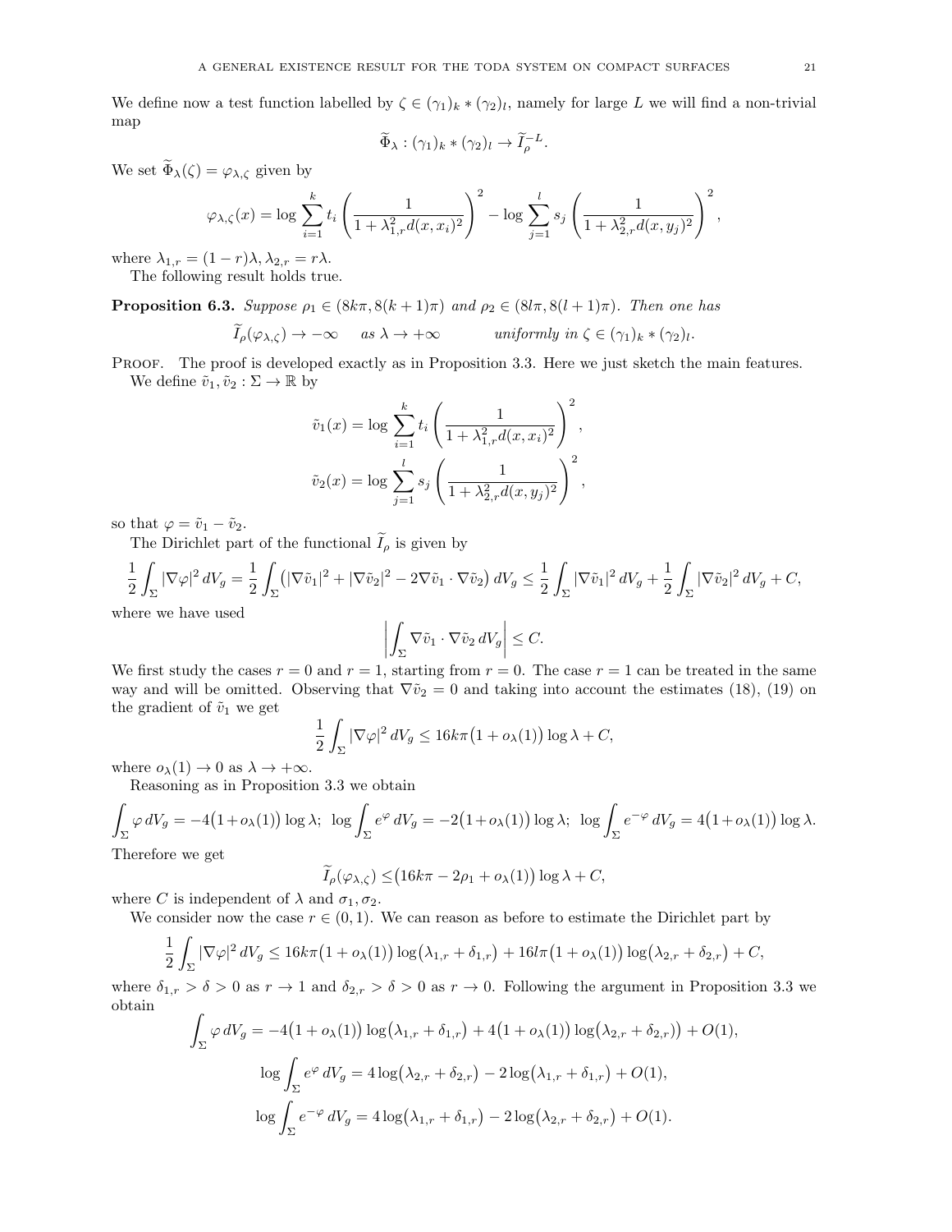We define now a test function labelled by $\zeta \in (\gamma_1)_k * (\gamma_2)_l$, namely for large $L$ we will find a non-trivial map

$$\widetilde{\Phi}_\lambda : (\gamma_1)_k * (\gamma_2)_l \to \widetilde{I}_\rho^{-L}.$$

We set $\widetilde{\Phi}_\lambda(\zeta) = \varphi_{\lambda,\zeta}$ given by

$$\varphi_{\lambda,\zeta}(x) = \log \sum_{i=1}^{k} t_i \left( \frac{1}{1 + \lambda_{1,r}^2 d(x, x_i)^2} \right)^2 - \log \sum_{j=1}^{l} s_j \left( \frac{1}{1 + \lambda_{2,r}^2 d(x, y_j)^2} \right)^2,$$

where $\lambda_{1,r} = (1-r)\lambda, \lambda_{2,r} = r\lambda$.

The following result holds true.

**Proposition 6.3.** *Suppose $\rho_1 \in (8k\pi, 8(k+1)\pi)$ and $\rho_2 \in (8l\pi, 8(l+1)\pi)$. Then one has*

$$\widetilde{I}_\rho(\varphi_{\lambda,\zeta}) \to -\infty \quad \text{ as } \lambda \to +\infty \qquad \text{ uniformly in } \zeta \in (\gamma_1)_k * (\gamma_2)_l.$$

Proof. The proof is developed exactly as in Proposition 3.3. Here we just sketch the main features.

We define $\tilde{v}_1, \tilde{v}_2 : \Sigma \to \mathbb{R}$ by

$$\tilde{v}_1(x) = \log \sum_{i=1}^{k} t_i \left( \frac{1}{1 + \lambda_{1,r}^2 d(x, x_i)^2} \right)^2,$$

$$\tilde{v}_2(x) = \log \sum_{j=1}^{l} s_j \left( \frac{1}{1 + \lambda_{2,r}^2 d(x, y_j)^2} \right)^2,$$

so that $\varphi = \tilde{v}_1 - \tilde{v}_2$.

The Dirichlet part of the functional $\widetilde{I}_\rho$ is given by

$$\frac{1}{2}\int_\Sigma |\nabla \varphi|^2 \, dV_g = \frac{1}{2}\int_\Sigma \big( |\nabla \tilde{v}_1|^2 + |\nabla \tilde{v}_2|^2 - 2\nabla \tilde{v}_1 \cdot \nabla \tilde{v}_2 \big) \, dV_g \leq \frac{1}{2}\int_\Sigma |\nabla \tilde{v}_1|^2 \, dV_g + \frac{1}{2}\int_\Sigma |\nabla \tilde{v}_2|^2 \, dV_g + C,$$

where we have used

$$\left| \int_\Sigma \nabla \tilde{v}_1 \cdot \nabla \tilde{v}_2 \, dV_g \right| \leq C.$$

We first study the cases $r = 0$ and $r = 1$, starting from $r = 0$. The case $r = 1$ can be treated in the same way and will be omitted. Observing that $\nabla \tilde{v}_2 = 0$ and taking into account the estimates (18), (19) on the gradient of $\tilde{v}_1$ we get

$$\frac{1}{2}\int_\Sigma |\nabla \varphi|^2 \, dV_g \leq 16k\pi\big(1 + o_\lambda(1)\big) \log \lambda + C,$$

where $o_\lambda(1) \to 0$ as $\lambda \to +\infty$.

Reasoning as in Proposition 3.3 we obtain

$$\int_\Sigma \varphi \, dV_g = -4\big(1 + o_\lambda(1)\big) \log \lambda; \;\; \log \int_\Sigma e^{\varphi} \, dV_g = -2\big(1 + o_\lambda(1)\big) \log \lambda; \;\; \log \int_\Sigma e^{-\varphi} \, dV_g = 4\big(1 + o_\lambda(1)\big) \log \lambda.$$

Therefore we get

$$\widetilde{I}_\rho(\varphi_{\lambda,\zeta}) \leq \big(16k\pi - 2\rho_1 + o_\lambda(1)\big) \log \lambda + C,$$

where $C$ is independent of $\lambda$ and $\sigma_1, \sigma_2$.

We consider now the case $r \in (0,1)$. We can reason as before to estimate the Dirichlet part by

$$\frac{1}{2}\int_\Sigma |\nabla \varphi|^2 \, dV_g \leq 16k\pi\big(1 + o_\lambda(1)\big) \log\big(\lambda_{1,r} + \delta_{1,r}\big) + 16l\pi\big(1 + o_\lambda(1)\big) \log\big(\lambda_{2,r} + \delta_{2,r}\big) + C,$$

where $\delta_{1,r} > \delta > 0$ as $r \to 1$ and $\delta_{2,r} > \delta > 0$ as $r \to 0$. Following the argument in Proposition 3.3 we obtain

$$\int_\Sigma \varphi \, dV_g = -4\big(1 + o_\lambda(1)\big) \log\big(\lambda_{1,r} + \delta_{1,r}\big) + 4\big(1 + o_\lambda(1)\big) \log\big(\lambda_{2,r} + \delta_{2,r})\big) + O(1),$$

$$\log \int_\Sigma e^{\varphi} \, dV_g = 4 \log\big(\lambda_{2,r} + \delta_{2,r}\big) - 2 \log\big(\lambda_{1,r} + \delta_{1,r}\big) + O(1),$$

$$\log \int_\Sigma e^{-\varphi} \, dV_g = 4 \log\big(\lambda_{1,r} + \delta_{1,r}\big) - 2 \log\big(\lambda_{2,r} + \delta_{2,r}\big) + O(1).$$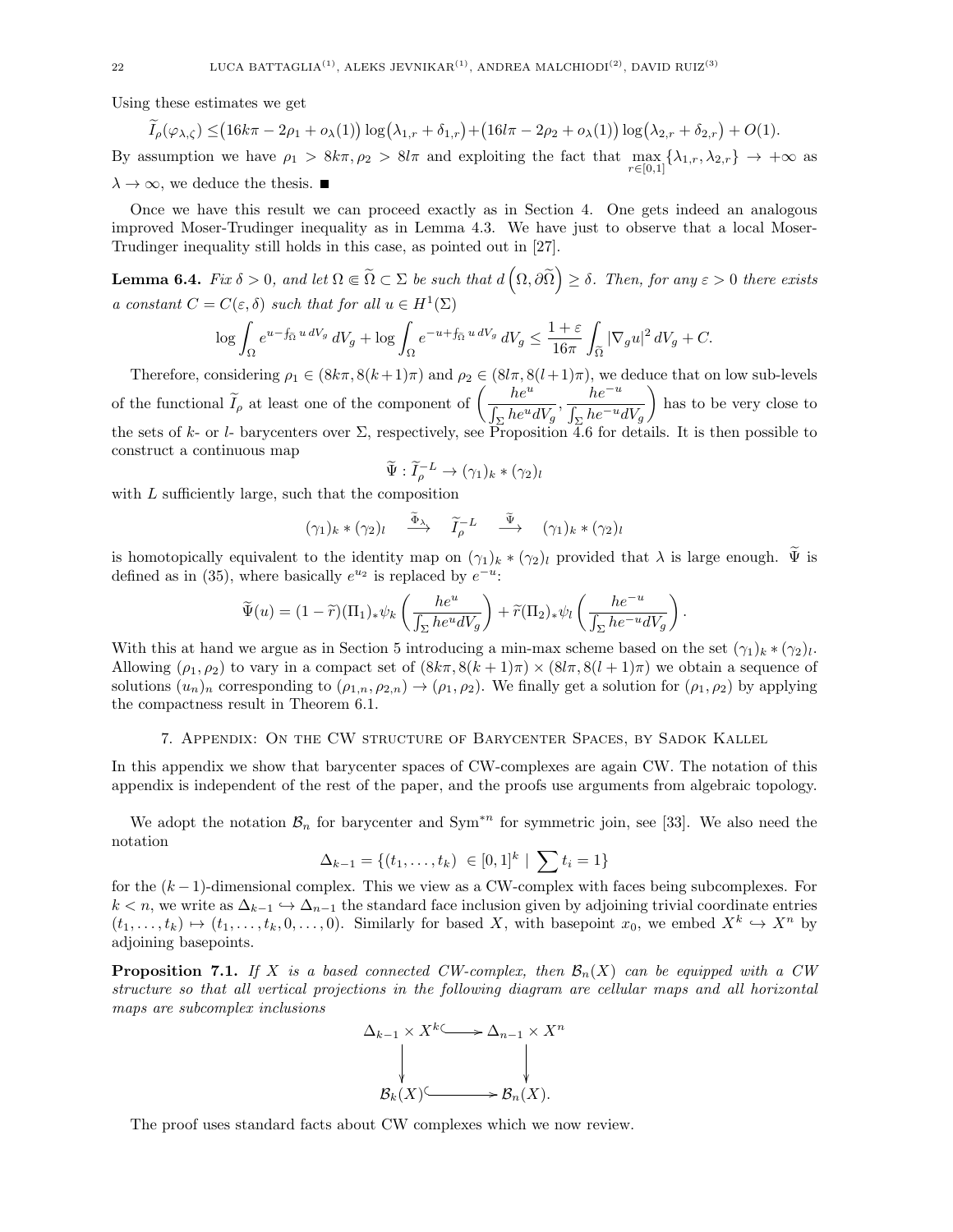Using these estimates we get

$$\widetilde{I}_\rho(\varphi_{\lambda,\zeta}) \leq \big(16k\pi - 2\rho_1 + o_\lambda(1)\big)\log\big(\lambda_{1,r} + \delta_{1,r}\big) + \big(16l\pi - 2\rho_2 + o_\lambda(1)\big)\log\big(\lambda_{2,r} + \delta_{2,r}\big) + O(1).$$

By assumption we have $\rho_1 > 8k\pi, \rho_2 > 8l\pi$ and exploiting the fact that $\max_{r\in[0,1]}\{\lambda_{1,r}, \lambda_{2,r}\} \to +\infty$ as $\lambda \to \infty$, we deduce the thesis. ■

Once we have this result we can proceed exactly as in Section 4. One gets indeed an analogous improved Moser-Trudinger inequality as in Lemma 4.3. We have just to observe that a local Moser-Trudinger inequality still holds in this case, as pointed out in [27].

**Lemma 6.4.** *Fix $\delta > 0$, and let $\Omega \Subset \widetilde{\Omega} \subset \Sigma$ be such that $d\left(\Omega, \partial\widetilde{\Omega}\right) \geq \delta$. Then, for any $\varepsilon > 0$ there exists a constant $C = C(\varepsilon, \delta)$ such that for all $u \in H^1(\Sigma)$*

$$\log \int_\Omega e^{u - \fint_\Omega u\, dV_g}\, dV_g + \log \int_\Omega e^{-u + \fint_\Omega u\, dV_g}\, dV_g \leq \frac{1+\varepsilon}{16\pi}\int_{\widetilde{\Omega}} |\nabla_g u|^2\, dV_g + C.$$

Therefore, considering $\rho_1 \in (8k\pi, 8(k+1)\pi)$ and $\rho_2 \in (8l\pi, 8(l+1)\pi)$, we deduce that on low sub-levels of the functional $\widetilde{I}_\rho$ at least one of the component of $\left(\frac{he^u}{\int_\Sigma he^u dV_g}, \frac{he^{-u}}{\int_\Sigma he^{-u} dV_g}\right)$ has to be very close to the sets of $k$- or $l$- barycenters over $\Sigma$, respectively, see Proposition 4.6 for details. It is then possible to construct a continuous map

$$\widetilde{\Psi} : \widetilde{I}_\rho^{-L} \to (\gamma_1)_k * (\gamma_2)_l$$

with $L$ sufficiently large, such that the composition

$$(\gamma_1)_k * (\gamma_2)_l \quad \xrightarrow{\widetilde{\Phi}_\lambda} \quad \widetilde{I}_\rho^{-L} \quad \xrightarrow{\widetilde{\Psi}} \quad (\gamma_1)_k * (\gamma_2)_l$$

is homotopically equivalent to the identity map on $(\gamma_1)_k * (\gamma_2)_l$ provided that $\lambda$ is large enough. $\widetilde{\Psi}$ is defined as in (35), where basically $e^{u_2}$ is replaced by $e^{-u}$:

$$\widetilde{\Psi}(u) = (1 - \widetilde{r})(\Pi_1)_*\psi_k\left(\frac{he^u}{\int_\Sigma he^u dV_g}\right) + \widetilde{r}(\Pi_2)_*\psi_l\left(\frac{he^{-u}}{\int_\Sigma he^{-u} dV_g}\right).$$

With this at hand we argue as in Section 5 introducing a min-max scheme based on the set $(\gamma_1)_k * (\gamma_2)_l$. Allowing $(\rho_1, \rho_2)$ to vary in a compact set of $(8k\pi, 8(k+1)\pi) \times (8l\pi, 8(l+1)\pi)$ we obtain a sequence of solutions $(u_n)_n$ corresponding to $(\rho_{1,n}, \rho_{2,n}) \to (\rho_1, \rho_2)$. We finally get a solution for $(\rho_1, \rho_2)$ by applying the compactness result in Theorem 6.1.

## 7. Appendix: On the CW structure of Barycenter Spaces, by Sadok Kallel

In this appendix we show that barycenter spaces of CW-complexes are again CW. The notation of this appendix is independent of the rest of the paper, and the proofs use arguments from algebraic topology.

We adopt the notation $\mathcal{B}_n$ for barycenter and $\mathrm{Sym}^{*n}$ for symmetric join, see [33]. We also need the notation

$$\Delta_{k-1} = \{(t_1, \ldots, t_k) \in [0,1]^k \mid \sum t_i = 1\}$$

for the $(k-1)$-dimensional complex. This we view as a CW-complex with faces being subcomplexes. For $k < n$, we write as $\Delta_{k-1} \hookrightarrow \Delta_{n-1}$ the standard face inclusion given by adjoining trivial coordinate entries $(t_1, \ldots, t_k) \mapsto (t_1, \ldots, t_k, 0, \ldots, 0)$. Similarly for based $X$, with basepoint $x_0$, we embed $X^k \hookrightarrow X^n$ by adjoining basepoints.

**Proposition 7.1.** *If $X$ is a based connected CW-complex, then $\mathcal{B}_n(X)$ can be equipped with a CW structure so that all vertical projections in the following diagram are cellular maps and all horizontal maps are subcomplex inclusions*

$$\begin{array}{ccc}
\Delta_{k-1} \times X^k & \hookrightarrow & \Delta_{n-1} \times X^n \\
\downarrow & & \downarrow \\
\mathcal{B}_k(X) & \hookrightarrow & \mathcal{B}_n(X).
\end{array}$$

The proof uses standard facts about CW complexes which we now review.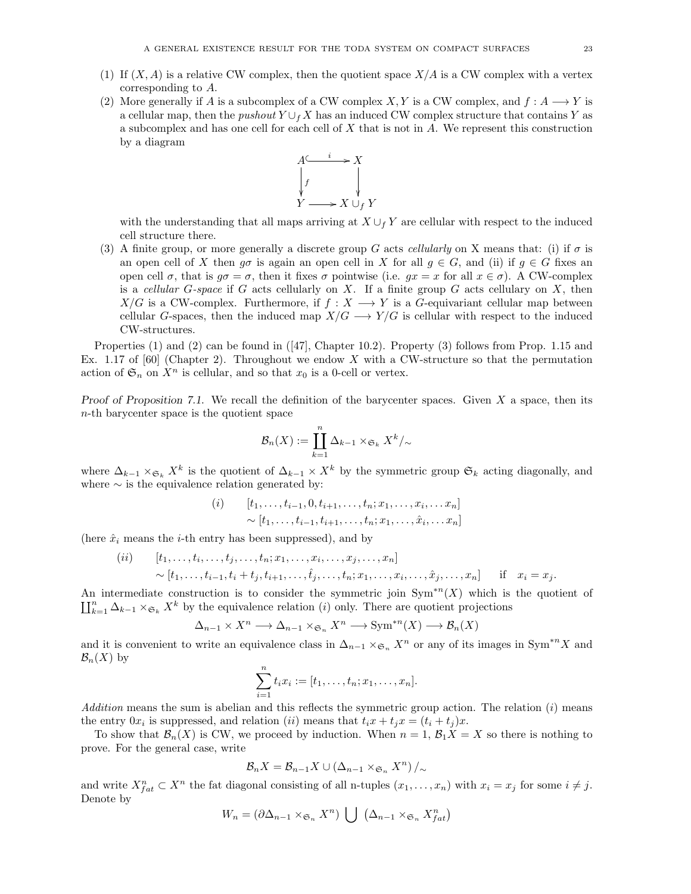(1) If $(X, A)$ is a relative CW complex, then the quotient space $X/A$ is a CW complex with a vertex corresponding to $A$.

(2) More generally if $A$ is a subcomplex of a CW complex $X, Y$ is a CW complex, and $f : A \longrightarrow Y$ is a cellular map, then the *pushout* $Y \cup_f X$ has an induced CW complex structure that contains $Y$ as a subcomplex and has one cell for each cell of $X$ that is not in $A$. We represent this construction by a diagram

$$\begin{array}{ccc} A & \overset{i}{\hookrightarrow} & X \\ \downarrow f & & \downarrow \\ Y & \longrightarrow & X \cup_f Y \end{array}$$

with the understanding that all maps arriving at $X \cup_f Y$ are cellular with respect to the induced cell structure there.

(3) A finite group, or more generally a discrete group $G$ acts *cellularly* on X means that: (i) if $\sigma$ is an open cell of $X$ then $g\sigma$ is again an open cell in $X$ for all $g \in G$, and (ii) if $g \in G$ fixes an open cell $\sigma$, that is $g\sigma = \sigma$, then it fixes $\sigma$ pointwise (i.e. $gx = x$ for all $x \in \sigma$). A CW-complex is a *cellular G-space* if $G$ acts cellularly on $X$. If a finite group $G$ acts cellulary on $X$, then $X/G$ is a CW-complex. Furthermore, if $f : X \longrightarrow Y$ is a $G$-equivariant cellular map between cellular $G$-spaces, then the induced map $X/G \longrightarrow Y/G$ is cellular with respect to the induced CW-structures.

Properties (1) and (2) can be found in ([47], Chapter 10.2). Property (3) follows from Prop. 1.15 and Ex. 1.17 of [60] (Chapter 2). Throughout we endow $X$ with a CW-structure so that the permutation action of $\mathfrak{S}_n$ on $X^n$ is cellular, and so that $x_0$ is a 0-cell or vertex.

*Proof of Proposition 7.1.* We recall the definition of the barycenter spaces. Given $X$ a space, then its $n$-th barycenter space is the quotient space

$$\mathcal{B}_n(X) := \coprod_{k=1}^{n} \Delta_{k-1} \times_{\mathfrak{S}_k} X^k /_{\sim}$$

where $\Delta_{k-1} \times_{\mathfrak{S}_k} X^k$ is the quotient of $\Delta_{k-1} \times X^k$ by the symmetric group $\mathfrak{S}_k$ acting diagonally, and where $\sim$ is the equivalence relation generated by:

$$\begin{aligned} (i) \qquad & [t_1, \ldots, t_{i-1}, 0, t_{i+1}, \ldots, t_n; x_1, \ldots, x_i, \ldots x_n] \\ & \sim [t_1, \ldots, t_{i-1}, t_{i+1}, \ldots, t_n; x_1, \ldots, \hat{x}_i, \ldots x_n] \end{aligned}$$

(here $\hat{x}_i$ means the $i$-th entry has been suppressed), and by

$$\begin{aligned} (ii) \qquad & [t_1, \ldots, t_i, \ldots, t_j, \ldots, t_n; x_1, \ldots, x_i, \ldots, x_j, \ldots, x_n] \\ & \sim [t_1, \ldots, t_{i-1}, t_i + t_j, t_{i+1}, \ldots, \hat{t}_j, \ldots, t_n; x_1, \ldots, x_i, \ldots, \hat{x}_j, \ldots, x_n] \quad \text{ if } \quad x_i = x_j. \end{aligned}$$

An intermediate construction is to consider the symmetric join $\mathrm{Sym}^{*n}(X)$ which is the quotient of $\coprod_{k=1}^{n} \Delta_{k-1} \times_{\mathfrak{S}_k} X^k$ by the equivalence relation $(i)$ only. There are quotient projections

$$\Delta_{n-1} \times X^n \longrightarrow \Delta_{n-1} \times_{\mathfrak{S}_n} X^n \longrightarrow \mathrm{Sym}^{*n}(X) \longrightarrow \mathcal{B}_n(X)$$

and it is convenient to write an equivalence class in $\Delta_{n-1} \times_{\mathfrak{S}_n} X^n$ or any of its images in $\mathrm{Sym}^{*n}X$ and $\mathcal{B}_n(X)$ by

$$\sum_{i=1}^{n} t_i x_i := [t_1, \ldots, t_n; x_1, \ldots, x_n].$$

*Addition* means the sum is abelian and this reflects the symmetric group action. The relation $(i)$ means the entry $0x_i$ is suppressed, and relation $(ii)$ means that $t_i x + t_j x = (t_i + t_j)x$.

To show that $\mathcal{B}_n(X)$ is CW, we proceed by induction. When $n = 1$, $\mathcal{B}_1 X = X$ so there is nothing to prove. For the general case, write

$$\mathcal{B}_n X = \mathcal{B}_{n-1} X \cup (\Delta_{n-1} \times_{\mathfrak{S}_n} X^n) /_{\sim}$$

and write $X^n_{fat} \subset X^n$ the fat diagonal consisting of all n-tuples $(x_1, \ldots, x_n)$ with $x_i = x_j$ for some $i \neq j$. Denote by

$$W_n = (\partial \Delta_{n-1} \times_{\mathfrak{S}_n} X^n) \bigcup \left(\Delta_{n-1} \times_{\mathfrak{S}_n} X^n_{fat}\right)$$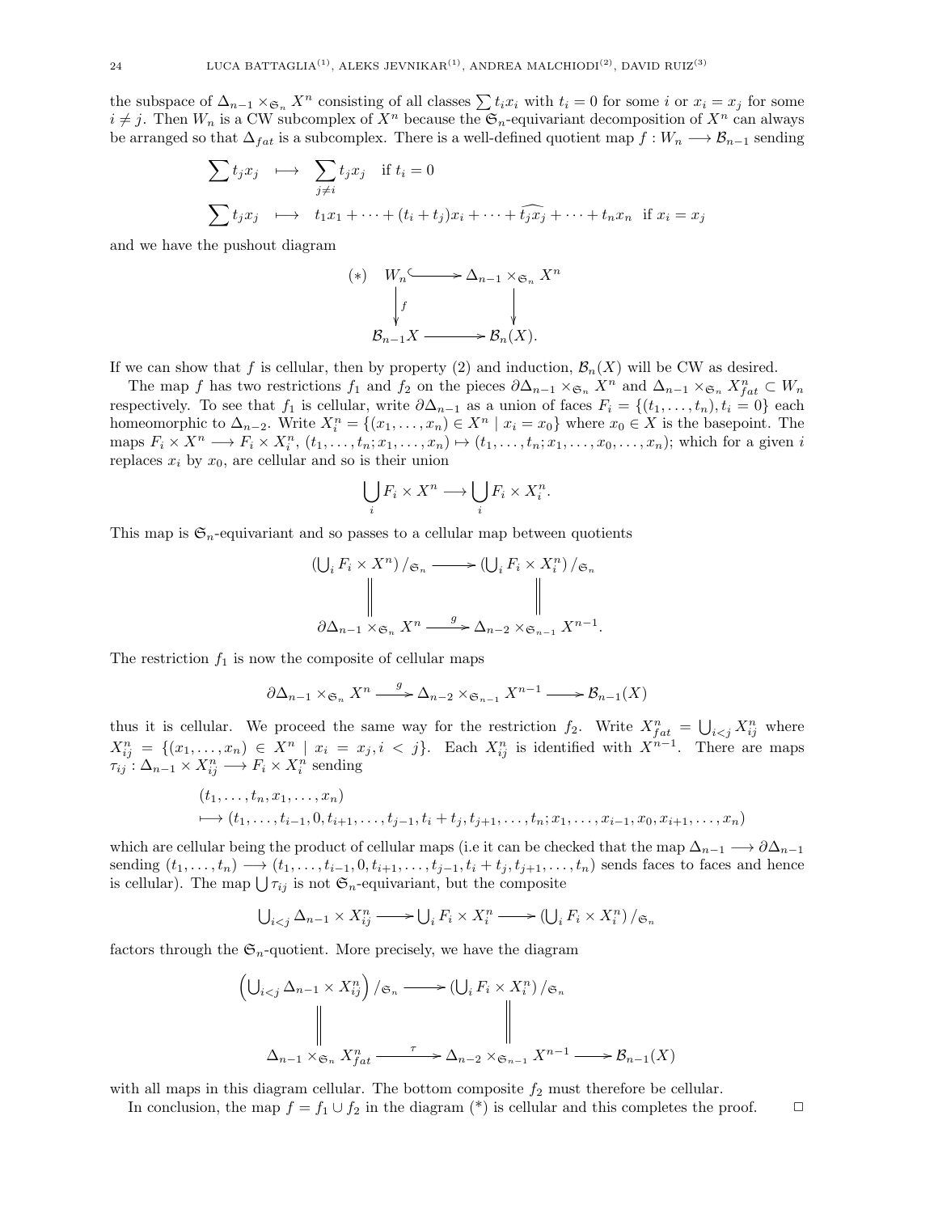the subspace of $\Delta_{n-1} \times_{\mathfrak{S}_n} X^n$ consisting of all classes $\sum t_i x_i$ with $t_i = 0$ for some $i$ or $x_i = x_j$ for some $i \neq j$. Then $W_n$ is a CW subcomplex of $X^n$ because the $\mathfrak{S}_n$-equivariant decomposition of $X^n$ can always be arranged so that $\Delta_{fat}$ is a subcomplex. There is a well-defined quotient map $f : W_n \longrightarrow \mathcal{B}_{n-1}$ sending

$$\sum t_j x_j \longmapsto \sum_{j \neq i} t_j x_j \quad \text{if } t_i = 0$$

$$\sum t_j x_j \longmapsto t_1 x_1 + \cdots + (t_i + t_j) x_i + \cdots + \widehat{t_j x_j} + \cdots + t_n x_n \quad \text{if } x_i = x_j$$

and we have the pushout diagram

$$\begin{array}{ccc} (*) \quad W_n & \hookrightarrow & \Delta_{n-1} \times_{\mathfrak{S}_n} X^n \\ \downarrow f & & \downarrow \\ \mathcal{B}_{n-1} X & \longrightarrow & \mathcal{B}_n(X). \end{array}$$

If we can show that $f$ is cellular, then by property (2) and induction, $\mathcal{B}_n(X)$ will be CW as desired.

The map $f$ has two restrictions $f_1$ and $f_2$ on the pieces $\partial\Delta_{n-1} \times_{\mathfrak{S}_n} X^n$ and $\Delta_{n-1} \times_{\mathfrak{S}_n} X^n_{fat} \subset W_n$ respectively. To see that $f_1$ is cellular, write $\partial\Delta_{n-1}$ as a union of faces $F_i = \{(t_1, \ldots, t_n), t_i = 0\}$ each homeomorphic to $\Delta_{n-2}$. Write $X^n_i = \{(x_1, \ldots, x_n) \in X^n \mid x_i = x_0\}$ where $x_0 \in X$ is the basepoint. The maps $F_i \times X^n \longrightarrow F_i \times X^n_i$, $(t_1, \ldots, t_n; x_1, \ldots, x_n) \mapsto (t_1, \ldots, t_n; x_1, \ldots, x_0, \ldots, x_n)$; which for a given $i$ replaces $x_i$ by $x_0$, are cellular and so is their union

$$\bigcup_i F_i \times X^n \longrightarrow \bigcup_i F_i \times X^n_i.$$

This map is $\mathfrak{S}_n$-equivariant and so passes to a cellular map between quotients

$$\begin{array}{ccc} \left(\bigcup_i F_i \times X^n\right)/_{\mathfrak{S}_n} & \longrightarrow & \left(\bigcup_i F_i \times X^n_i\right)/_{\mathfrak{S}_n} \\ \| & & \| \\ \partial\Delta_{n-1} \times_{\mathfrak{S}_n} X^n & \xrightarrow{g} & \Delta_{n-2} \times_{\mathfrak{S}_{n-1}} X^{n-1}. \end{array}$$

The restriction $f_1$ is now the composite of cellular maps

$$\partial\Delta_{n-1} \times_{\mathfrak{S}_n} X^n \xrightarrow{g} \Delta_{n-2} \times_{\mathfrak{S}_{n-1}} X^{n-1} \longrightarrow \mathcal{B}_{n-1}(X)$$

thus it is cellular. We proceed the same way for the restriction $f_2$. Write $X^n_{fat} = \bigcup_{i<j} X^n_{ij}$ where $X^n_{ij} = \{(x_1, \ldots, x_n) \in X^n \mid x_i = x_j, i < j\}$. Each $X^n_{ij}$ is identified with $X^{n-1}$. There are maps $\tau_{ij} : \Delta_{n-1} \times X^n_{ij} \longrightarrow F_i \times X^n_i$ sending

$$\begin{aligned} &(t_1, \ldots, t_n, x_1, \ldots, x_n) \\ &\longmapsto (t_1, \ldots, t_{i-1}, 0, t_{i+1}, \ldots, t_{j-1}, t_i + t_j, t_{j+1}, \ldots, t_n; x_1, \ldots, x_{i-1}, x_0, x_{i+1}, \ldots, x_n) \end{aligned}$$

which are cellular being the product of cellular maps (i.e it can be checked that the map $\Delta_{n-1} \longrightarrow \partial\Delta_{n-1}$ sending $(t_1, \ldots, t_n) \longrightarrow (t_1, \ldots, t_{i-1}, 0, t_{i+1}, \ldots, t_{j-1}, t_i + t_j, t_{j+1}, \ldots, t_n)$ sends faces to faces and hence is cellular). The map $\bigcup \tau_{ij}$ is not $\mathfrak{S}_n$-equivariant, but the composite

$$\bigcup_{i<j} \Delta_{n-1} \times X^n_{ij} \longrightarrow \bigcup_i F_i \times X^n_i \longrightarrow \left(\bigcup_i F_i \times X^n_i\right)/_{\mathfrak{S}_n}$$

factors through the $\mathfrak{S}_n$-quotient. More precisely, we have the diagram

$$\begin{array}{ccc} \left(\bigcup_{i<j} \Delta_{n-1} \times X^n_{ij}\right)/_{\mathfrak{S}_n} & \longrightarrow & \left(\bigcup_i F_i \times X^n_i\right)/_{\mathfrak{S}_n} \\ \| & & \| \\ \Delta_{n-1} \times_{\mathfrak{S}_n} X^n_{fat} & \xrightarrow{\tau} & \Delta_{n-2} \times_{\mathfrak{S}_{n-1}} X^{n-1} \longrightarrow \mathcal{B}_{n-1}(X) \end{array}$$

with all maps in this diagram cellular. The bottom composite $f_2$ must therefore be cellular.

In conclusion, the map $f = f_1 \cup f_2$ in the diagram (*) is cellular and this completes the proof. $\square$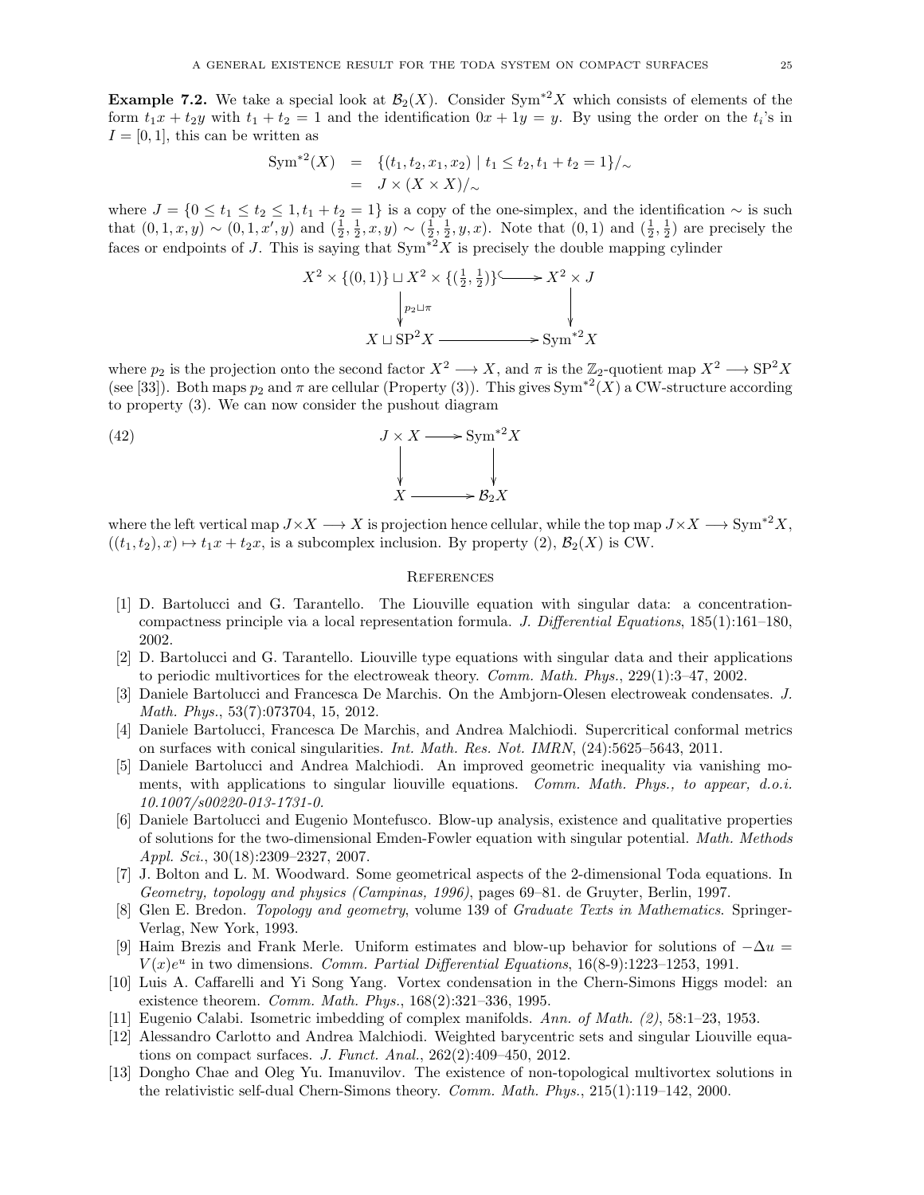**Example 7.2.** We take a special look at $\mathcal{B}_2(X)$. Consider $\mathrm{Sym}^{*2}X$ which consists of elements of the form $t_1x + t_2y$ with $t_1 + t_2 = 1$ and the identification $0x + 1y = y$. By using the order on the $t_i$'s in $I = [0, 1]$, this can be written as

$$
\begin{aligned}
\mathrm{Sym}^{*2}(X) &= \{(t_1, t_2, x_1, x_2) \mid t_1 \leq t_2, t_1 + t_2 = 1\}/_{\sim} \\
&= J \times (X \times X)/_{\sim}
\end{aligned}
$$

where $J = \{0 \leq t_1 \leq t_2 \leq 1, t_1 + t_2 = 1\}$ is a copy of the one-simplex, and the identification $\sim$ is such that $(0, 1, x, y) \sim (0, 1, x', y)$ and $(\frac{1}{2}, \frac{1}{2}, x, y) \sim (\frac{1}{2}, \frac{1}{2}, y, x)$. Note that $(0, 1)$ and $(\frac{1}{2}, \frac{1}{2})$ are precisely the faces or endpoints of $J$. This is saying that $\mathrm{Sym}^{*2}X$ is precisely the double mapping cylinder

$$
\begin{array}{ccc}
X^2 \times \{(0,1)\} \sqcup X^2 \times \{(\frac{1}{2}, \frac{1}{2})\} & \hookrightarrow & X^2 \times J \\
\downarrow{\scriptstyle p_2 \sqcup \pi} & & \downarrow \\
X \sqcup \mathrm{SP}^2 X & \longrightarrow & \mathrm{Sym}^{*2} X
\end{array}
$$

where $p_2$ is the projection onto the second factor $X^2 \longrightarrow X$, and $\pi$ is the $\mathbb{Z}_2$-quotient map $X^2 \longrightarrow \mathrm{SP}^2 X$ (see [33]). Both maps $p_2$ and $\pi$ are cellular (Property (3)). This gives $\mathrm{Sym}^{*2}(X)$ a CW-structure according to property (3). We can now consider the pushout diagram

$$
\begin{array}{ccc}
J \times X & \longrightarrow & \mathrm{Sym}^{*2} X \\
\downarrow & & \downarrow \\
X & \longrightarrow & \mathcal{B}_2 X
\end{array}
\tag{42}
$$

where the left vertical map $J \times X \longrightarrow X$ is projection hence cellular, while the top map $J \times X \longrightarrow \mathrm{Sym}^{*2}X$, $((t_1, t_2), x) \mapsto t_1x + t_2x$, is a subcomplex inclusion. By property (2), $\mathcal{B}_2(X)$ is CW.

## References

[1] D. Bartolucci and G. Tarantello. The Liouville equation with singular data: a concentration-compactness principle via a local representation formula. *J. Differential Equations*, 185(1):161–180, 2002.

[2] D. Bartolucci and G. Tarantello. Liouville type equations with singular data and their applications to periodic multivortices for the electroweak theory. *Comm. Math. Phys.*, 229(1):3–47, 2002.

[3] Daniele Bartolucci and Francesca De Marchis. On the Ambjorn-Olesen electroweak condensates. *J. Math. Phys.*, 53(7):073704, 15, 2012.

[4] Daniele Bartolucci, Francesca De Marchis, and Andrea Malchiodi. Supercritical conformal metrics on surfaces with conical singularities. *Int. Math. Res. Not. IMRN*, (24):5625–5643, 2011.

[5] Daniele Bartolucci and Andrea Malchiodi. An improved geometric inequality via vanishing moments, with applications to singular liouville equations. *Comm. Math. Phys., to appear, d.o.i. 10.1007/s00220-013-1731-0.*

[6] Daniele Bartolucci and Eugenio Montefusco. Blow-up analysis, existence and qualitative properties of solutions for the two-dimensional Emden-Fowler equation with singular potential. *Math. Methods Appl. Sci.*, 30(18):2309–2327, 2007.

[7] J. Bolton and L. M. Woodward. Some geometrical aspects of the 2-dimensional Toda equations. In *Geometry, topology and physics (Campinas, 1996)*, pages 69–81. de Gruyter, Berlin, 1997.

[8] Glen E. Bredon. *Topology and geometry*, volume 139 of *Graduate Texts in Mathematics*. Springer-Verlag, New York, 1993.

[9] Haim Brezis and Frank Merle. Uniform estimates and blow-up behavior for solutions of $-\Delta u = V(x)e^u$ in two dimensions. *Comm. Partial Differential Equations*, 16(8-9):1223–1253, 1991.

[10] Luis A. Caffarelli and Yi Song Yang. Vortex condensation in the Chern-Simons Higgs model: an existence theorem. *Comm. Math. Phys.*, 168(2):321–336, 1995.

[11] Eugenio Calabi. Isometric imbedding of complex manifolds. *Ann. of Math. (2)*, 58:1–23, 1953.

[12] Alessandro Carlotto and Andrea Malchiodi. Weighted barycentric sets and singular Liouville equations on compact surfaces. *J. Funct. Anal.*, 262(2):409–450, 2012.

[13] Dongho Chae and Oleg Yu. Imanuvilov. The existence of non-topological multivortex solutions in the relativistic self-dual Chern-Simons theory. *Comm. Math. Phys.*, 215(1):119–142, 2000.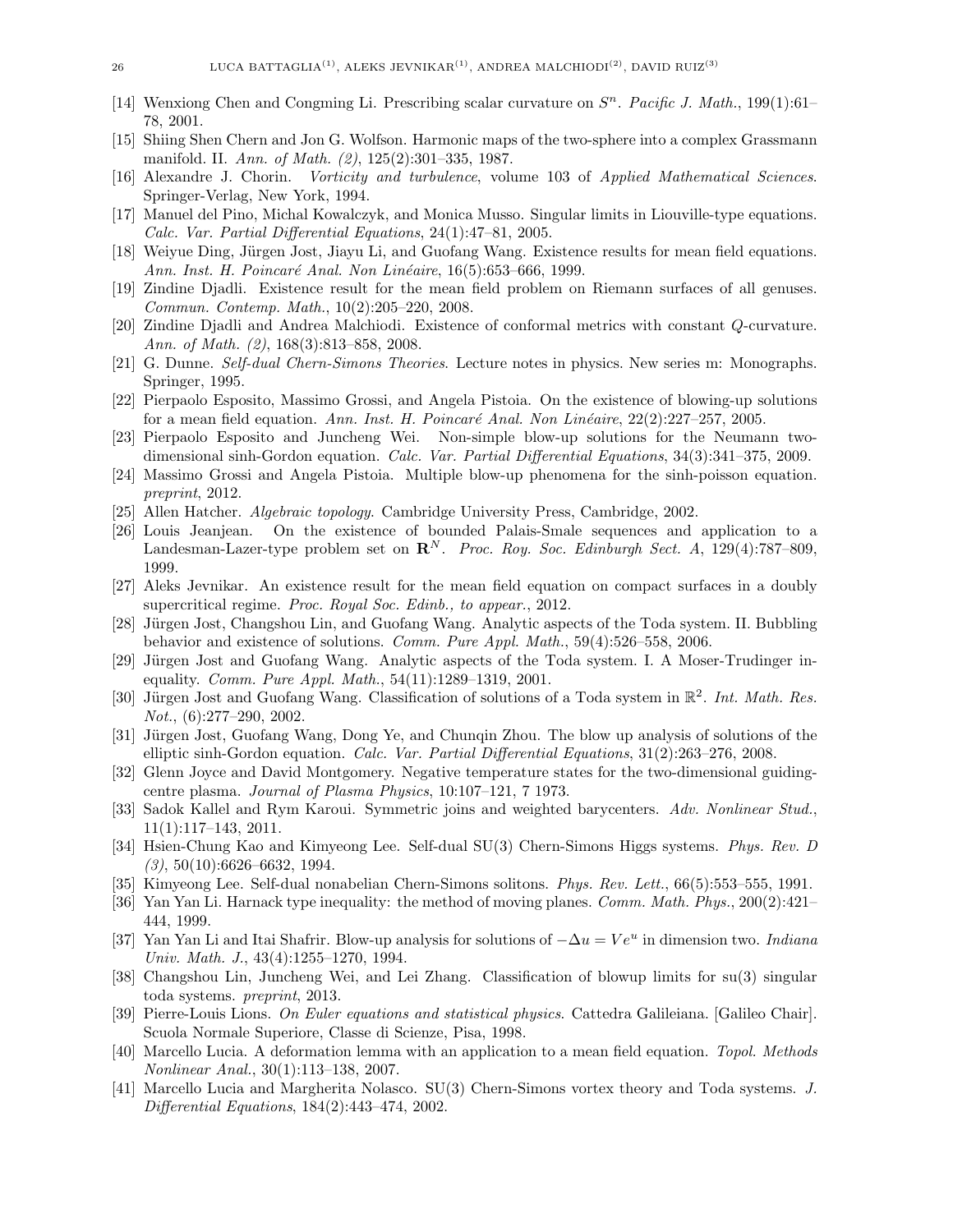[14] Wenxiong Chen and Congming Li. Prescribing scalar curvature on $S^n$. *Pacific J. Math.*, 199(1):61–78, 2001.

[15] Shiing Shen Chern and Jon G. Wolfson. Harmonic maps of the two-sphere into a complex Grassmann manifold. II. *Ann. of Math. (2)*, 125(2):301–335, 1987.

[16] Alexandre J. Chorin. *Vorticity and turbulence*, volume 103 of *Applied Mathematical Sciences*. Springer-Verlag, New York, 1994.

[17] Manuel del Pino, Michal Kowalczyk, and Monica Musso. Singular limits in Liouville-type equations. *Calc. Var. Partial Differential Equations*, 24(1):47–81, 2005.

[18] Weiyue Ding, Jürgen Jost, Jiayu Li, and Guofang Wang. Existence results for mean field equations. *Ann. Inst. H. Poincaré Anal. Non Linéaire*, 16(5):653–666, 1999.

[19] Zindine Djadli. Existence result for the mean field problem on Riemann surfaces of all genuses. *Commun. Contemp. Math.*, 10(2):205–220, 2008.

[20] Zindine Djadli and Andrea Malchiodi. Existence of conformal metrics with constant $Q$-curvature. *Ann. of Math. (2)*, 168(3):813–858, 2008.

[21] G. Dunne. *Self-dual Chern-Simons Theories*. Lecture notes in physics. New series m: Monographs. Springer, 1995.

[22] Pierpaolo Esposito, Massimo Grossi, and Angela Pistoia. On the existence of blowing-up solutions for a mean field equation. *Ann. Inst. H. Poincaré Anal. Non Linéaire*, 22(2):227–257, 2005.

[23] Pierpaolo Esposito and Juncheng Wei. Non-simple blow-up solutions for the Neumann two-dimensional sinh-Gordon equation. *Calc. Var. Partial Differential Equations*, 34(3):341–375, 2009.

[24] Massimo Grossi and Angela Pistoia. Multiple blow-up phenomena for the sinh-poisson equation. *preprint*, 2012.

[25] Allen Hatcher. *Algebraic topology*. Cambridge University Press, Cambridge, 2002.

[26] Louis Jeanjean. On the existence of bounded Palais-Smale sequences and application to a Landesman-Lazer-type problem set on $\mathbf{R}^N$. *Proc. Roy. Soc. Edinburgh Sect. A*, 129(4):787–809, 1999.

[27] Aleks Jevnikar. An existence result for the mean field equation on compact surfaces in a doubly supercritical regime. *Proc. Royal Soc. Edinb., to appear.*, 2012.

[28] Jürgen Jost, Changshou Lin, and Guofang Wang. Analytic aspects of the Toda system. II. Bubbling behavior and existence of solutions. *Comm. Pure Appl. Math.*, 59(4):526–558, 2006.

[29] Jürgen Jost and Guofang Wang. Analytic aspects of the Toda system. I. A Moser-Trudinger inequality. *Comm. Pure Appl. Math.*, 54(11):1289–1319, 2001.

[30] Jürgen Jost and Guofang Wang. Classification of solutions of a Toda system in $\mathbb{R}^2$. *Int. Math. Res. Not.*, (6):277–290, 2002.

[31] Jürgen Jost, Guofang Wang, Dong Ye, and Chunqin Zhou. The blow up analysis of solutions of the elliptic sinh-Gordon equation. *Calc. Var. Partial Differential Equations*, 31(2):263–276, 2008.

[32] Glenn Joyce and David Montgomery. Negative temperature states for the two-dimensional guiding-centre plasma. *Journal of Plasma Physics*, 10:107–121, 7 1973.

[33] Sadok Kallel and Rym Karoui. Symmetric joins and weighted barycenters. *Adv. Nonlinear Stud.*, 11(1):117–143, 2011.

[34] Hsien-Chung Kao and Kimyeong Lee. Self-dual SU(3) Chern-Simons Higgs systems. *Phys. Rev. D (3)*, 50(10):6626–6632, 1994.

[35] Kimyeong Lee. Self-dual nonabelian Chern-Simons solitons. *Phys. Rev. Lett.*, 66(5):553–555, 1991.

[36] Yan Yan Li. Harnack type inequality: the method of moving planes. *Comm. Math. Phys.*, 200(2):421–444, 1999.

[37] Yan Yan Li and Itai Shafrir. Blow-up analysis for solutions of $-\Delta u = Ve^u$ in dimension two. *Indiana Univ. Math. J.*, 43(4):1255–1270, 1994.

[38] Changshou Lin, Juncheng Wei, and Lei Zhang. Classification of blowup limits for su(3) singular toda systems. *preprint*, 2013.

[39] Pierre-Louis Lions. *On Euler equations and statistical physics*. Cattedra Galileiana. [Galileo Chair]. Scuola Normale Superiore, Classe di Scienze, Pisa, 1998.

[40] Marcello Lucia. A deformation lemma with an application to a mean field equation. *Topol. Methods Nonlinear Anal.*, 30(1):113–138, 2007.

[41] Marcello Lucia and Margherita Nolasco. SU(3) Chern-Simons vortex theory and Toda systems. *J. Differential Equations*, 184(2):443–474, 2002.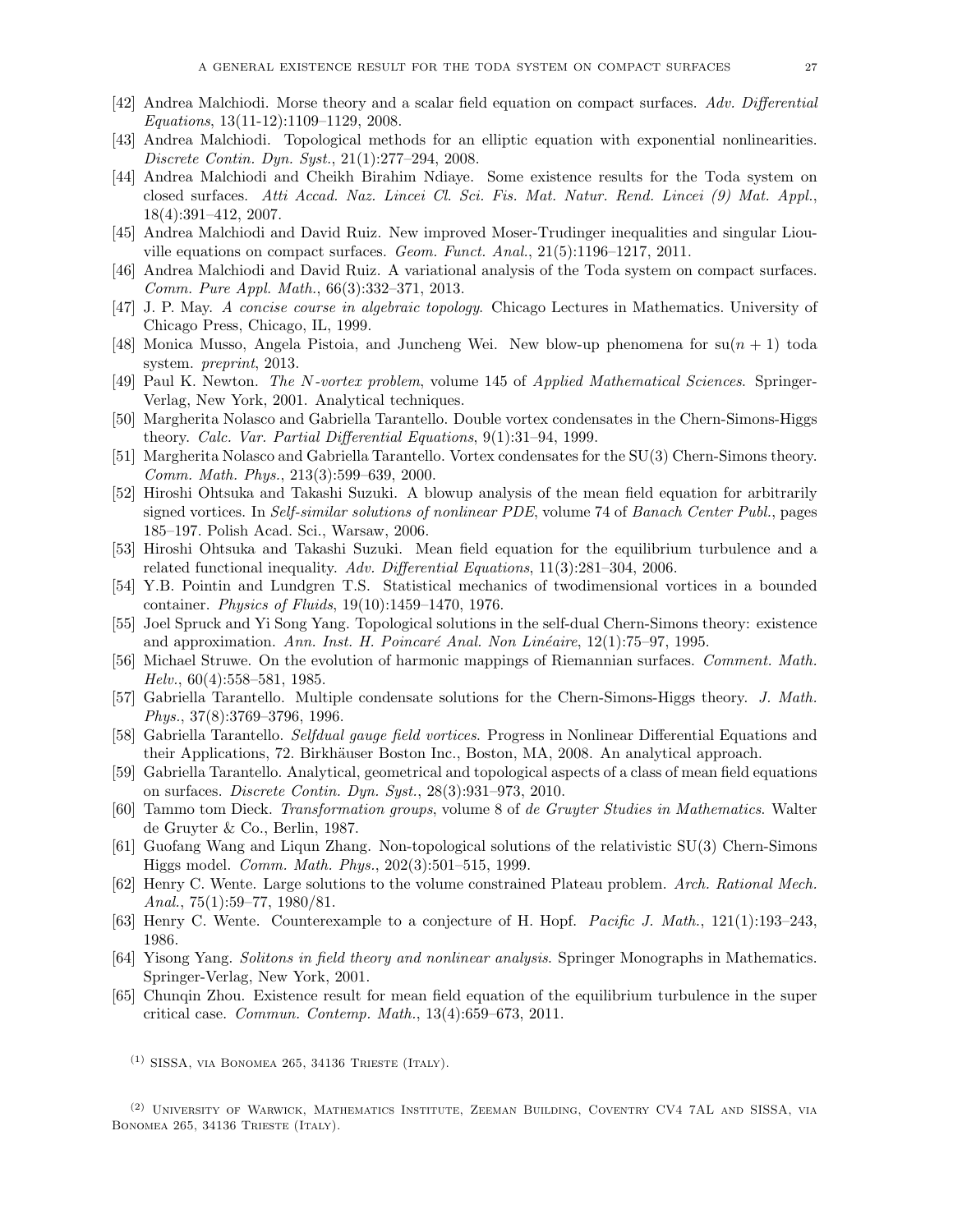[42] Andrea Malchiodi. Morse theory and a scalar field equation on compact surfaces. *Adv. Differential Equations*, 13(11-12):1109–1129, 2008.

[43] Andrea Malchiodi. Topological methods for an elliptic equation with exponential nonlinearities. *Discrete Contin. Dyn. Syst.*, 21(1):277–294, 2008.

[44] Andrea Malchiodi and Cheikh Birahim Ndiaye. Some existence results for the Toda system on closed surfaces. *Atti Accad. Naz. Lincei Cl. Sci. Fis. Mat. Natur. Rend. Lincei (9) Mat. Appl.*, 18(4):391–412, 2007.

[45] Andrea Malchiodi and David Ruiz. New improved Moser-Trudinger inequalities and singular Liouville equations on compact surfaces. *Geom. Funct. Anal.*, 21(5):1196–1217, 2011.

[46] Andrea Malchiodi and David Ruiz. A variational analysis of the Toda system on compact surfaces. *Comm. Pure Appl. Math.*, 66(3):332–371, 2013.

[47] J. P. May. *A concise course in algebraic topology*. Chicago Lectures in Mathematics. University of Chicago Press, Chicago, IL, 1999.

[48] Monica Musso, Angela Pistoia, and Juncheng Wei. New blow-up phenomena for su$(n+1)$ toda system. *preprint*, 2013.

[49] Paul K. Newton. *The N-vortex problem*, volume 145 of *Applied Mathematical Sciences*. Springer-Verlag, New York, 2001. Analytical techniques.

[50] Margherita Nolasco and Gabriella Tarantello. Double vortex condensates in the Chern-Simons-Higgs theory. *Calc. Var. Partial Differential Equations*, 9(1):31–94, 1999.

[51] Margherita Nolasco and Gabriella Tarantello. Vortex condensates for the SU(3) Chern-Simons theory. *Comm. Math. Phys.*, 213(3):599–639, 2000.

[52] Hiroshi Ohtsuka and Takashi Suzuki. A blowup analysis of the mean field equation for arbitrarily signed vortices. In *Self-similar solutions of nonlinear PDE*, volume 74 of *Banach Center Publ.*, pages 185–197. Polish Acad. Sci., Warsaw, 2006.

[53] Hiroshi Ohtsuka and Takashi Suzuki. Mean field equation for the equilibrium turbulence and a related functional inequality. *Adv. Differential Equations*, 11(3):281–304, 2006.

[54] Y.B. Pointin and Lundgren T.S. Statistical mechanics of twodimensional vortices in a bounded container. *Physics of Fluids*, 19(10):1459–1470, 1976.

[55] Joel Spruck and Yi Song Yang. Topological solutions in the self-dual Chern-Simons theory: existence and approximation. *Ann. Inst. H. Poincaré Anal. Non Linéaire*, 12(1):75–97, 1995.

[56] Michael Struwe. On the evolution of harmonic mappings of Riemannian surfaces. *Comment. Math. Helv.*, 60(4):558–581, 1985.

[57] Gabriella Tarantello. Multiple condensate solutions for the Chern-Simons-Higgs theory. *J. Math. Phys.*, 37(8):3769–3796, 1996.

[58] Gabriella Tarantello. *Selfdual gauge field vortices*. Progress in Nonlinear Differential Equations and their Applications, 72. Birkhäuser Boston Inc., Boston, MA, 2008. An analytical approach.

[59] Gabriella Tarantello. Analytical, geometrical and topological aspects of a class of mean field equations on surfaces. *Discrete Contin. Dyn. Syst.*, 28(3):931–973, 2010.

[60] Tammo tom Dieck. *Transformation groups*, volume 8 of *de Gruyter Studies in Mathematics*. Walter de Gruyter & Co., Berlin, 1987.

[61] Guofang Wang and Liqun Zhang. Non-topological solutions of the relativistic SU(3) Chern-Simons Higgs model. *Comm. Math. Phys.*, 202(3):501–515, 1999.

[62] Henry C. Wente. Large solutions to the volume constrained Plateau problem. *Arch. Rational Mech. Anal.*, 75(1):59–77, 1980/81.

[63] Henry C. Wente. Counterexample to a conjecture of H. Hopf. *Pacific J. Math.*, 121(1):193–243, 1986.

[64] Yisong Yang. *Solitons in field theory and nonlinear analysis*. Springer Monographs in Mathematics. Springer-Verlag, New York, 2001.

[65] Chunqin Zhou. Existence result for mean field equation of the equilibrium turbulence in the super critical case. *Commun. Contemp. Math.*, 13(4):659–673, 2011.

(1) SISSA, via Bonomea 265, 34136 Trieste (Italy).

(2) University of Warwick, Mathematics Institute, Zeeman Building, Coventry CV4 7AL and SISSA, via Bonomea 265, 34136 Trieste (Italy).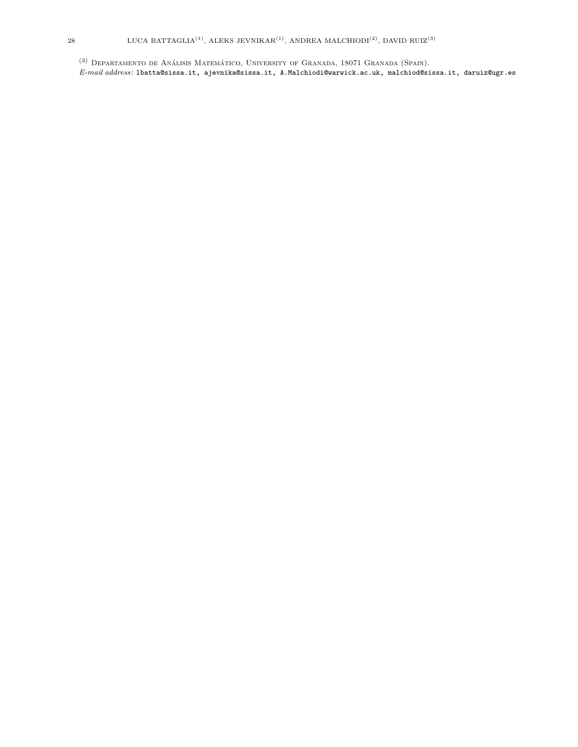[3] Departamento de Análisis Matemático, University of Granada, 18071 Granada (Spain).

*E-mail address*: lbatta@sissa.it, ajevnika@sissa.it, A.Malchiodi@warwick.ac.uk, malchiod@sissa.it, daruiz@ugr.es